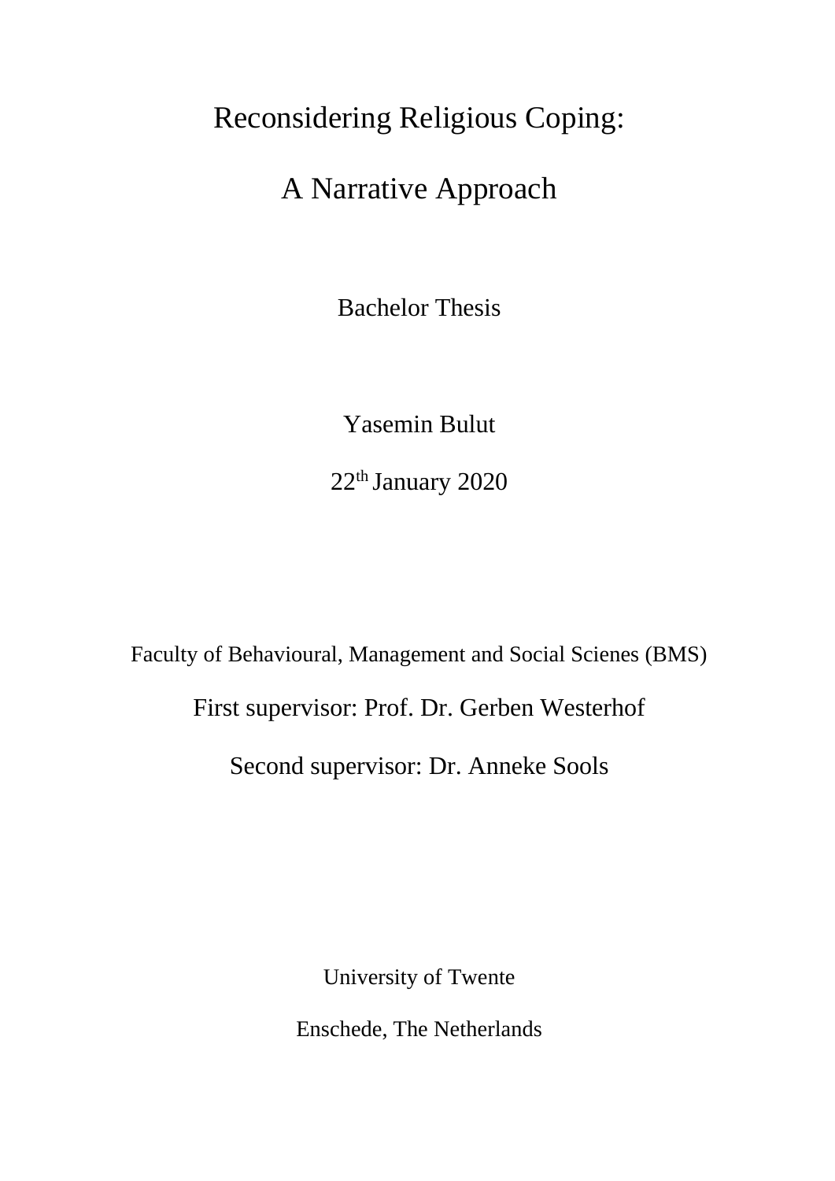# Reconsidering Religious Coping:

# A Narrative Approach

Bachelor Thesis

Yasemin Bulut

22th January 2020

Faculty of Behavioural, Management and Social Scienes (BMS)

First supervisor: Prof. Dr. Gerben Westerhof

Second supervisor: Dr. Anneke Sools

University of Twente

Enschede, The Netherlands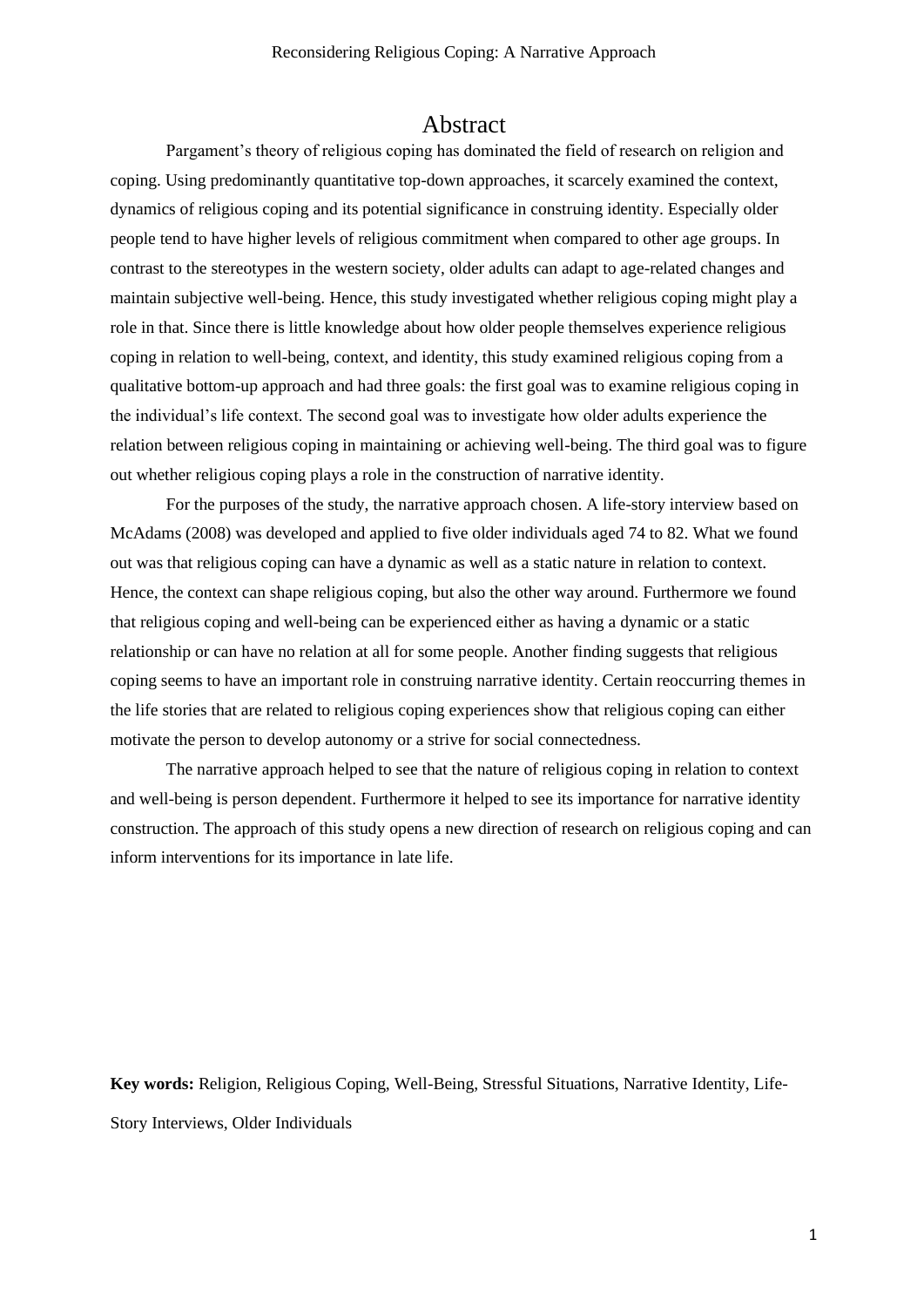# Abstract

Pargament's theory of religious coping has dominated the field of research on religion and coping. Using predominantly quantitative top-down approaches, it scarcely examined the context, dynamics of religious coping and its potential significance in construing identity. Especially older people tend to have higher levels of religious commitment when compared to other age groups. In contrast to the stereotypes in the western society, older adults can adapt to age-related changes and maintain subjective well-being. Hence, this study investigated whether religious coping might play a role in that. Since there is little knowledge about how older people themselves experience religious coping in relation to well-being, context, and identity, this study examined religious coping from a qualitative bottom-up approach and had three goals: the first goal was to examine religious coping in the individual's life context. The second goal was to investigate how older adults experience the relation between religious coping in maintaining or achieving well-being. The third goal was to figure out whether religious coping plays a role in the construction of narrative identity.

For the purposes of the study, the narrative approach chosen. A life-story interview based on McAdams (2008) was developed and applied to five older individuals aged 74 to 82. What we found out was that religious coping can have a dynamic as well as a static nature in relation to context. Hence, the context can shape religious coping, but also the other way around. Furthermore we found that religious coping and well-being can be experienced either as having a dynamic or a static relationship or can have no relation at all for some people. Another finding suggests that religious coping seems to have an important role in construing narrative identity. Certain reoccurring themes in the life stories that are related to religious coping experiences show that religious coping can either motivate the person to develop autonomy or a strive for social connectedness.

The narrative approach helped to see that the nature of religious coping in relation to context and well-being is person dependent. Furthermore it helped to see its importance for narrative identity construction. The approach of this study opens a new direction of research on religious coping and can inform interventions for its importance in late life.

**Key words:** Religion, Religious Coping, Well-Being, Stressful Situations, Narrative Identity, Life-Story Interviews, Older Individuals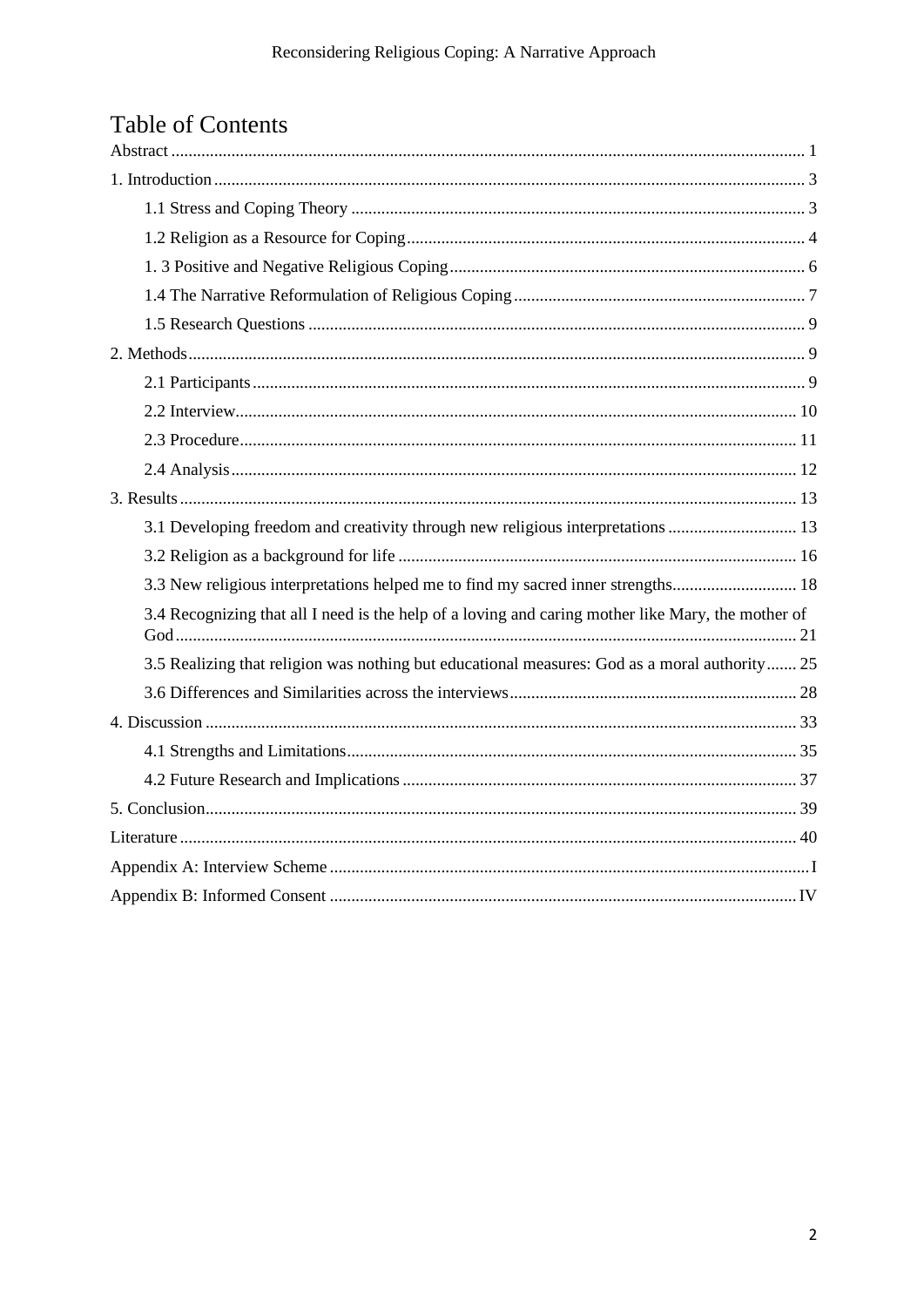# Table of Contents

Abstract ................................................................................................................................................ 1

1. Introduction ...................................................................................................................................... 3

    1.1 Stress and Coping Theory ......................................................................................................... 3

    1.2 Religion as a Resource for Coping ............................................................................................ 4

    1. 3 Positive and Negative Religious Coping .................................................................................. 6

    1.4 The Narrative Reformulation of Religious Coping ................................................................... 7

    1.5 Research Questions .................................................................................................................. 9

2. Methods ............................................................................................................................................ 9

    2.1 Participants ............................................................................................................................... 9

    2.2 Interview ................................................................................................................................. 10

    2.3 Procedure ................................................................................................................................ 11

    2.4 Analysis .................................................................................................................................. 12

3. Results ............................................................................................................................................. 13

    3.1 Developing freedom and creativity through new religious interpretations .............................. 13

    3.2 Religion as a background for life ............................................................................................ 16

    3.3 New religious interpretations helped me to find my sacred inner strengths ............................ 18

    3.4 Recognizing that all I need is the help of a loving and caring mother like Mary, the mother of God ............................................................................................................................................... 21

    3.5 Realizing that religion was nothing but educational measures: God as a moral authority ....... 25

    3.6 Differences and Similarities across the interviews .................................................................. 28

4. Discussion ........................................................................................................................................ 33

    4.1 Strengths and Limitations ........................................................................................................ 35

    4.2 Future Research and Implications ........................................................................................... 37

5. Conclusion ........................................................................................................................................ 39

Literature .............................................................................................................................................. 40

Appendix A: Interview Scheme ............................................................................................................. I

Appendix B: Informed Consent ............................................................................................................ IV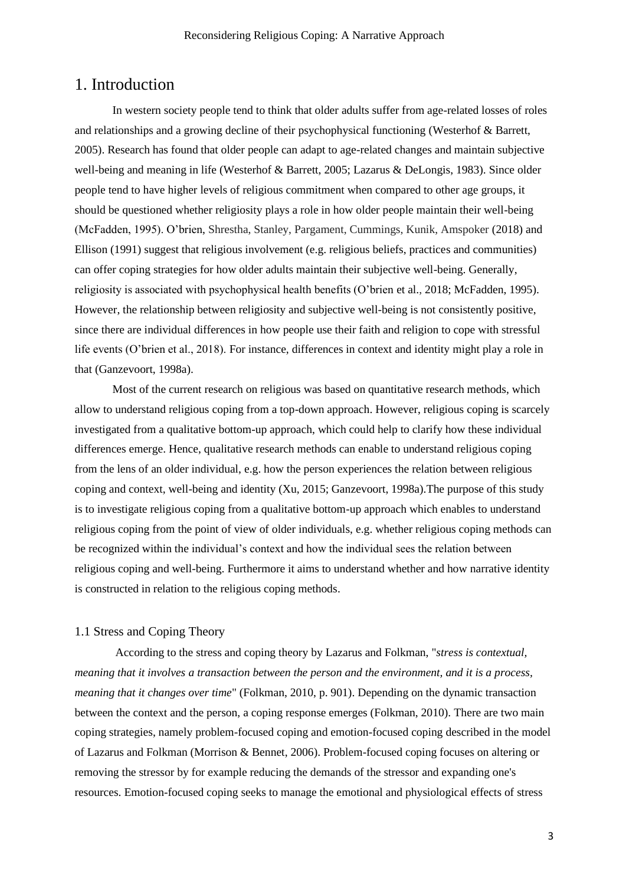# 1. Introduction

In western society people tend to think that older adults suffer from age-related losses of roles and relationships and a growing decline of their psychophysical functioning (Westerhof & Barrett, 2005). Research has found that older people can adapt to age-related changes and maintain subjective well-being and meaning in life (Westerhof & Barrett, 2005; Lazarus & DeLongis, 1983). Since older people tend to have higher levels of religious commitment when compared to other age groups, it should be questioned whether religiosity plays a role in how older people maintain their well-being (McFadden, 1995). O'brien, Shrestha, Stanley, Pargament, Cummings, Kunik, Amspoker (2018) and Ellison (1991) suggest that religious involvement (e.g. religious beliefs, practices and communities) can offer coping strategies for how older adults maintain their subjective well-being. Generally, religiosity is associated with psychophysical health benefits (O'brien et al., 2018; McFadden, 1995). However, the relationship between religiosity and subjective well-being is not consistently positive, since there are individual differences in how people use their faith and religion to cope with stressful life events (O'brien et al., 2018). For instance, differences in context and identity might play a role in that (Ganzevoort, 1998a).

Most of the current research on religious was based on quantitative research methods, which allow to understand religious coping from a top-down approach. However, religious coping is scarcely investigated from a qualitative bottom-up approach, which could help to clarify how these individual differences emerge. Hence, qualitative research methods can enable to understand religious coping from the lens of an older individual, e.g. how the person experiences the relation between religious coping and context, well-being and identity (Xu, 2015; Ganzevoort, 1998a).The purpose of this study is to investigate religious coping from a qualitative bottom-up approach which enables to understand religious coping from the point of view of older individuals, e.g. whether religious coping methods can be recognized within the individual's context and how the individual sees the relation between religious coping and well-being. Furthermore it aims to understand whether and how narrative identity is constructed in relation to the religious coping methods.

## 1.1 Stress and Coping Theory

According to the stress and coping theory by Lazarus and Folkman, "*stress is contextual, meaning that it involves a transaction between the person and the environment, and it is a process, meaning that it changes over time*" (Folkman, 2010, p. 901). Depending on the dynamic transaction between the context and the person, a coping response emerges (Folkman, 2010). There are two main coping strategies, namely problem-focused coping and emotion-focused coping described in the model of Lazarus and Folkman (Morrison & Bennet, 2006). Problem-focused coping focuses on altering or removing the stressor by for example reducing the demands of the stressor and expanding one's resources. Emotion-focused coping seeks to manage the emotional and physiological effects of stress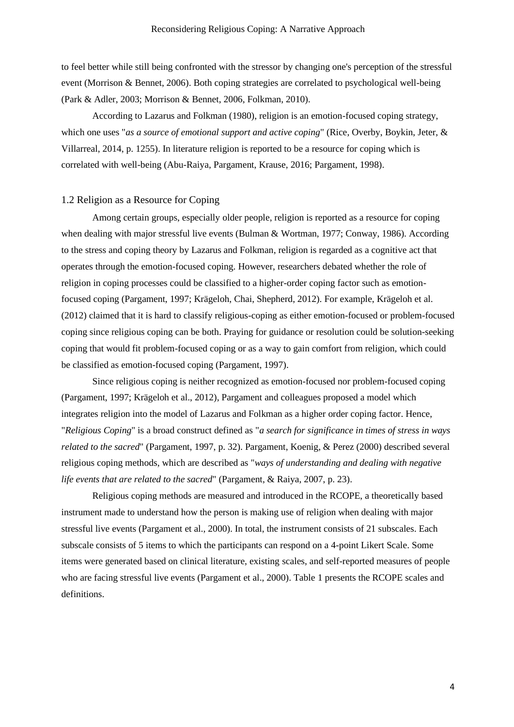to feel better while still being confronted with the stressor by changing one's perception of the stressful event (Morrison & Bennet, 2006). Both coping strategies are correlated to psychological well-being (Park & Adler, 2003; Morrison & Bennet, 2006, Folkman, 2010).

According to Lazarus and Folkman (1980), religion is an emotion-focused coping strategy, which one uses "*as a source of emotional support and active coping*" (Rice, Overby, Boykin, Jeter, & Villarreal, 2014, p. 1255). In literature religion is reported to be a resource for coping which is correlated with well-being (Abu-Raiya, Pargament, Krause, 2016; Pargament, 1998).

### 1.2 Religion as a Resource for Coping

Among certain groups, especially older people, religion is reported as a resource for coping when dealing with major stressful live events (Bulman & Wortman, 1977; Conway, 1986). According to the stress and coping theory by Lazarus and Folkman, religion is regarded as a cognitive act that operates through the emotion-focused coping. However, researchers debated whether the role of religion in coping processes could be classified to a higher-order coping factor such as emotion-focused coping (Pargament, 1997; Krägeloh, Chai, Shepherd, 2012). For example, Krägeloh et al. (2012) claimed that it is hard to classify religious-coping as either emotion-focused or problem-focused coping since religious coping can be both. Praying for guidance or resolution could be solution-seeking coping that would fit problem-focused coping or as a way to gain comfort from religion, which could be classified as emotion-focused coping (Pargament, 1997).

Since religious coping is neither recognized as emotion-focused nor problem-focused coping (Pargament, 1997; Krägeloh et al., 2012), Pargament and colleagues proposed a model which integrates religion into the model of Lazarus and Folkman as a higher order coping factor. Hence, "*Religious Coping*" is a broad construct defined as "*a search for significance in times of stress in ways related to the sacred*" (Pargament, 1997, p. 32). Pargament, Koenig, & Perez (2000) described several religious coping methods, which are described as "*ways of understanding and dealing with negative life events that are related to the sacred*" (Pargament, & Raiya, 2007, p. 23).

Religious coping methods are measured and introduced in the RCOPE, a theoretically based instrument made to understand how the person is making use of religion when dealing with major stressful live events (Pargament et al., 2000). In total, the instrument consists of 21 subscales. Each subscale consists of 5 items to which the participants can respond on a 4-point Likert Scale. Some items were generated based on clinical literature, existing scales, and self-reported measures of people who are facing stressful live events (Pargament et al., 2000). Table 1 presents the RCOPE scales and definitions.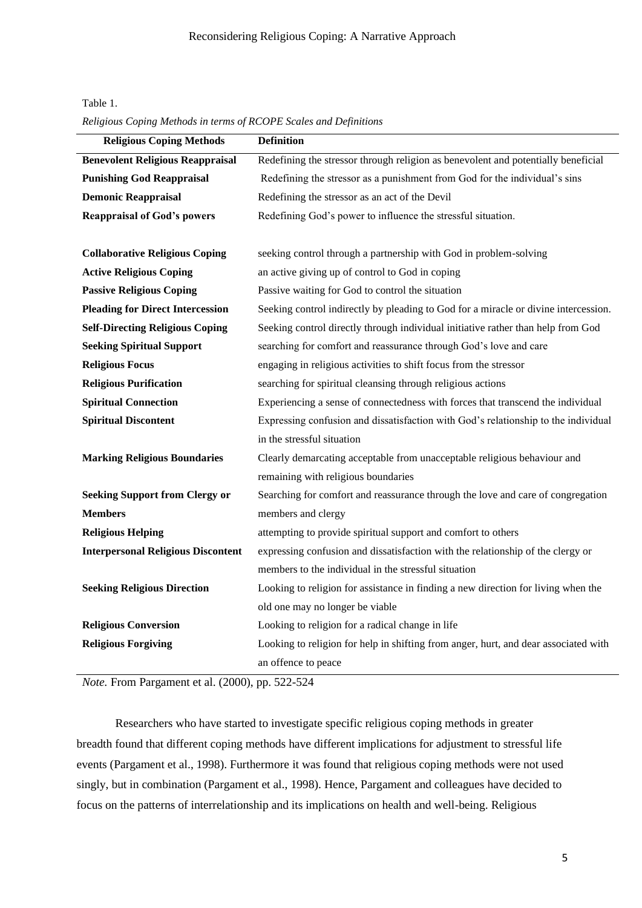Table 1.

*Religious Coping Methods in terms of RCOPE Scales and Definitions*

| Religious Coping Methods | Definition |
| --- | --- |
| **Benevolent Religious Reappraisal** | Redefining the stressor through religion as benevolent and potentially beneficial |
| **Punishing God Reappraisal** | Redefining the stressor as a punishment from God for the individual's sins |
| **Demonic Reappraisal** | Redefining the stressor as an act of the Devil |
| **Reappraisal of God's powers** | Redefining God's power to influence the stressful situation. |
| **Collaborative Religious Coping** | seeking control through a partnership with God in problem-solving |
| **Active Religious Coping** | an active giving up of control to God in coping |
| **Passive Religious Coping** | Passive waiting for God to control the situation |
| **Pleading for Direct Intercession** | Seeking control indirectly by pleading to God for a miracle or divine intercession. |
| **Self-Directing Religious Coping** | Seeking control directly through individual initiative rather than help from God |
| **Seeking Spiritual Support** | searching for comfort and reassurance through God's love and care |
| **Religious Focus** | engaging in religious activities to shift focus from the stressor |
| **Religious Purification** | searching for spiritual cleansing through religious actions |
| **Spiritual Connection** | Experiencing a sense of connectedness with forces that transcend the individual |
| **Spiritual Discontent** | Expressing confusion and dissatisfaction with God's relationship to the individual in the stressful situation |
| **Marking Religious Boundaries** | Clearly demarcating acceptable from unacceptable religious behaviour and remaining with religious boundaries |
| **Seeking Support from Clergy or Members** | Searching for comfort and reassurance through the love and care of congregation members and clergy |
| **Religious Helping** | attempting to provide spiritual support and comfort to others |
| **Interpersonal Religious Discontent** | expressing confusion and dissatisfaction with the relationship of the clergy or members to the individual in the stressful situation |
| **Seeking Religious Direction** | Looking to religion for assistance in finding a new direction for living when the old one may no longer be viable |
| **Religious Conversion** | Looking to religion for a radical change in life |
| **Religious Forgiving** | Looking to religion for help in shifting from anger, hurt, and dear associated with an offence to peace |

*Note.* From Pargament et al. (2000), pp. 522-524

Researchers who have started to investigate specific religious coping methods in greater breadth found that different coping methods have different implications for adjustment to stressful life events (Pargament et al., 1998). Furthermore it was found that religious coping methods were not used singly, but in combination (Pargament et al., 1998). Hence, Pargament and colleagues have decided to focus on the patterns of interrelationship and its implications on health and well-being. Religious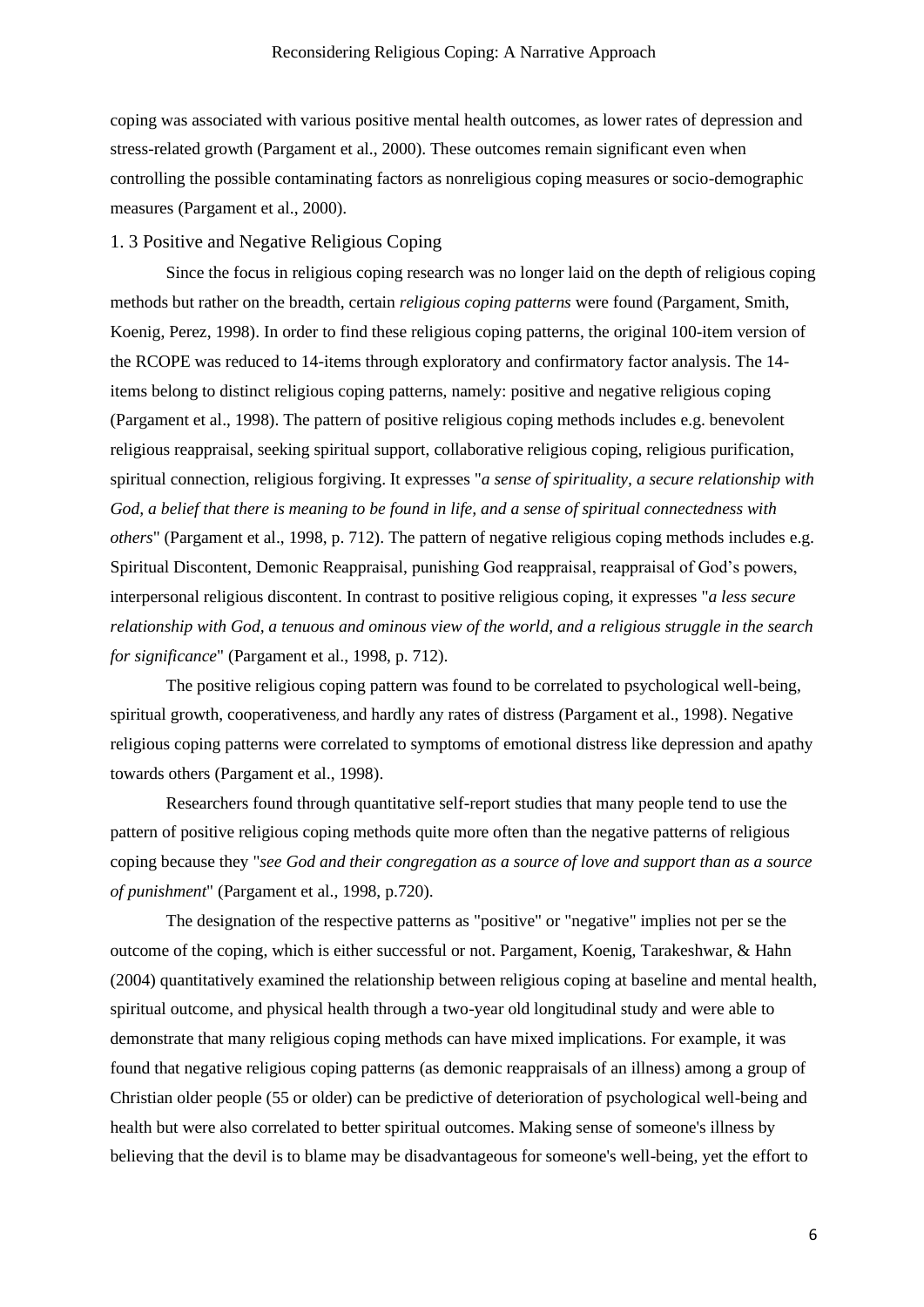coping was associated with various positive mental health outcomes, as lower rates of depression and stress-related growth (Pargament et al., 2000). These outcomes remain significant even when controlling the possible contaminating factors as nonreligious coping measures or socio-demographic measures (Pargament et al., 2000).

### 1. 3 Positive and Negative Religious Coping

Since the focus in religious coping research was no longer laid on the depth of religious coping methods but rather on the breadth, certain *religious coping patterns* were found (Pargament, Smith, Koenig, Perez, 1998). In order to find these religious coping patterns, the original 100-item version of the RCOPE was reduced to 14-items through exploratory and confirmatory factor analysis. The 14-items belong to distinct religious coping patterns, namely: positive and negative religious coping (Pargament et al., 1998). The pattern of positive religious coping methods includes e.g. benevolent religious reappraisal, seeking spiritual support, collaborative religious coping, religious purification, spiritual connection, religious forgiving. It expresses "*a sense of spirituality, a secure relationship with God, a belief that there is meaning to be found in life, and a sense of spiritual connectedness with others*" (Pargament et al., 1998, p. 712). The pattern of negative religious coping methods includes e.g. Spiritual Discontent, Demonic Reappraisal, punishing God reappraisal, reappraisal of God's powers, interpersonal religious discontent. In contrast to positive religious coping, it expresses "*a less secure relationship with God, a tenuous and ominous view of the world, and a religious struggle in the search for significance*" (Pargament et al., 1998, p. 712).

The positive religious coping pattern was found to be correlated to psychological well-being, spiritual growth, cooperativeness, and hardly any rates of distress (Pargament et al., 1998). Negative religious coping patterns were correlated to symptoms of emotional distress like depression and apathy towards others (Pargament et al., 1998).

Researchers found through quantitative self-report studies that many people tend to use the pattern of positive religious coping methods quite more often than the negative patterns of religious coping because they "*see God and their congregation as a source of love and support than as a source of punishment*" (Pargament et al., 1998, p.720).

The designation of the respective patterns as "positive" or "negative" implies not per se the outcome of the coping, which is either successful or not. Pargament, Koenig, Tarakeshwar, & Hahn (2004) quantitatively examined the relationship between religious coping at baseline and mental health, spiritual outcome, and physical health through a two-year old longitudinal study and were able to demonstrate that many religious coping methods can have mixed implications. For example, it was found that negative religious coping patterns (as demonic reappraisals of an illness) among a group of Christian older people (55 or older) can be predictive of deterioration of psychological well-being and health but were also correlated to better spiritual outcomes. Making sense of someone's illness by believing that the devil is to blame may be disadvantageous for someone's well-being, yet the effort to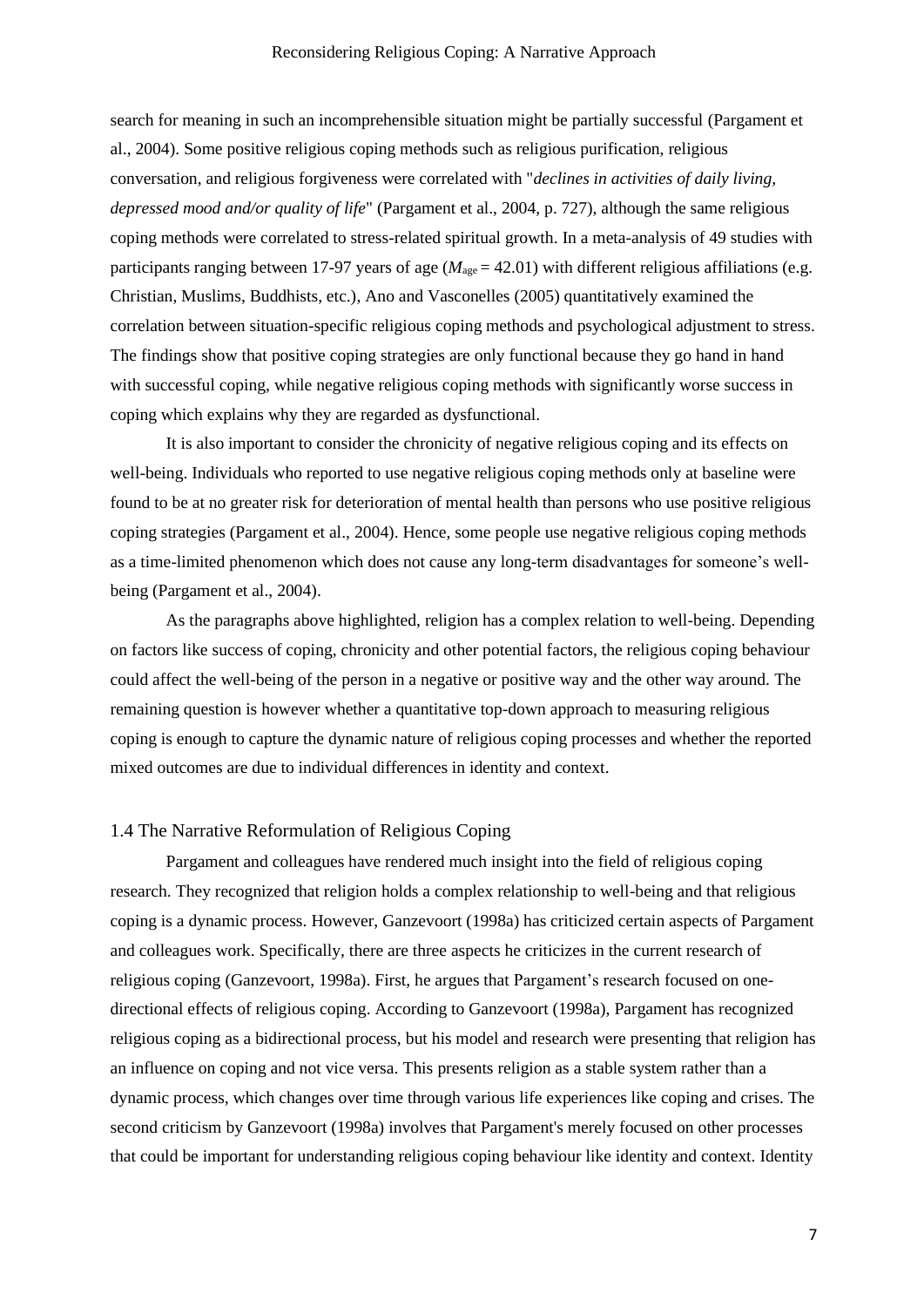search for meaning in such an incomprehensible situation might be partially successful (Pargament et al., 2004). Some positive religious coping methods such as religious purification, religious conversation, and religious forgiveness were correlated with "*declines in activities of daily living, depressed mood and/or quality of life*" (Pargament et al., 2004, p. 727), although the same religious coping methods were correlated to stress-related spiritual growth. In a meta-analysis of 49 studies with participants ranging between 17-97 years of age ($M_{age}$ = 42.01) with different religious affiliations (e.g. Christian, Muslims, Buddhists, etc.), Ano and Vasconelles (2005) quantitatively examined the correlation between situation-specific religious coping methods and psychological adjustment to stress. The findings show that positive coping strategies are only functional because they go hand in hand with successful coping, while negative religious coping methods with significantly worse success in coping which explains why they are regarded as dysfunctional.

It is also important to consider the chronicity of negative religious coping and its effects on well-being. Individuals who reported to use negative religious coping methods only at baseline were found to be at no greater risk for deterioration of mental health than persons who use positive religious coping strategies (Pargament et al., 2004). Hence, some people use negative religious coping methods as a time-limited phenomenon which does not cause any long-term disadvantages for someone's well-being (Pargament et al., 2004).

As the paragraphs above highlighted, religion has a complex relation to well-being. Depending on factors like success of coping, chronicity and other potential factors, the religious coping behaviour could affect the well-being of the person in a negative or positive way and the other way around. The remaining question is however whether a quantitative top-down approach to measuring religious coping is enough to capture the dynamic nature of religious coping processes and whether the reported mixed outcomes are due to individual differences in identity and context.

### 1.4 The Narrative Reformulation of Religious Coping

Pargament and colleagues have rendered much insight into the field of religious coping research. They recognized that religion holds a complex relationship to well-being and that religious coping is a dynamic process. However, Ganzevoort (1998a) has criticized certain aspects of Pargament and colleagues work. Specifically, there are three aspects he criticizes in the current research of religious coping (Ganzevoort, 1998a). First, he argues that Pargament's research focused on one-directional effects of religious coping. According to Ganzevoort (1998a), Pargament has recognized religious coping as a bidirectional process, but his model and research were presenting that religion has an influence on coping and not vice versa. This presents religion as a stable system rather than a dynamic process, which changes over time through various life experiences like coping and crises. The second criticism by Ganzevoort (1998a) involves that Pargament's merely focused on other processes that could be important for understanding religious coping behaviour like identity and context. Identity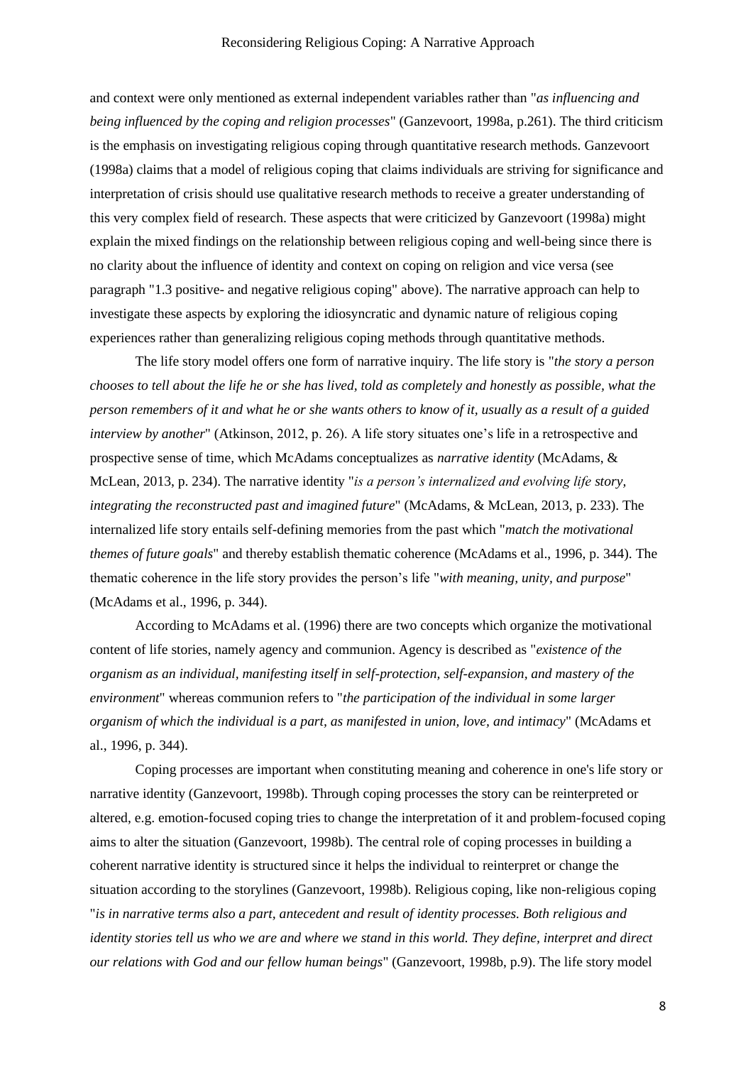and context were only mentioned as external independent variables rather than "*as influencing and being influenced by the coping and religion processes*" (Ganzevoort, 1998a, p.261). The third criticism is the emphasis on investigating religious coping through quantitative research methods. Ganzevoort (1998a) claims that a model of religious coping that claims individuals are striving for significance and interpretation of crisis should use qualitative research methods to receive a greater understanding of this very complex field of research. These aspects that were criticized by Ganzevoort (1998a) might explain the mixed findings on the relationship between religious coping and well-being since there is no clarity about the influence of identity and context on coping on religion and vice versa (see paragraph "1.3 positive- and negative religious coping" above). The narrative approach can help to investigate these aspects by exploring the idiosyncratic and dynamic nature of religious coping experiences rather than generalizing religious coping methods through quantitative methods.

The life story model offers one form of narrative inquiry. The life story is "*the story a person chooses to tell about the life he or she has lived, told as completely and honestly as possible, what the person remembers of it and what he or she wants others to know of it, usually as a result of a guided interview by another*" (Atkinson, 2012, p. 26). A life story situates one's life in a retrospective and prospective sense of time, which McAdams conceptualizes as *narrative identity* (McAdams, & McLean, 2013, p. 234). The narrative identity "*is a person's internalized and evolving life story, integrating the reconstructed past and imagined future*" (McAdams, & McLean, 2013, p. 233). The internalized life story entails self-defining memories from the past which "*match the motivational themes of future goals*" and thereby establish thematic coherence (McAdams et al., 1996, p. 344). The thematic coherence in the life story provides the person's life "*with meaning, unity, and purpose*" (McAdams et al., 1996, p. 344).

According to McAdams et al. (1996) there are two concepts which organize the motivational content of life stories, namely agency and communion. Agency is described as "*existence of the organism as an individual, manifesting itself in self-protection, self-expansion, and mastery of the environment*" whereas communion refers to "*the participation of the individual in some larger organism of which the individual is a part, as manifested in union, love, and intimacy*" (McAdams et al., 1996, p. 344).

Coping processes are important when constituting meaning and coherence in one's life story or narrative identity (Ganzevoort, 1998b). Through coping processes the story can be reinterpreted or altered, e.g. emotion-focused coping tries to change the interpretation of it and problem-focused coping aims to alter the situation (Ganzevoort, 1998b). The central role of coping processes in building a coherent narrative identity is structured since it helps the individual to reinterpret or change the situation according to the storylines (Ganzevoort, 1998b). Religious coping, like non-religious coping "*is in narrative terms also a part, antecedent and result of identity processes. Both religious and identity stories tell us who we are and where we stand in this world. They define, interpret and direct our relations with God and our fellow human beings*" (Ganzevoort, 1998b, p.9). The life story model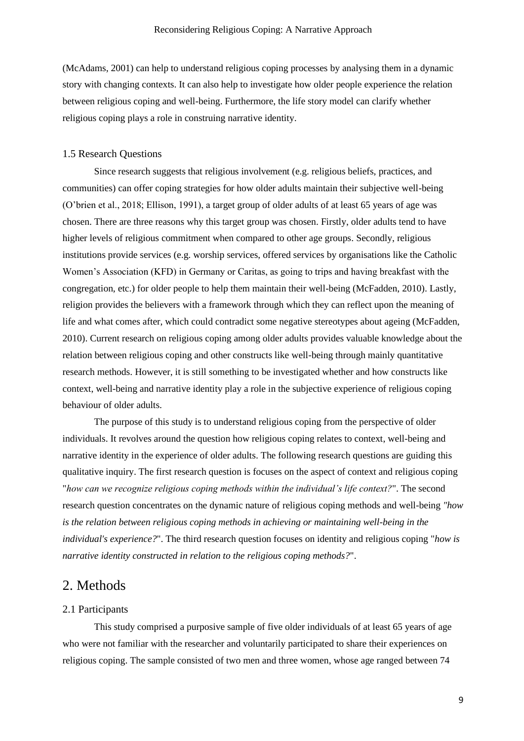(McAdams, 2001) can help to understand religious coping processes by analysing them in a dynamic story with changing contexts. It can also help to investigate how older people experience the relation between religious coping and well-being. Furthermore, the life story model can clarify whether religious coping plays a role in construing narrative identity.

### 1.5 Research Questions

Since research suggests that religious involvement (e.g. religious beliefs, practices, and communities) can offer coping strategies for how older adults maintain their subjective well-being (O'brien et al., 2018; Ellison, 1991), a target group of older adults of at least 65 years of age was chosen. There are three reasons why this target group was chosen. Firstly, older adults tend to have higher levels of religious commitment when compared to other age groups. Secondly, religious institutions provide services (e.g. worship services, offered services by organisations like the Catholic Women's Association (KFD) in Germany or Caritas, as going to trips and having breakfast with the congregation, etc.) for older people to help them maintain their well-being (McFadden, 2010). Lastly, religion provides the believers with a framework through which they can reflect upon the meaning of life and what comes after, which could contradict some negative stereotypes about ageing (McFadden, 2010). Current research on religious coping among older adults provides valuable knowledge about the relation between religious coping and other constructs like well-being through mainly quantitative research methods. However, it is still something to be investigated whether and how constructs like context, well-being and narrative identity play a role in the subjective experience of religious coping behaviour of older adults.

The purpose of this study is to understand religious coping from the perspective of older individuals. It revolves around the question how religious coping relates to context, well-being and narrative identity in the experience of older adults. The following research questions are guiding this qualitative inquiry. The first research question is focuses on the aspect of context and religious coping "*how can we recognize religious coping methods within the individual's life context?*". The second research question concentrates on the dynamic nature of religious coping methods and well-being *"how is the relation between religious coping methods in achieving or maintaining well-being in the individual's experience?*". The third research question focuses on identity and religious coping "*how is narrative identity constructed in relation to the religious coping methods?*".

## 2. Methods

### 2.1 Participants

This study comprised a purposive sample of five older individuals of at least 65 years of age who were not familiar with the researcher and voluntarily participated to share their experiences on religious coping. The sample consisted of two men and three women, whose age ranged between 74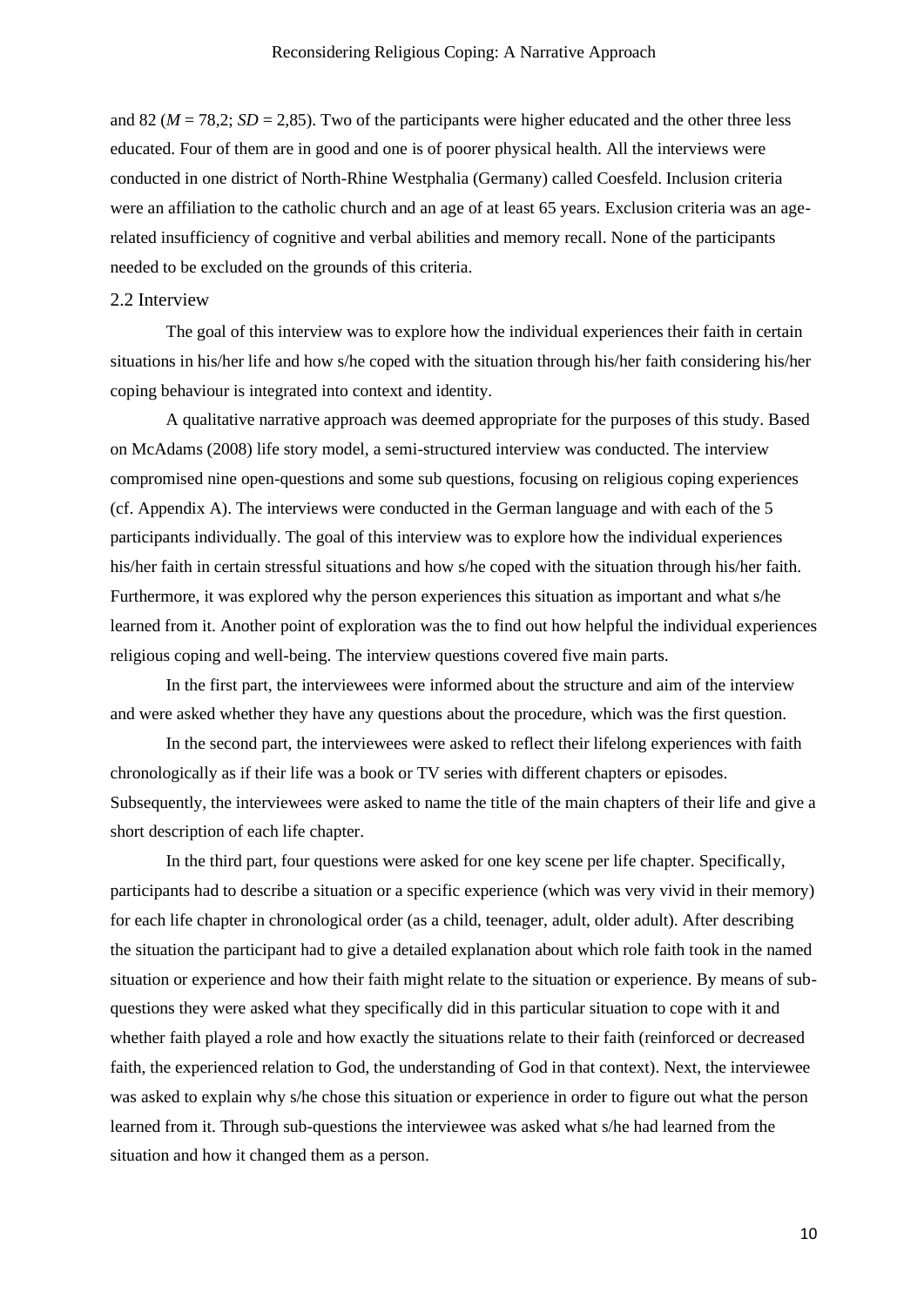and 82 ($M$ = 78,2; $SD$ = 2,85). Two of the participants were higher educated and the other three less educated. Four of them are in good and one is of poorer physical health. All the interviews were conducted in one district of North-Rhine Westphalia (Germany) called Coesfeld. Inclusion criteria were an affiliation to the catholic church and an age of at least 65 years. Exclusion criteria was an age-related insufficiency of cognitive and verbal abilities and memory recall. None of the participants needed to be excluded on the grounds of this criteria.

## 2.2 Interview

The goal of this interview was to explore how the individual experiences their faith in certain situations in his/her life and how s/he coped with the situation through his/her faith considering his/her coping behaviour is integrated into context and identity.

A qualitative narrative approach was deemed appropriate for the purposes of this study. Based on McAdams (2008) life story model, a semi-structured interview was conducted. The interview compromised nine open-questions and some sub questions, focusing on religious coping experiences (cf. Appendix A). The interviews were conducted in the German language and with each of the 5 participants individually. The goal of this interview was to explore how the individual experiences his/her faith in certain stressful situations and how s/he coped with the situation through his/her faith. Furthermore, it was explored why the person experiences this situation as important and what s/he learned from it. Another point of exploration was the to find out how helpful the individual experiences religious coping and well-being. The interview questions covered five main parts.

In the first part, the interviewees were informed about the structure and aim of the interview and were asked whether they have any questions about the procedure, which was the first question.

In the second part, the interviewees were asked to reflect their lifelong experiences with faith chronologically as if their life was a book or TV series with different chapters or episodes. Subsequently, the interviewees were asked to name the title of the main chapters of their life and give a short description of each life chapter.

In the third part, four questions were asked for one key scene per life chapter. Specifically, participants had to describe a situation or a specific experience (which was very vivid in their memory) for each life chapter in chronological order (as a child, teenager, adult, older adult). After describing the situation the participant had to give a detailed explanation about which role faith took in the named situation or experience and how their faith might relate to the situation or experience. By means of sub-questions they were asked what they specifically did in this particular situation to cope with it and whether faith played a role and how exactly the situations relate to their faith (reinforced or decreased faith, the experienced relation to God, the understanding of God in that context). Next, the interviewee was asked to explain why s/he chose this situation or experience in order to figure out what the person learned from it. Through sub-questions the interviewee was asked what s/he had learned from the situation and how it changed them as a person.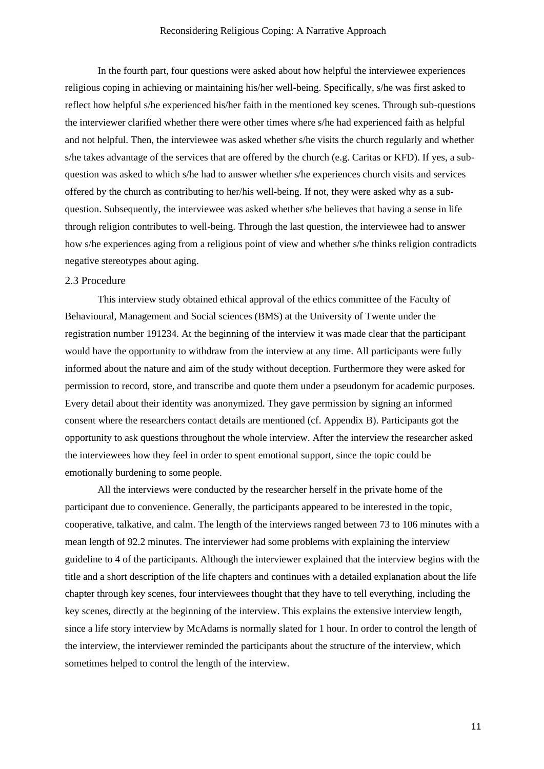In the fourth part, four questions were asked about how helpful the interviewee experiences religious coping in achieving or maintaining his/her well-being. Specifically, s/he was first asked to reflect how helpful s/he experienced his/her faith in the mentioned key scenes. Through sub-questions the interviewer clarified whether there were other times where s/he had experienced faith as helpful and not helpful. Then, the interviewee was asked whether s/he visits the church regularly and whether s/he takes advantage of the services that are offered by the church (e.g. Caritas or KFD). If yes, a sub-question was asked to which s/he had to answer whether s/he experiences church visits and services offered by the church as contributing to her/his well-being. If not, they were asked why as a sub-question. Subsequently, the interviewee was asked whether s/he believes that having a sense in life through religion contributes to well-being. Through the last question, the interviewee had to answer how s/he experiences aging from a religious point of view and whether s/he thinks religion contradicts negative stereotypes about aging.

### 2.3 Procedure

This interview study obtained ethical approval of the ethics committee of the Faculty of Behavioural, Management and Social sciences (BMS) at the University of Twente under the registration number 191234. At the beginning of the interview it was made clear that the participant would have the opportunity to withdraw from the interview at any time. All participants were fully informed about the nature and aim of the study without deception. Furthermore they were asked for permission to record, store, and transcribe and quote them under a pseudonym for academic purposes. Every detail about their identity was anonymized. They gave permission by signing an informed consent where the researchers contact details are mentioned (cf. Appendix B). Participants got the opportunity to ask questions throughout the whole interview. After the interview the researcher asked the interviewees how they feel in order to spent emotional support, since the topic could be emotionally burdening to some people.

All the interviews were conducted by the researcher herself in the private home of the participant due to convenience. Generally, the participants appeared to be interested in the topic, cooperative, talkative, and calm. The length of the interviews ranged between 73 to 106 minutes with a mean length of 92.2 minutes. The interviewer had some problems with explaining the interview guideline to 4 of the participants. Although the interviewer explained that the interview begins with the title and a short description of the life chapters and continues with a detailed explanation about the life chapter through key scenes, four interviewees thought that they have to tell everything, including the key scenes, directly at the beginning of the interview. This explains the extensive interview length, since a life story interview by McAdams is normally slated for 1 hour. In order to control the length of the interview, the interviewer reminded the participants about the structure of the interview, which sometimes helped to control the length of the interview.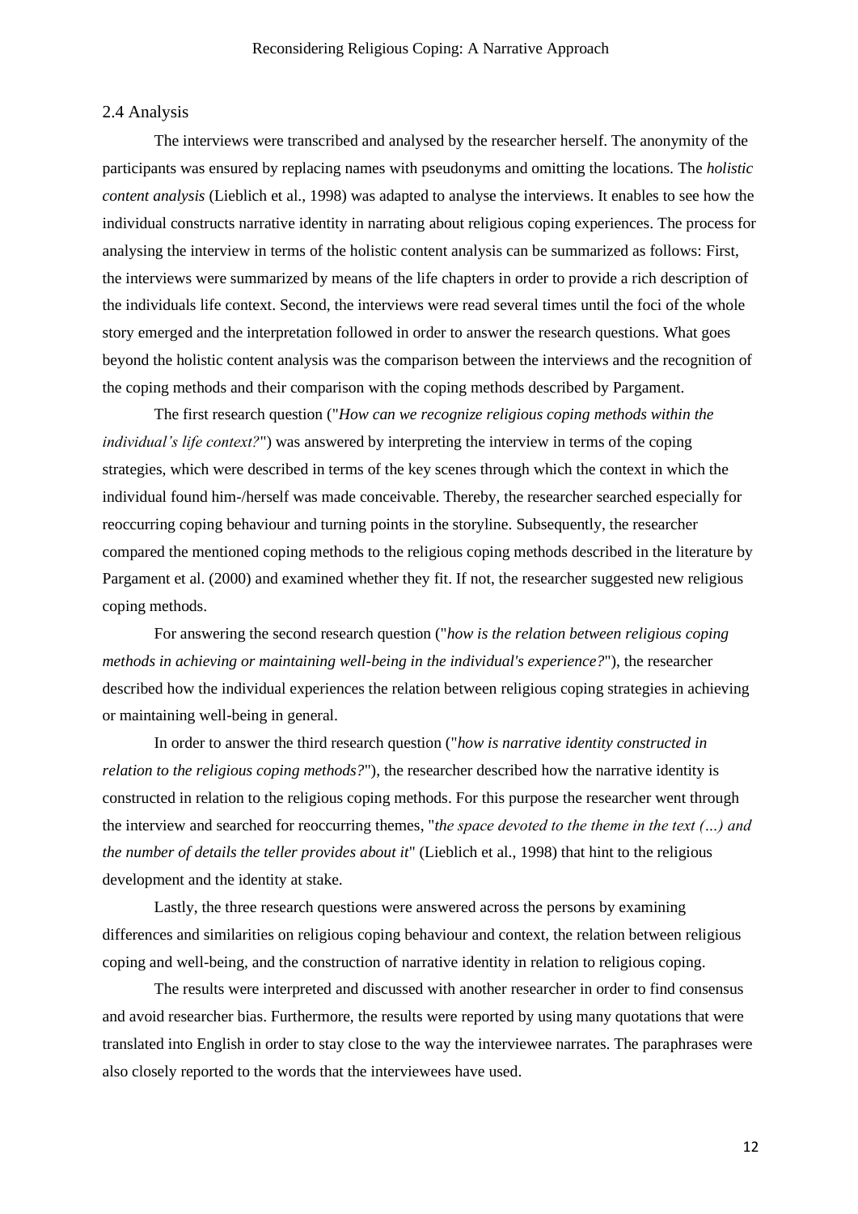## 2.4 Analysis

The interviews were transcribed and analysed by the researcher herself. The anonymity of the participants was ensured by replacing names with pseudonyms and omitting the locations. The *holistic content analysis* (Lieblich et al., 1998) was adapted to analyse the interviews. It enables to see how the individual constructs narrative identity in narrating about religious coping experiences. The process for analysing the interview in terms of the holistic content analysis can be summarized as follows: First, the interviews were summarized by means of the life chapters in order to provide a rich description of the individuals life context. Second, the interviews were read several times until the foci of the whole story emerged and the interpretation followed in order to answer the research questions. What goes beyond the holistic content analysis was the comparison between the interviews and the recognition of the coping methods and their comparison with the coping methods described by Pargament.

The first research question ("*How can we recognize religious coping methods within the individual's life context?*") was answered by interpreting the interview in terms of the coping strategies, which were described in terms of the key scenes through which the context in which the individual found him-/herself was made conceivable. Thereby, the researcher searched especially for reoccurring coping behaviour and turning points in the storyline. Subsequently, the researcher compared the mentioned coping methods to the religious coping methods described in the literature by Pargament et al. (2000) and examined whether they fit. If not, the researcher suggested new religious coping methods.

For answering the second research question ("*how is the relation between religious coping methods in achieving or maintaining well-being in the individual's experience?*"), the researcher described how the individual experiences the relation between religious coping strategies in achieving or maintaining well-being in general.

In order to answer the third research question ("*how is narrative identity constructed in relation to the religious coping methods?*"), the researcher described how the narrative identity is constructed in relation to the religious coping methods. For this purpose the researcher went through the interview and searched for reoccurring themes, "*the space devoted to the theme in the text (...) and the number of details the teller provides about it*" (Lieblich et al., 1998) that hint to the religious development and the identity at stake.

Lastly, the three research questions were answered across the persons by examining differences and similarities on religious coping behaviour and context, the relation between religious coping and well-being, and the construction of narrative identity in relation to religious coping.

The results were interpreted and discussed with another researcher in order to find consensus and avoid researcher bias. Furthermore, the results were reported by using many quotations that were translated into English in order to stay close to the way the interviewee narrates. The paraphrases were also closely reported to the words that the interviewees have used.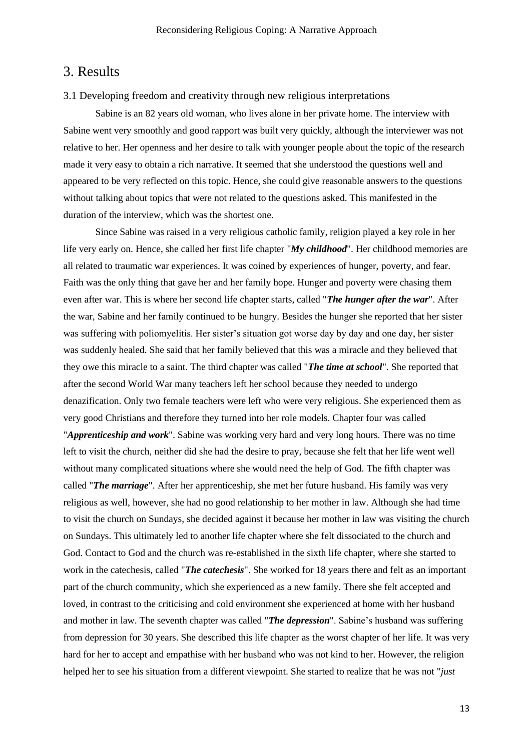# 3. Results

## 3.1 Developing freedom and creativity through new religious interpretations

Sabine is an 82 years old woman, who lives alone in her private home. The interview with Sabine went very smoothly and good rapport was built very quickly, although the interviewer was not relative to her. Her openness and her desire to talk with younger people about the topic of the research made it very easy to obtain a rich narrative. It seemed that she understood the questions well and appeared to be very reflected on this topic. Hence, she could give reasonable answers to the questions without talking about topics that were not related to the questions asked. This manifested in the duration of the interview, which was the shortest one.

Since Sabine was raised in a very religious catholic family, religion played a key role in her life very early on. Hence, she called her first life chapter "***My childhood***". Her childhood memories are all related to traumatic war experiences. It was coined by experiences of hunger, poverty, and fear. Faith was the only thing that gave her and her family hope. Hunger and poverty were chasing them even after war. This is where her second life chapter starts, called "***The hunger after the war***". After the war, Sabine and her family continued to be hungry. Besides the hunger she reported that her sister was suffering with poliomyelitis. Her sister's situation got worse day by day and one day, her sister was suddenly healed. She said that her family believed that this was a miracle and they believed that they owe this miracle to a saint. The third chapter was called "***The time at school***". She reported that after the second World War many teachers left her school because they needed to undergo denazification. Only two female teachers were left who were very religious. She experienced them as very good Christians and therefore they turned into her role models. Chapter four was called "***Apprenticeship and work***". Sabine was working very hard and very long hours. There was no time left to visit the church, neither did she had the desire to pray, because she felt that her life went well without many complicated situations where she would need the help of God. The fifth chapter was called "***The marriage***". After her apprenticeship, she met her future husband. His family was very religious as well, however, she had no good relationship to her mother in law. Although she had time to visit the church on Sundays, she decided against it because her mother in law was visiting the church on Sundays. This ultimately led to another life chapter where she felt dissociated to the church and God. Contact to God and the church was re-established in the sixth life chapter, where she started to work in the catechesis, called "***The catechesis***". She worked for 18 years there and felt as an important part of the church community, which she experienced as a new family. There she felt accepted and loved, in contrast to the criticising and cold environment she experienced at home with her husband and mother in law. The seventh chapter was called "***The depression***". Sabine's husband was suffering from depression for 30 years. She described this life chapter as the worst chapter of her life. It was very hard for her to accept and empathise with her husband who was not kind to her. However, the religion helped her to see his situation from a different viewpoint. She started to realize that he was not "*just*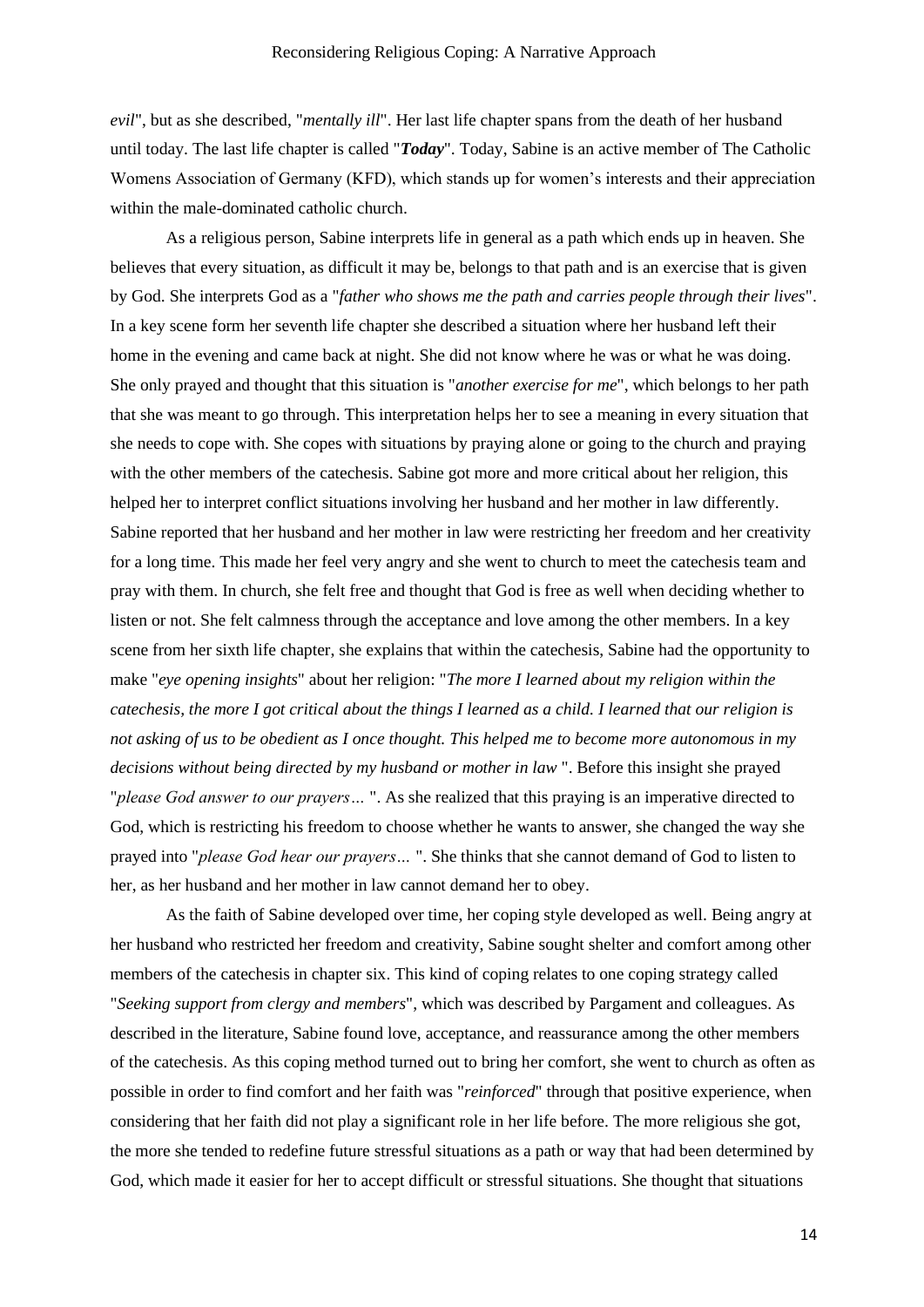*evil*", but as she described, "*mentally ill*". Her last life chapter spans from the death of her husband until today. The last life chapter is called "***Today***". Today, Sabine is an active member of The Catholic Womens Association of Germany (KFD), which stands up for women's interests and their appreciation within the male-dominated catholic church.

As a religious person, Sabine interprets life in general as a path which ends up in heaven. She believes that every situation, as difficult it may be, belongs to that path and is an exercise that is given by God. She interprets God as a "*father who shows me the path and carries people through their lives*". In a key scene form her seventh life chapter she described a situation where her husband left their home in the evening and came back at night. She did not know where he was or what he was doing. She only prayed and thought that this situation is "*another exercise for me*", which belongs to her path that she was meant to go through. This interpretation helps her to see a meaning in every situation that she needs to cope with. She copes with situations by praying alone or going to the church and praying with the other members of the catechesis. Sabine got more and more critical about her religion, this helped her to interpret conflict situations involving her husband and her mother in law differently. Sabine reported that her husband and her mother in law were restricting her freedom and her creativity for a long time. This made her feel very angry and she went to church to meet the catechesis team and pray with them. In church, she felt free and thought that God is free as well when deciding whether to listen or not. She felt calmness through the acceptance and love among the other members. In a key scene from her sixth life chapter, she explains that within the catechesis, Sabine had the opportunity to make "*eye opening insights*" about her religion: "*The more I learned about my religion within the catechesis, the more I got critical about the things I learned as a child. I learned that our religion is not asking of us to be obedient as I once thought. This helped me to become more autonomous in my decisions without being directed by my husband or mother in law* ". Before this insight she prayed "*please God answer to our prayers…* ". As she realized that this praying is an imperative directed to God, which is restricting his freedom to choose whether he wants to answer, she changed the way she prayed into "*please God hear our prayers…* ". She thinks that she cannot demand of God to listen to her, as her husband and her mother in law cannot demand her to obey.

As the faith of Sabine developed over time, her coping style developed as well. Being angry at her husband who restricted her freedom and creativity, Sabine sought shelter and comfort among other members of the catechesis in chapter six. This kind of coping relates to one coping strategy called "*Seeking support from clergy and members*", which was described by Pargament and colleagues. As described in the literature, Sabine found love, acceptance, and reassurance among the other members of the catechesis. As this coping method turned out to bring her comfort, she went to church as often as possible in order to find comfort and her faith was "*reinforced*" through that positive experience, when considering that her faith did not play a significant role in her life before. The more religious she got, the more she tended to redefine future stressful situations as a path or way that had been determined by God, which made it easier for her to accept difficult or stressful situations. She thought that situations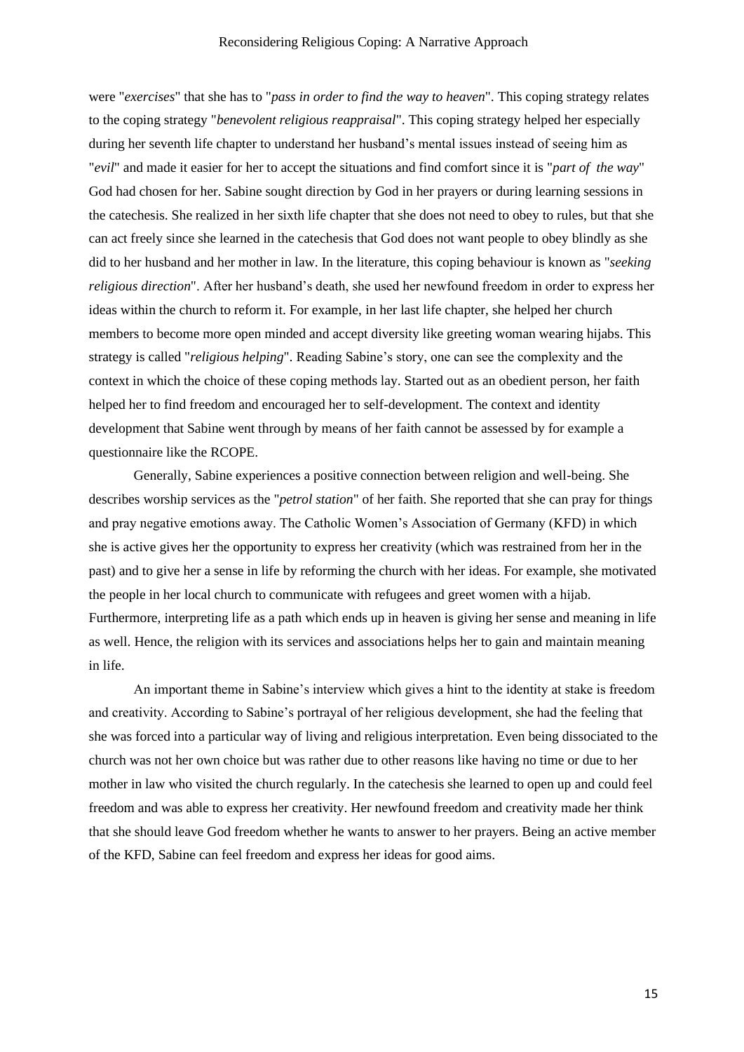were "*exercises*" that she has to "*pass in order to find the way to heaven*". This coping strategy relates to the coping strategy "*benevolent religious reappraisal*". This coping strategy helped her especially during her seventh life chapter to understand her husband's mental issues instead of seeing him as "*evil*" and made it easier for her to accept the situations and find comfort since it is "*part of the way*" God had chosen for her. Sabine sought direction by God in her prayers or during learning sessions in the catechesis. She realized in her sixth life chapter that she does not need to obey to rules, but that she can act freely since she learned in the catechesis that God does not want people to obey blindly as she did to her husband and her mother in law. In the literature, this coping behaviour is known as "*seeking religious direction*". After her husband's death, she used her newfound freedom in order to express her ideas within the church to reform it. For example, in her last life chapter, she helped her church members to become more open minded and accept diversity like greeting woman wearing hijabs. This strategy is called "*religious helping*". Reading Sabine's story, one can see the complexity and the context in which the choice of these coping methods lay. Started out as an obedient person, her faith helped her to find freedom and encouraged her to self-development. The context and identity development that Sabine went through by means of her faith cannot be assessed by for example a questionnaire like the RCOPE.

Generally, Sabine experiences a positive connection between religion and well-being. She describes worship services as the "*petrol station*" of her faith. She reported that she can pray for things and pray negative emotions away. The Catholic Women's Association of Germany (KFD) in which she is active gives her the opportunity to express her creativity (which was restrained from her in the past) and to give her a sense in life by reforming the church with her ideas. For example, she motivated the people in her local church to communicate with refugees and greet women with a hijab. Furthermore, interpreting life as a path which ends up in heaven is giving her sense and meaning in life as well. Hence, the religion with its services and associations helps her to gain and maintain meaning in life.

An important theme in Sabine's interview which gives a hint to the identity at stake is freedom and creativity. According to Sabine's portrayal of her religious development, she had the feeling that she was forced into a particular way of living and religious interpretation. Even being dissociated to the church was not her own choice but was rather due to other reasons like having no time or due to her mother in law who visited the church regularly. In the catechesis she learned to open up and could feel freedom and was able to express her creativity. Her newfound freedom and creativity made her think that she should leave God freedom whether he wants to answer to her prayers. Being an active member of the KFD, Sabine can feel freedom and express her ideas for good aims.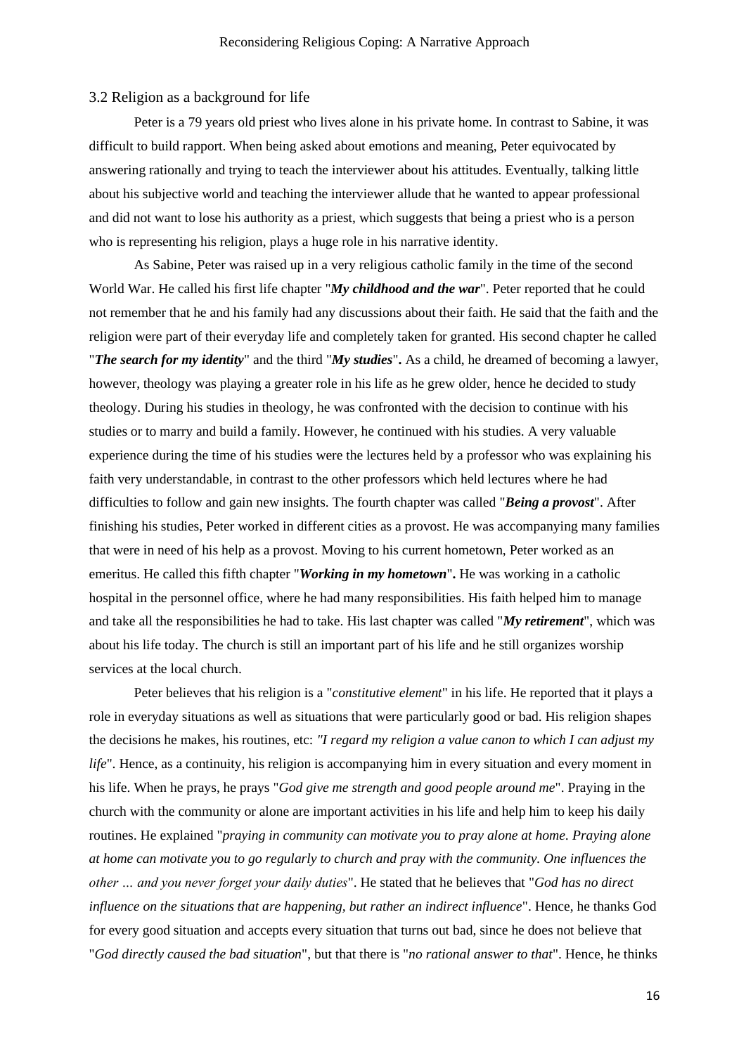### 3.2 Religion as a background for life

Peter is a 79 years old priest who lives alone in his private home. In contrast to Sabine, it was difficult to build rapport. When being asked about emotions and meaning, Peter equivocated by answering rationally and trying to teach the interviewer about his attitudes. Eventually, talking little about his subjective world and teaching the interviewer allude that he wanted to appear professional and did not want to lose his authority as a priest, which suggests that being a priest who is a person who is representing his religion, plays a huge role in his narrative identity.

As Sabine, Peter was raised up in a very religious catholic family in the time of the second World War. He called his first life chapter "***My childhood and the war***". Peter reported that he could not remember that he and his family had any discussions about their faith. He said that the faith and the religion were part of their everyday life and completely taken for granted. His second chapter he called "***The search for my identity***" and the third "***My studies***"**.** As a child, he dreamed of becoming a lawyer, however, theology was playing a greater role in his life as he grew older, hence he decided to study theology. During his studies in theology, he was confronted with the decision to continue with his studies or to marry and build a family. However, he continued with his studies. A very valuable experience during the time of his studies were the lectures held by a professor who was explaining his faith very understandable, in contrast to the other professors which held lectures where he had difficulties to follow and gain new insights. The fourth chapter was called "***Being a provost***". After finishing his studies, Peter worked in different cities as a provost. He was accompanying many families that were in need of his help as a provost. Moving to his current hometown, Peter worked as an emeritus. He called this fifth chapter "***Working in my hometown***"**.** He was working in a catholic hospital in the personnel office, where he had many responsibilities. His faith helped him to manage and take all the responsibilities he had to take. His last chapter was called "***My retirement***", which was about his life today. The church is still an important part of his life and he still organizes worship services at the local church.

Peter believes that his religion is a "*constitutive element*" in his life. He reported that it plays a role in everyday situations as well as situations that were particularly good or bad. His religion shapes the decisions he makes, his routines, etc: *"I regard my religion a value canon to which I can adjust my life*". Hence, as a continuity, his religion is accompanying him in every situation and every moment in his life. When he prays, he prays "*God give me strength and good people around me*". Praying in the church with the community or alone are important activities in his life and help him to keep his daily routines. He explained "*praying in community can motivate you to pray alone at home. Praying alone at home can motivate you to go regularly to church and pray with the community. One influences the other … and you never forget your daily duties*". He stated that he believes that "*God has no direct influence on the situations that are happening, but rather an indirect influence*". Hence, he thanks God for every good situation and accepts every situation that turns out bad, since he does not believe that "*God directly caused the bad situation*", but that there is "*no rational answer to that*". Hence, he thinks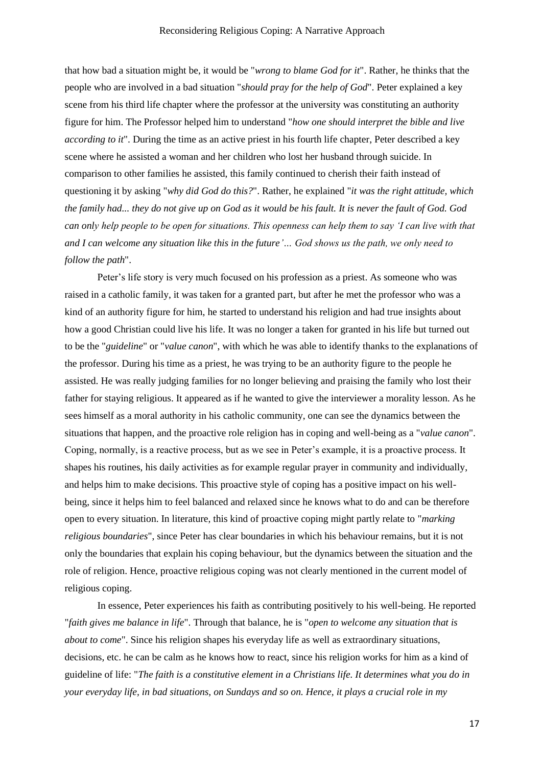that how bad a situation might be, it would be "*wrong to blame God for it*". Rather, he thinks that the people who are involved in a bad situation "*should pray for the help of God*". Peter explained a key scene from his third life chapter where the professor at the university was constituting an authority figure for him. The Professor helped him to understand "*how one should interpret the bible and live according to it*". During the time as an active priest in his fourth life chapter, Peter described a key scene where he assisted a woman and her children who lost her husband through suicide. In comparison to other families he assisted, this family continued to cherish their faith instead of questioning it by asking "*why did God do this?*". Rather, he explained "*it was the right attitude, which the family had... they do not give up on God as it would be his fault. It is never the fault of God. God can only help people to be open for situations. This openness can help them to say 'I can live with that and I can welcome any situation like this in the future'… God shows us the path, we only need to follow the path*".

Peter's life story is very much focused on his profession as a priest. As someone who was raised in a catholic family, it was taken for a granted part, but after he met the professor who was a kind of an authority figure for him, he started to understand his religion and had true insights about how a good Christian could live his life. It was no longer a taken for granted in his life but turned out to be the "*guideline*" or "*value canon*", with which he was able to identify thanks to the explanations of the professor. During his time as a priest, he was trying to be an authority figure to the people he assisted. He was really judging families for no longer believing and praising the family who lost their father for staying religious. It appeared as if he wanted to give the interviewer a morality lesson. As he sees himself as a moral authority in his catholic community, one can see the dynamics between the situations that happen, and the proactive role religion has in coping and well-being as a "*value canon*". Coping, normally, is a reactive process, but as we see in Peter's example, it is a proactive process. It shapes his routines, his daily activities as for example regular prayer in community and individually, and helps him to make decisions. This proactive style of coping has a positive impact on his well-being, since it helps him to feel balanced and relaxed since he knows what to do and can be therefore open to every situation. In literature, this kind of proactive coping might partly relate to "*marking religious boundaries*", since Peter has clear boundaries in which his behaviour remains, but it is not only the boundaries that explain his coping behaviour, but the dynamics between the situation and the role of religion. Hence, proactive religious coping was not clearly mentioned in the current model of religious coping.

In essence, Peter experiences his faith as contributing positively to his well-being. He reported "*faith gives me balance in life*". Through that balance, he is "*open to welcome any situation that is about to come*". Since his religion shapes his everyday life as well as extraordinary situations, decisions, etc. he can be calm as he knows how to react, since his religion works for him as a kind of guideline of life: "*The faith is a constitutive element in a Christians life. It determines what you do in your everyday life, in bad situations, on Sundays and so on. Hence, it plays a crucial role in my*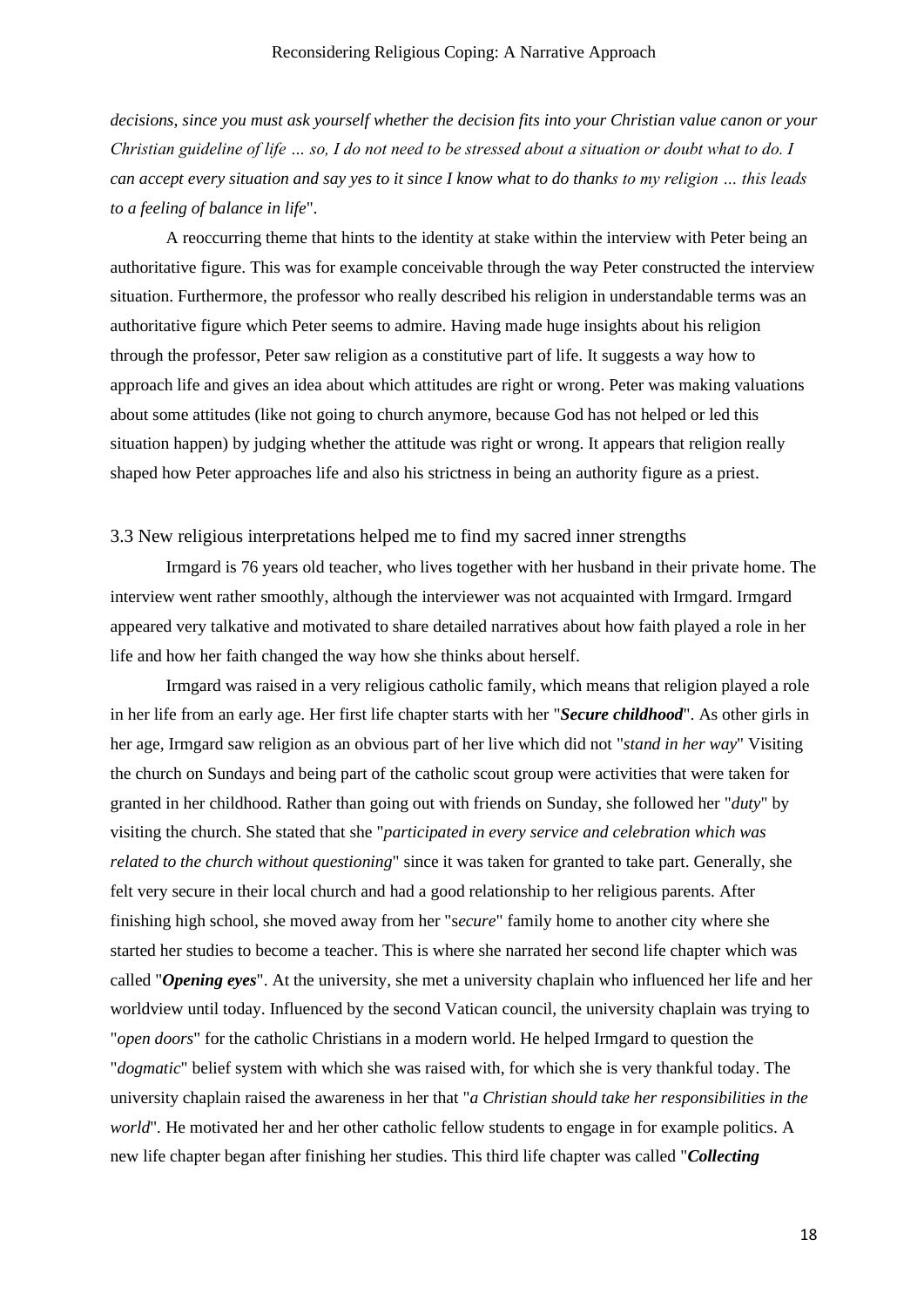*decisions, since you must ask yourself whether the decision fits into your Christian value canon or your Christian guideline of life … so, I do not need to be stressed about a situation or doubt what to do. I can accept every situation and say yes to it since I know what to do thanks to my religion … this leads to a feeling of balance in life*".

A reoccurring theme that hints to the identity at stake within the interview with Peter being an authoritative figure. This was for example conceivable through the way Peter constructed the interview situation. Furthermore, the professor who really described his religion in understandable terms was an authoritative figure which Peter seems to admire. Having made huge insights about his religion through the professor, Peter saw religion as a constitutive part of life. It suggests a way how to approach life and gives an idea about which attitudes are right or wrong. Peter was making valuations about some attitudes (like not going to church anymore, because God has not helped or led this situation happen) by judging whether the attitude was right or wrong. It appears that religion really shaped how Peter approaches life and also his strictness in being an authority figure as a priest.

### 3.3 New religious interpretations helped me to find my sacred inner strengths

Irmgard is 76 years old teacher, who lives together with her husband in their private home. The interview went rather smoothly, although the interviewer was not acquainted with Irmgard. Irmgard appeared very talkative and motivated to share detailed narratives about how faith played a role in her life and how her faith changed the way how she thinks about herself.

Irmgard was raised in a very religious catholic family, which means that religion played a role in her life from an early age. Her first life chapter starts with her "***Secure childhood***". As other girls in her age, Irmgard saw religion as an obvious part of her live which did not "*stand in her way*" Visiting the church on Sundays and being part of the catholic scout group were activities that were taken for granted in her childhood. Rather than going out with friends on Sunday, she followed her "*duty*" by visiting the church. She stated that she "*participated in every service and celebration which was related to the church without questioning*" since it was taken for granted to take part. Generally, she felt very secure in their local church and had a good relationship to her religious parents. After finishing high school, she moved away from her "s*ecure*" family home to another city where she started her studies to become a teacher. This is where she narrated her second life chapter which was called "***Opening eyes***". At the university, she met a university chaplain who influenced her life and her worldview until today. Influenced by the second Vatican council, the university chaplain was trying to "*open doors*" for the catholic Christians in a modern world. He helped Irmgard to question the "*dogmatic*" belief system with which she was raised with, for which she is very thankful today. The university chaplain raised the awareness in her that "*a Christian should take her responsibilities in the world*". He motivated her and her other catholic fellow students to engage in for example politics. A new life chapter began after finishing her studies. This third life chapter was called "***Collecting***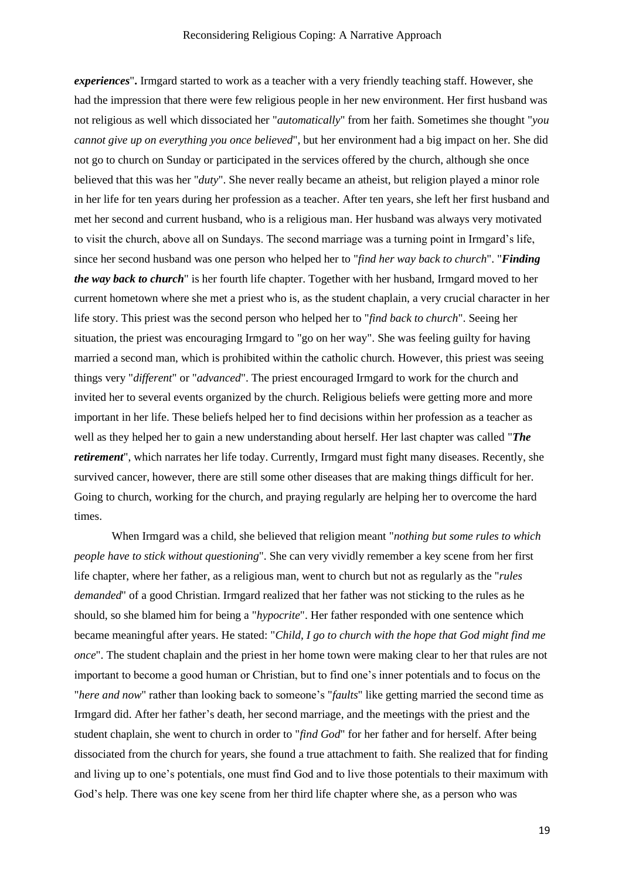***experiences*"**. Irmgard started to work as a teacher with a very friendly teaching staff. However, she had the impression that there were few religious people in her new environment. Her first husband was not religious as well which dissociated her "*automatically*" from her faith. Sometimes she thought "*you cannot give up on everything you once believed*", but her environment had a big impact on her. She did not go to church on Sunday or participated in the services offered by the church, although she once believed that this was her "*duty*". She never really became an atheist, but religion played a minor role in her life for ten years during her profession as a teacher. After ten years, she left her first husband and met her second and current husband, who is a religious man. Her husband was always very motivated to visit the church, above all on Sundays. The second marriage was a turning point in Irmgard's life, since her second husband was one person who helped her to "*find her way back to church*". "***Finding the way back to church***" is her fourth life chapter. Together with her husband, Irmgard moved to her current hometown where she met a priest who is, as the student chaplain, a very crucial character in her life story. This priest was the second person who helped her to "*find back to church*". Seeing her situation, the priest was encouraging Irmgard to "go on her way". She was feeling guilty for having married a second man, which is prohibited within the catholic church. However, this priest was seeing things very "*different*" or "*advanced*". The priest encouraged Irmgard to work for the church and invited her to several events organized by the church. Religious beliefs were getting more and more important in her life. These beliefs helped her to find decisions within her profession as a teacher as well as they helped her to gain a new understanding about herself. Her last chapter was called "***The retirement***", which narrates her life today. Currently, Irmgard must fight many diseases. Recently, she survived cancer, however, there are still some other diseases that are making things difficult for her. Going to church, working for the church, and praying regularly are helping her to overcome the hard times.

When Irmgard was a child, she believed that religion meant "*nothing but some rules to which people have to stick without questioning*". She can very vividly remember a key scene from her first life chapter, where her father, as a religious man, went to church but not as regularly as the "*rules demanded*" of a good Christian. Irmgard realized that her father was not sticking to the rules as he should, so she blamed him for being a "*hypocrite*". Her father responded with one sentence which became meaningful after years. He stated: "*Child, I go to church with the hope that God might find me once*". The student chaplain and the priest in her home town were making clear to her that rules are not important to become a good human or Christian, but to find one's inner potentials and to focus on the "*here and now*" rather than looking back to someone's "*faults*" like getting married the second time as Irmgard did. After her father's death, her second marriage, and the meetings with the priest and the student chaplain, she went to church in order to "*find God*" for her father and for herself. After being dissociated from the church for years, she found a true attachment to faith. She realized that for finding and living up to one's potentials, one must find God and to live those potentials to their maximum with God's help. There was one key scene from her third life chapter where she, as a person who was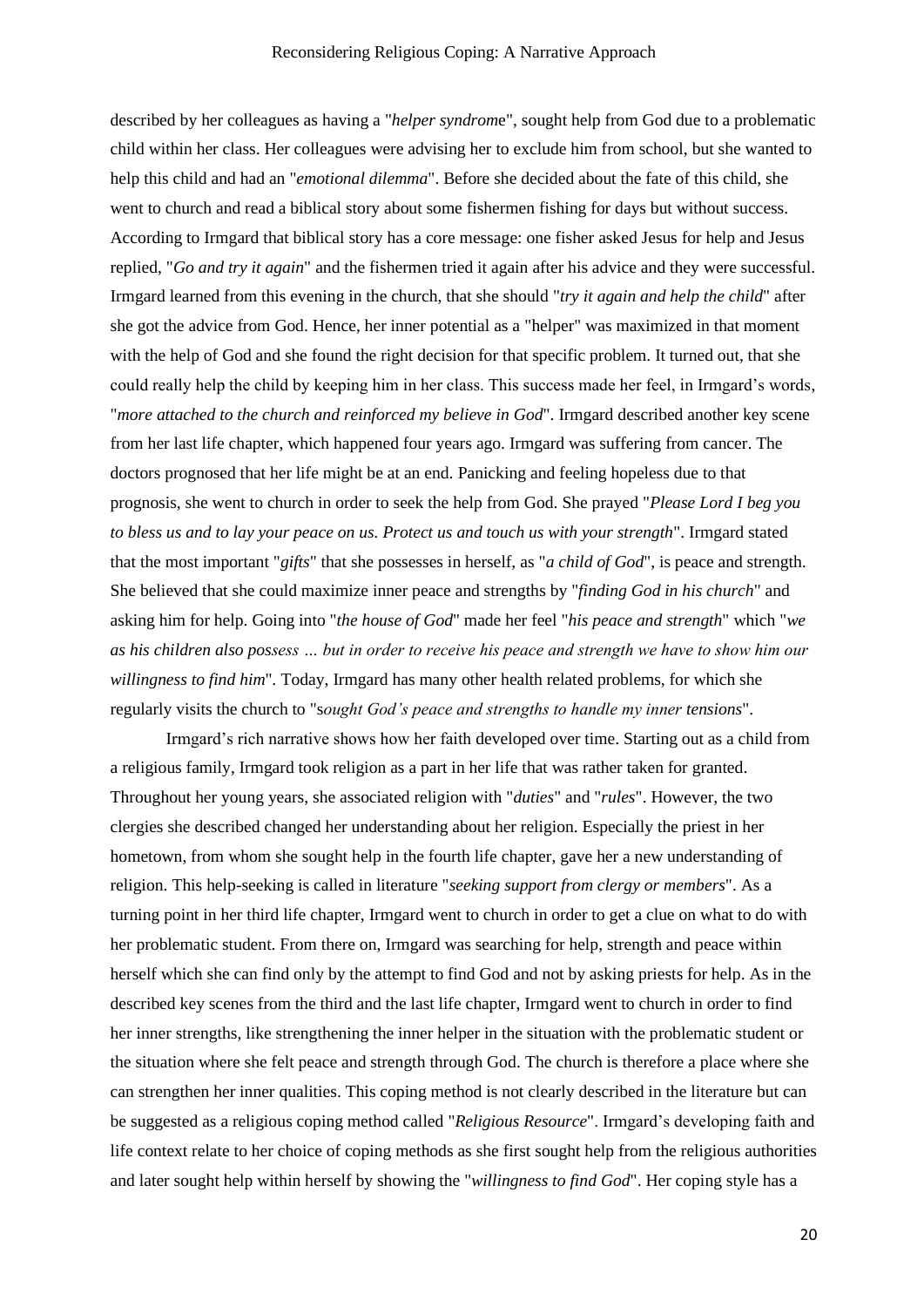described by her colleagues as having a "*helper syndrome*", sought help from God due to a problematic child within her class. Her colleagues were advising her to exclude him from school, but she wanted to help this child and had an "*emotional dilemma*". Before she decided about the fate of this child, she went to church and read a biblical story about some fishermen fishing for days but without success. According to Irmgard that biblical story has a core message: one fisher asked Jesus for help and Jesus replied, "*Go and try it again*" and the fishermen tried it again after his advice and they were successful. Irmgard learned from this evening in the church, that she should "*try it again and help the child*" after she got the advice from God. Hence, her inner potential as a "helper" was maximized in that moment with the help of God and she found the right decision for that specific problem. It turned out, that she could really help the child by keeping him in her class. This success made her feel, in Irmgard's words, "*more attached to the church and reinforced my believe in God*". Irmgard described another key scene from her last life chapter, which happened four years ago. Irmgard was suffering from cancer. The doctors prognosed that her life might be at an end. Panicking and feeling hopeless due to that prognosis, she went to church in order to seek the help from God. She prayed "*Please Lord I beg you to bless us and to lay your peace on us. Protect us and touch us with your strength*". Irmgard stated that the most important "*gifts*" that she possesses in herself, as "*a child of God*", is peace and strength. She believed that she could maximize inner peace and strengths by "*finding God in his church*" and asking him for help. Going into "*the house of God*" made her feel "*his peace and strength*" which "*we as his children also possess … but in order to receive his peace and strength we have to show him our willingness to find him*". Today, Irmgard has many other health related problems, for which she regularly visits the church to "*sought God's peace and strengths to handle my inner tensions*".

Irmgard's rich narrative shows how her faith developed over time. Starting out as a child from a religious family, Irmgard took religion as a part in her life that was rather taken for granted. Throughout her young years, she associated religion with "*duties*" and "*rules*". However, the two clergies she described changed her understanding about her religion. Especially the priest in her hometown, from whom she sought help in the fourth life chapter, gave her a new understanding of religion. This help-seeking is called in literature "*seeking support from clergy or members*". As a turning point in her third life chapter, Irmgard went to church in order to get a clue on what to do with her problematic student. From there on, Irmgard was searching for help, strength and peace within herself which she can find only by the attempt to find God and not by asking priests for help. As in the described key scenes from the third and the last life chapter, Irmgard went to church in order to find her inner strengths, like strengthening the inner helper in the situation with the problematic student or the situation where she felt peace and strength through God. The church is therefore a place where she can strengthen her inner qualities. This coping method is not clearly described in the literature but can be suggested as a religious coping method called "*Religious Resource*". Irmgard's developing faith and life context relate to her choice of coping methods as she first sought help from the religious authorities and later sought help within herself by showing the "*willingness to find God*". Her coping style has a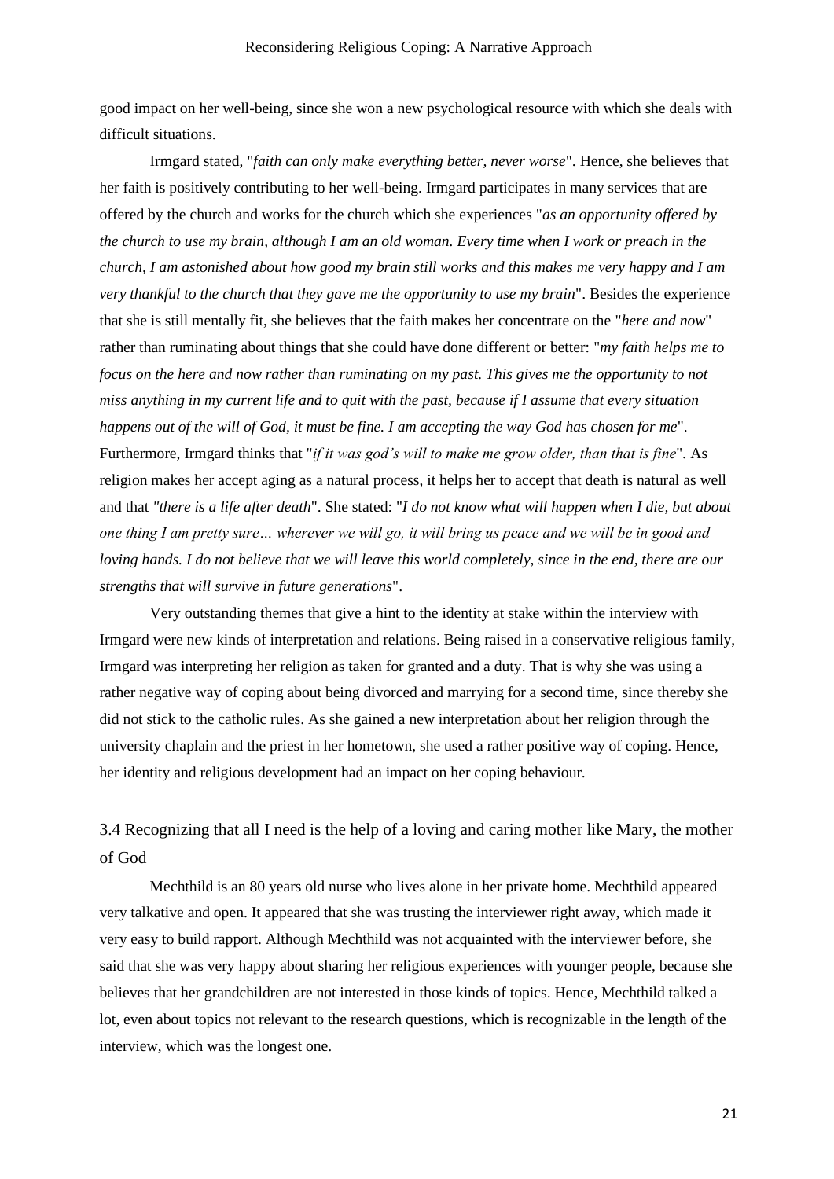good impact on her well-being, since she won a new psychological resource with which she deals with difficult situations.

Irmgard stated, "*faith can only make everything better, never worse*". Hence, she believes that her faith is positively contributing to her well-being. Irmgard participates in many services that are offered by the church and works for the church which she experiences "*as an opportunity offered by the church to use my brain, although I am an old woman. Every time when I work or preach in the church, I am astonished about how good my brain still works and this makes me very happy and I am very thankful to the church that they gave me the opportunity to use my brain*". Besides the experience that she is still mentally fit, she believes that the faith makes her concentrate on the "*here and now*" rather than ruminating about things that she could have done different or better: "*my faith helps me to focus on the here and now rather than ruminating on my past. This gives me the opportunity to not miss anything in my current life and to quit with the past, because if I assume that every situation happens out of the will of God, it must be fine. I am accepting the way God has chosen for me*". Furthermore, Irmgard thinks that "*if it was god's will to make me grow older, than that is fine*". As religion makes her accept aging as a natural process, it helps her to accept that death is natural as well and that *"there is a life after death*". She stated: "*I do not know what will happen when I die, but about one thing I am pretty sure… wherever we will go, it will bring us peace and we will be in good and loving hands. I do not believe that we will leave this world completely, since in the end, there are our strengths that will survive in future generations*".

Very outstanding themes that give a hint to the identity at stake within the interview with Irmgard were new kinds of interpretation and relations. Being raised in a conservative religious family, Irmgard was interpreting her religion as taken for granted and a duty. That is why she was using a rather negative way of coping about being divorced and marrying for a second time, since thereby she did not stick to the catholic rules. As she gained a new interpretation about her religion through the university chaplain and the priest in her hometown, she used a rather positive way of coping. Hence, her identity and religious development had an impact on her coping behaviour.

## 3.4 Recognizing that all I need is the help of a loving and caring mother like Mary, the mother of God

Mechthild is an 80 years old nurse who lives alone in her private home. Mechthild appeared very talkative and open. It appeared that she was trusting the interviewer right away, which made it very easy to build rapport. Although Mechthild was not acquainted with the interviewer before, she said that she was very happy about sharing her religious experiences with younger people, because she believes that her grandchildren are not interested in those kinds of topics. Hence, Mechthild talked a lot, even about topics not relevant to the research questions, which is recognizable in the length of the interview, which was the longest one.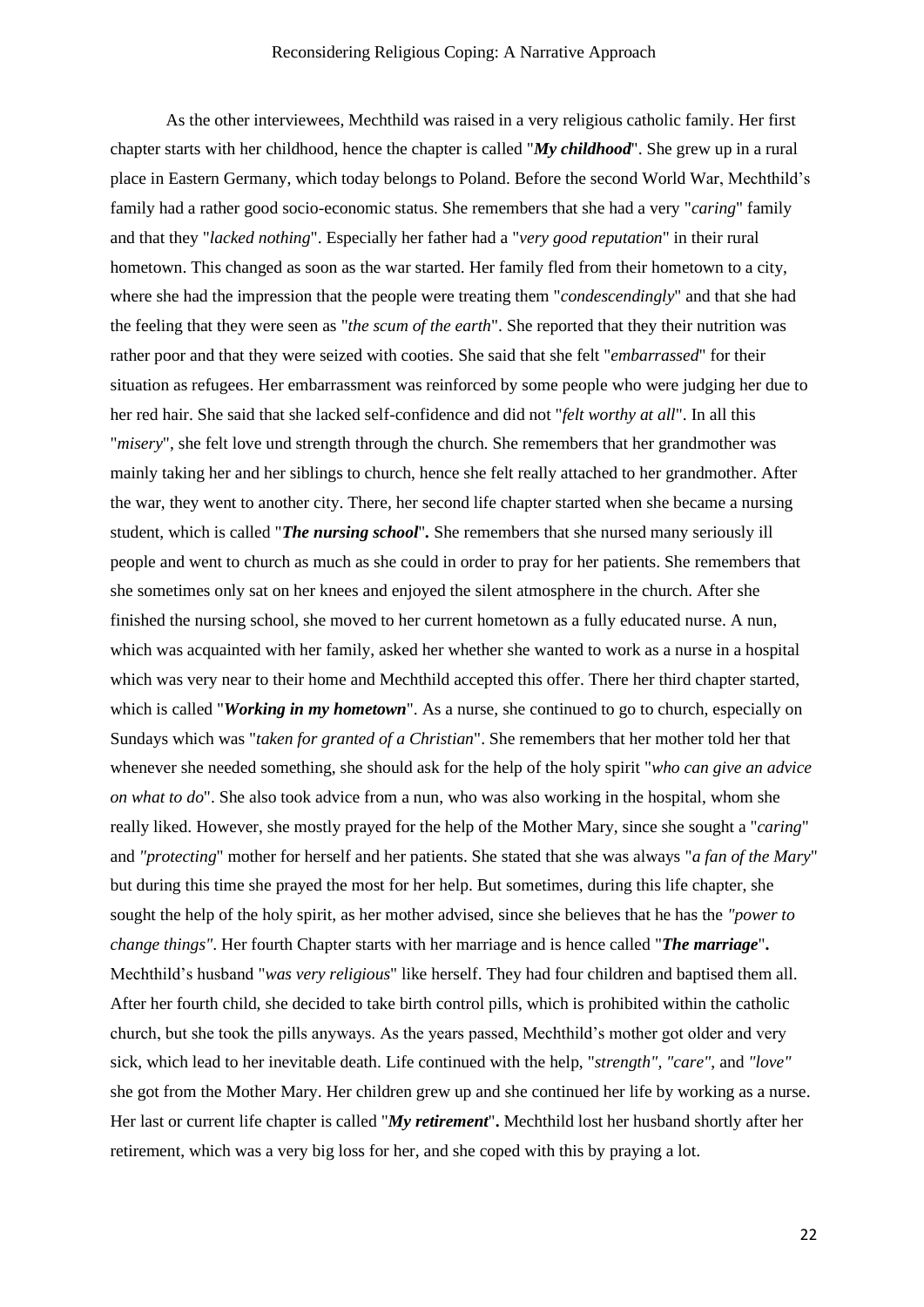As the other interviewees, Mechthild was raised in a very religious catholic family. Her first chapter starts with her childhood, hence the chapter is called "***My childhood***". She grew up in a rural place in Eastern Germany, which today belongs to Poland. Before the second World War, Mechthild's family had a rather good socio-economic status. She remembers that she had a very "*caring*" family and that they "*lacked nothing*". Especially her father had a "*very good reputation*" in their rural hometown. This changed as soon as the war started. Her family fled from their hometown to a city, where she had the impression that the people were treating them "*condescendingly*" and that she had the feeling that they were seen as "*the scum of the earth*". She reported that they their nutrition was rather poor and that they were seized with cooties. She said that she felt "*embarrassed*" for their situation as refugees. Her embarrassment was reinforced by some people who were judging her due to her red hair. She said that she lacked self-confidence and did not "*felt worthy at all*". In all this "*misery*", she felt love und strength through the church. She remembers that her grandmother was mainly taking her and her siblings to church, hence she felt really attached to her grandmother. After the war, they went to another city. There, her second life chapter started when she became a nursing student, which is called "***The nursing school***". She remembers that she nursed many seriously ill people and went to church as much as she could in order to pray for her patients. She remembers that she sometimes only sat on her knees and enjoyed the silent atmosphere in the church. After she finished the nursing school, she moved to her current hometown as a fully educated nurse. A nun, which was acquainted with her family, asked her whether she wanted to work as a nurse in a hospital which was very near to their home and Mechthild accepted this offer. There her third chapter started, which is called "***Working in my hometown***". As a nurse, she continued to go to church, especially on Sundays which was "*taken for granted of a Christian*". She remembers that her mother told her that whenever she needed something, she should ask for the help of the holy spirit "*who can give an advice on what to do*". She also took advice from a nun, who was also working in the hospital, whom she really liked. However, she mostly prayed for the help of the Mother Mary, since she sought a "*caring*" and *"protecting*" mother for herself and her patients. She stated that she was always "*a fan of the Mary*" but during this time she prayed the most for her help. But sometimes, during this life chapter, she sought the help of the holy spirit, as her mother advised, since she believes that he has the *"power to change things"*. Her fourth Chapter starts with her marriage and is hence called "***The marriage***". Mechthild's husband "*was very religious*" like herself. They had four children and baptised them all. After her fourth child, she decided to take birth control pills, which is prohibited within the catholic church, but she took the pills anyways. As the years passed, Mechthild's mother got older and very sick, which lead to her inevitable death. Life continued with the help, "*strength"*, *"care"*, and *"love"* she got from the Mother Mary. Her children grew up and she continued her life by working as a nurse. Her last or current life chapter is called "***My retirement***". Mechthild lost her husband shortly after her retirement, which was a very big loss for her, and she coped with this by praying a lot.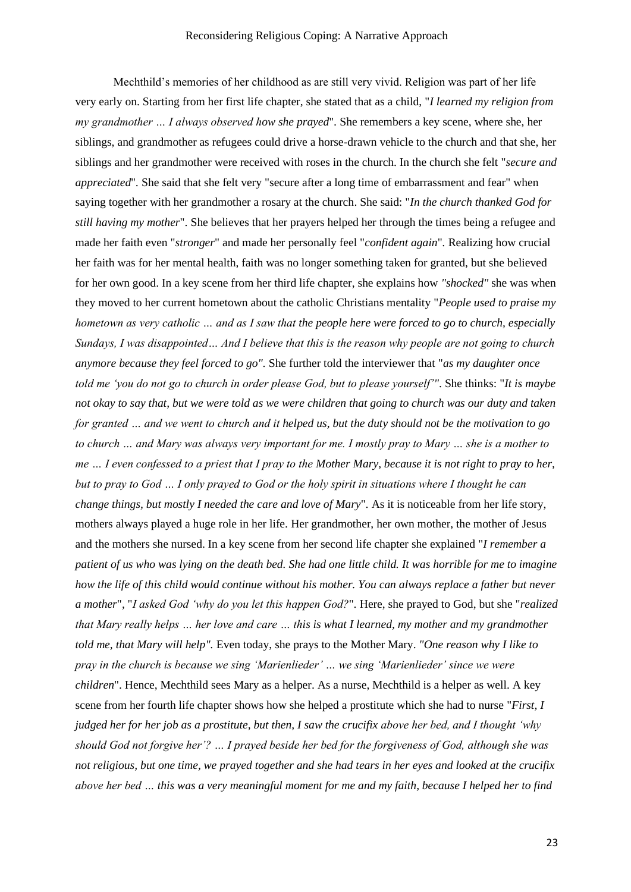Mechthild's memories of her childhood as are still very vivid. Religion was part of her life very early on. Starting from her first life chapter, she stated that as a child, "*I learned my religion from my grandmother … I always observed how she prayed*". She remembers a key scene, where she, her siblings, and grandmother as refugees could drive a horse-drawn vehicle to the church and that she, her siblings and her grandmother were received with roses in the church. In the church she felt "*secure and appreciated*". She said that she felt very "secure after a long time of embarrassment and fear" when saying together with her grandmother a rosary at the church. She said: "*In the church thanked God for still having my mother*". She believes that her prayers helped her through the times being a refugee and made her faith even "*stronger*" and made her personally feel "*confident again*". Realizing how crucial her faith was for her mental health, faith was no longer something taken for granted, but she believed for her own good. In a key scene from her third life chapter, she explains how *"shocked"* she was when they moved to her current hometown about the catholic Christians mentality "*People used to praise my hometown as very catholic … and as I saw that the people here were forced to go to church, especially Sundays, I was disappointed… And I believe that this is the reason why people are not going to church anymore because they feel forced to go"*. She further told the interviewer that "*as my daughter once told me 'you do not go to church in order please God, but to please yourself'"*. She thinks: "*It is maybe not okay to say that, but we were told as we were children that going to church was our duty and taken for granted … and we went to church and it helped us, but the duty should not be the motivation to go to church … and Mary was always very important for me. I mostly pray to Mary … she is a mother to me … I even confessed to a priest that I pray to the Mother Mary, because it is not right to pray to her, but to pray to God … I only prayed to God or the holy spirit in situations where I thought he can change things, but mostly I needed the care and love of Mary*". As it is noticeable from her life story, mothers always played a huge role in her life. Her grandmother, her own mother, the mother of Jesus and the mothers she nursed. In a key scene from her second life chapter she explained "*I remember a patient of us who was lying on the death bed. She had one little child. It was horrible for me to imagine how the life of this child would continue without his mother. You can always replace a father but never a mother*", "*I asked God 'why do you let this happen God?*". Here, she prayed to God, but she "*realized that Mary really helps … her love and care … this is what I learned, my mother and my grandmother told me, that Mary will help"*. Even today, she prays to the Mother Mary. *"One reason why I like to pray in the church is because we sing 'Marienlieder' … we sing 'Marienlieder' since we were children*". Hence, Mechthild sees Mary as a helper. As a nurse, Mechthild is a helper as well. A key scene from her fourth life chapter shows how she helped a prostitute which she had to nurse "*First, I judged her for her job as a prostitute, but then, I saw the crucifix above her bed, and I thought 'why should God not forgive her'? … I prayed beside her bed for the forgiveness of God, although she was not religious, but one time, we prayed together and she had tears in her eyes and looked at the crucifix above her bed … this was a very meaningful moment for me and my faith, because I helped her to find*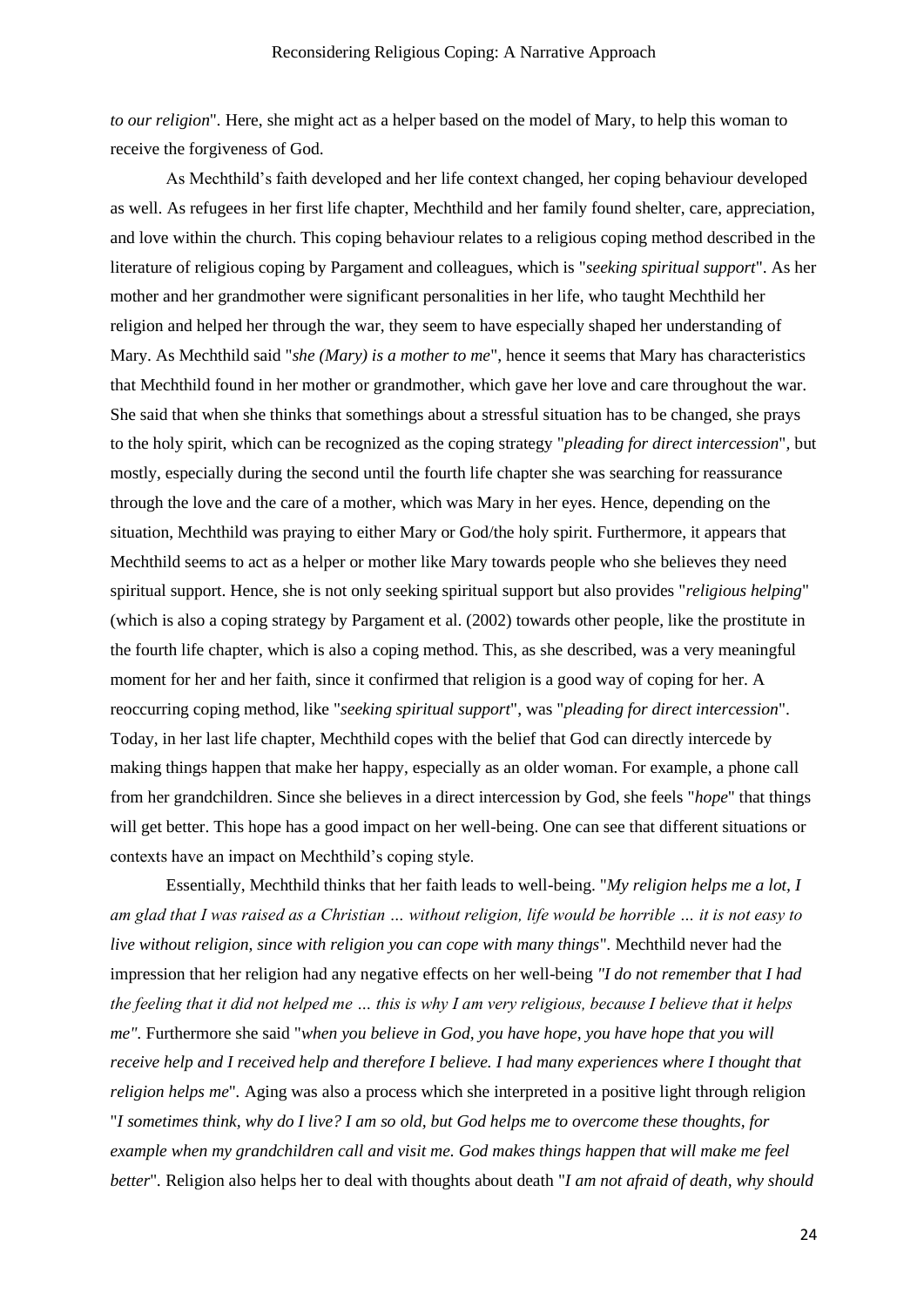*to our religion*". Here, she might act as a helper based on the model of Mary, to help this woman to receive the forgiveness of God.

As Mechthild's faith developed and her life context changed, her coping behaviour developed as well. As refugees in her first life chapter, Mechthild and her family found shelter, care, appreciation, and love within the church. This coping behaviour relates to a religious coping method described in the literature of religious coping by Pargament and colleagues, which is "*seeking spiritual support*". As her mother and her grandmother were significant personalities in her life, who taught Mechthild her religion and helped her through the war, they seem to have especially shaped her understanding of Mary. As Mechthild said "*she (Mary) is a mother to me*", hence it seems that Mary has characteristics that Mechthild found in her mother or grandmother, which gave her love and care throughout the war. She said that when she thinks that somethings about a stressful situation has to be changed, she prays to the holy spirit, which can be recognized as the coping strategy "*pleading for direct intercession*", but mostly, especially during the second until the fourth life chapter she was searching for reassurance through the love and the care of a mother, which was Mary in her eyes. Hence, depending on the situation, Mechthild was praying to either Mary or God/the holy spirit. Furthermore, it appears that Mechthild seems to act as a helper or mother like Mary towards people who she believes they need spiritual support. Hence, she is not only seeking spiritual support but also provides "*religious helping*" (which is also a coping strategy by Pargament et al. (2002) towards other people, like the prostitute in the fourth life chapter, which is also a coping method. This, as she described, was a very meaningful moment for her and her faith, since it confirmed that religion is a good way of coping for her. A reoccurring coping method, like "*seeking spiritual support*", was "*pleading for direct intercession*". Today, in her last life chapter, Mechthild copes with the belief that God can directly intercede by making things happen that make her happy, especially as an older woman. For example, a phone call from her grandchildren. Since she believes in a direct intercession by God, she feels "*hope*" that things will get better. This hope has a good impact on her well-being. One can see that different situations or contexts have an impact on Mechthild's coping style.

Essentially, Mechthild thinks that her faith leads to well-being. "*My religion helps me a lot, I am glad that I was raised as a Christian … without religion, life would be horrible … it is not easy to live without religion, since with religion you can cope with many things*". Mechthild never had the impression that her religion had any negative effects on her well-being *"I do not remember that I had the feeling that it did not helped me … this is why I am very religious, because I believe that it helps me".* Furthermore she said "*when you believe in God, you have hope, you have hope that you will receive help and I received help and therefore I believe. I had many experiences where I thought that religion helps me*". Aging was also a process which she interpreted in a positive light through religion "*I sometimes think, why do I live? I am so old, but God helps me to overcome these thoughts, for example when my grandchildren call and visit me. God makes things happen that will make me feel better*". Religion also helps her to deal with thoughts about death "*I am not afraid of death, why should*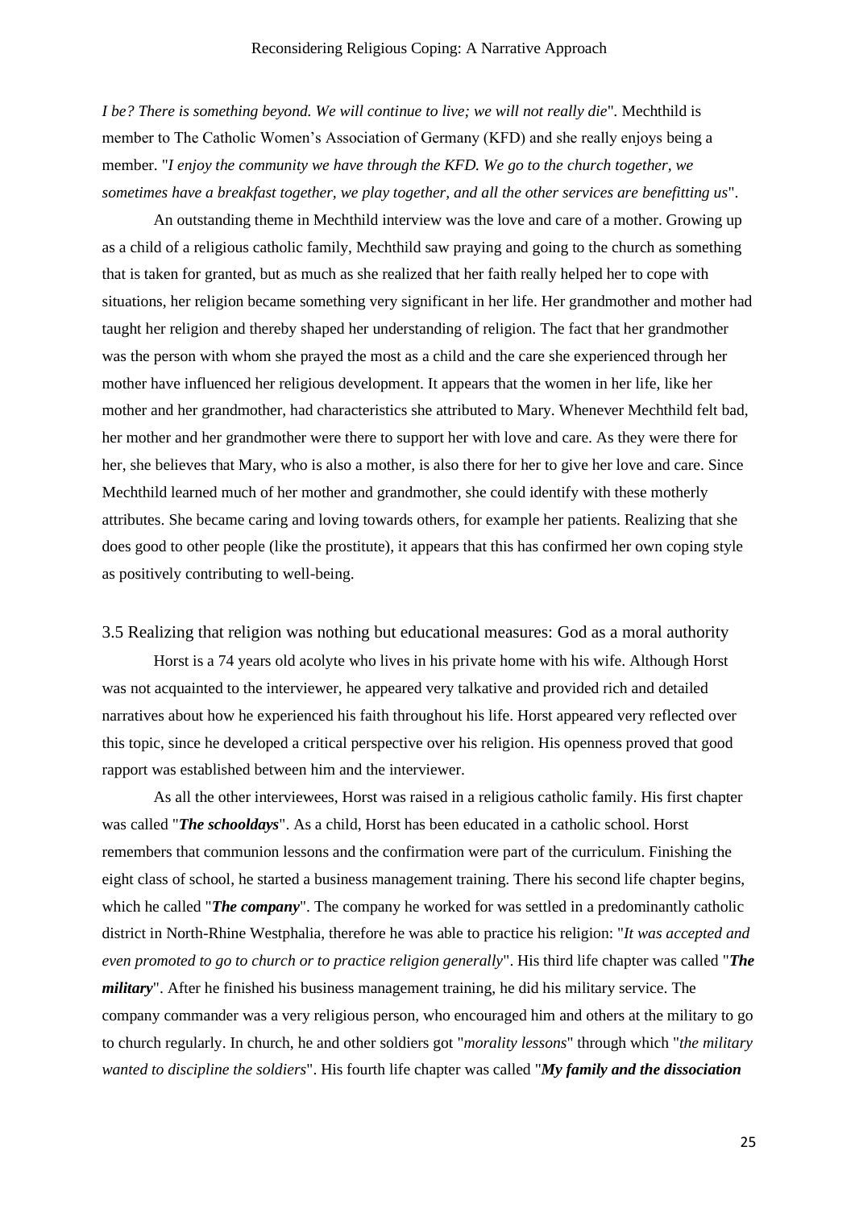*I be? There is something beyond. We will continue to live; we will not really die*". Mechthild is member to The Catholic Women's Association of Germany (KFD) and she really enjoys being a member. "*I enjoy the community we have through the KFD. We go to the church together, we sometimes have a breakfast together, we play together, and all the other services are benefitting us*".

An outstanding theme in Mechthild interview was the love and care of a mother. Growing up as a child of a religious catholic family, Mechthild saw praying and going to the church as something that is taken for granted, but as much as she realized that her faith really helped her to cope with situations, her religion became something very significant in her life. Her grandmother and mother had taught her religion and thereby shaped her understanding of religion. The fact that her grandmother was the person with whom she prayed the most as a child and the care she experienced through her mother have influenced her religious development. It appears that the women in her life, like her mother and her grandmother, had characteristics she attributed to Mary. Whenever Mechthild felt bad, her mother and her grandmother were there to support her with love and care. As they were there for her, she believes that Mary, who is also a mother, is also there for her to give her love and care. Since Mechthild learned much of her mother and grandmother, she could identify with these motherly attributes. She became caring and loving towards others, for example her patients. Realizing that she does good to other people (like the prostitute), it appears that this has confirmed her own coping style as positively contributing to well-being.

### 3.5 Realizing that religion was nothing but educational measures: God as a moral authority

Horst is a 74 years old acolyte who lives in his private home with his wife. Although Horst was not acquainted to the interviewer, he appeared very talkative and provided rich and detailed narratives about how he experienced his faith throughout his life. Horst appeared very reflected over this topic, since he developed a critical perspective over his religion. His openness proved that good rapport was established between him and the interviewer.

As all the other interviewees, Horst was raised in a religious catholic family. His first chapter was called "***The schooldays***". As a child, Horst has been educated in a catholic school. Horst remembers that communion lessons and the confirmation were part of the curriculum. Finishing the eight class of school, he started a business management training. There his second life chapter begins, which he called "***The company***". The company he worked for was settled in a predominantly catholic district in North-Rhine Westphalia, therefore he was able to practice his religion: "*It was accepted and even promoted to go to church or to practice religion generally*". His third life chapter was called "***The military***". After he finished his business management training, he did his military service. The company commander was a very religious person, who encouraged him and others at the military to go to church regularly. In church, he and other soldiers got "*morality lessons*" through which "*the military wanted to discipline the soldiers*". His fourth life chapter was called "***My family and the dissociation***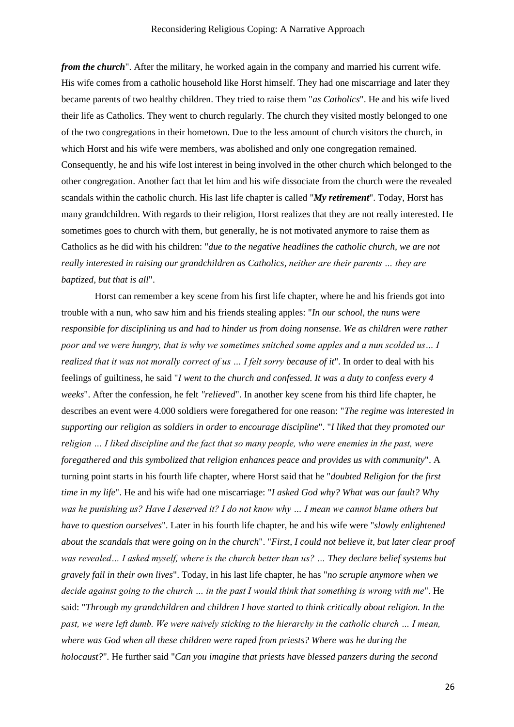***from the church***". After the military, he worked again in the company and married his current wife. His wife comes from a catholic household like Horst himself. They had one miscarriage and later they became parents of two healthy children. They tried to raise them "*as Catholics*". He and his wife lived their life as Catholics. They went to church regularly. The church they visited mostly belonged to one of the two congregations in their hometown. Due to the less amount of church visitors the church, in which Horst and his wife were members, was abolished and only one congregation remained. Consequently, he and his wife lost interest in being involved in the other church which belonged to the other congregation. Another fact that let him and his wife dissociate from the church were the revealed scandals within the catholic church. His last life chapter is called "***My retirement***". Today, Horst has many grandchildren. With regards to their religion, Horst realizes that they are not really interested. He sometimes goes to church with them, but generally, he is not motivated anymore to raise them as Catholics as he did with his children: "*due to the negative headlines the catholic church, we are not really interested in raising our grandchildren as Catholics, neither are their parents … they are baptized, but that is all*".

Horst can remember a key scene from his first life chapter, where he and his friends got into trouble with a nun, who saw him and his friends stealing apples: "*In our school, the nuns were responsible for disciplining us and had to hinder us from doing nonsense. We as children were rather poor and we were hungry, that is why we sometimes snitched some apples and a nun scolded us… I realized that it was not morally correct of us … I felt sorry because of it*". In order to deal with his feelings of guiltiness, he said "*I went to the church and confessed. It was a duty to confess every 4 weeks*". After the confession, he felt *"relieved*". In another key scene from his third life chapter, he describes an event were 4.000 soldiers were foregathered for one reason: "*The regime was interested in supporting our religion as soldiers in order to encourage discipline*". "*I liked that they promoted our religion … I liked discipline and the fact that so many people, who were enemies in the past, were foregathered and this symbolized that religion enhances peace and provides us with community*". A turning point starts in his fourth life chapter, where Horst said that he "*doubted Religion for the first time in my life*". He and his wife had one miscarriage: "*I asked God why? What was our fault? Why was he punishing us? Have I deserved it? I do not know why … I mean we cannot blame others but have to question ourselves*". Later in his fourth life chapter, he and his wife were "*slowly enlightened about the scandals that were going on in the church*". "*First, I could not believe it, but later clear proof was revealed… I asked myself, where is the church better than us? … They declare belief systems but gravely fail in their own lives*". Today, in his last life chapter, he has "*no scruple anymore when we decide against going to the church … in the past I would think that something is wrong with me*". He said: "*Through my grandchildren and children I have started to think critically about religion. In the past, we were left dumb. We were naively sticking to the hierarchy in the catholic church … I mean, where was God when all these children were raped from priests? Where was he during the holocaust?*". He further said "*Can you imagine that priests have blessed panzers during the second*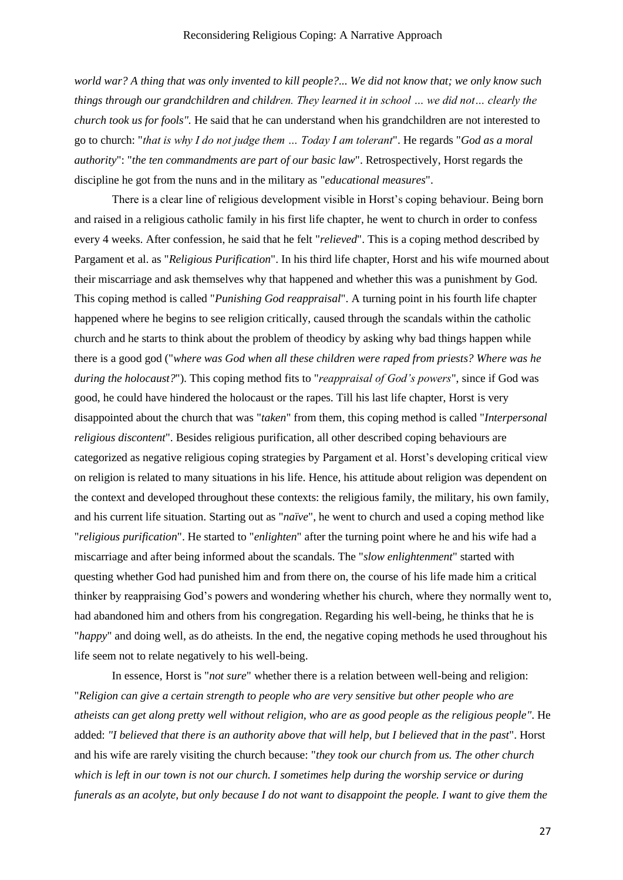*world war? A thing that was only invented to kill people?... We did not know that; we only know such things through our grandchildren and children. They learned it in school … we did not… clearly the church took us for fools".* He said that he can understand when his grandchildren are not interested to go to church: "*that is why I do not judge them … Today I am tolerant*". He regards "*God as a moral authority*": "*the ten commandments are part of our basic law*". Retrospectively, Horst regards the discipline he got from the nuns and in the military as "*educational measures*".

There is a clear line of religious development visible in Horst's coping behaviour. Being born and raised in a religious catholic family in his first life chapter, he went to church in order to confess every 4 weeks. After confession, he said that he felt "*relieved*". This is a coping method described by Pargament et al. as "*Religious Purification*". In his third life chapter, Horst and his wife mourned about their miscarriage and ask themselves why that happened and whether this was a punishment by God. This coping method is called "*Punishing God reappraisal*". A turning point in his fourth life chapter happened where he begins to see religion critically, caused through the scandals within the catholic church and he starts to think about the problem of theodicy by asking why bad things happen while there is a good god ("*where was God when all these children were raped from priests? Where was he during the holocaust?*"). This coping method fits to "*reappraisal of God's powers*", since if God was good, he could have hindered the holocaust or the rapes. Till his last life chapter, Horst is very disappointed about the church that was "*taken*" from them, this coping method is called "*Interpersonal religious discontent*". Besides religious purification, all other described coping behaviours are categorized as negative religious coping strategies by Pargament et al. Horst's developing critical view on religion is related to many situations in his life. Hence, his attitude about religion was dependent on the context and developed throughout these contexts: the religious family, the military, his own family, and his current life situation. Starting out as "*naïve*", he went to church and used a coping method like "*religious purification*". He started to "*enlighten*" after the turning point where he and his wife had a miscarriage and after being informed about the scandals. The "*slow enlightenment*" started with questing whether God had punished him and from there on, the course of his life made him a critical thinker by reappraising God's powers and wondering whether his church, where they normally went to, had abandoned him and others from his congregation. Regarding his well-being, he thinks that he is "*happy*" and doing well, as do atheists. In the end, the negative coping methods he used throughout his life seem not to relate negatively to his well-being.

In essence, Horst is "*not sure*" whether there is a relation between well-being and religion: "*Religion can give a certain strength to people who are very sensitive but other people who are atheists can get along pretty well without religion, who are as good people as the religious people"*. He added: *"I believed that there is an authority above that will help, but I believed that in the past*". Horst and his wife are rarely visiting the church because: "*they took our church from us. The other church which is left in our town is not our church. I sometimes help during the worship service or during funerals as an acolyte, but only because I do not want to disappoint the people. I want to give them the*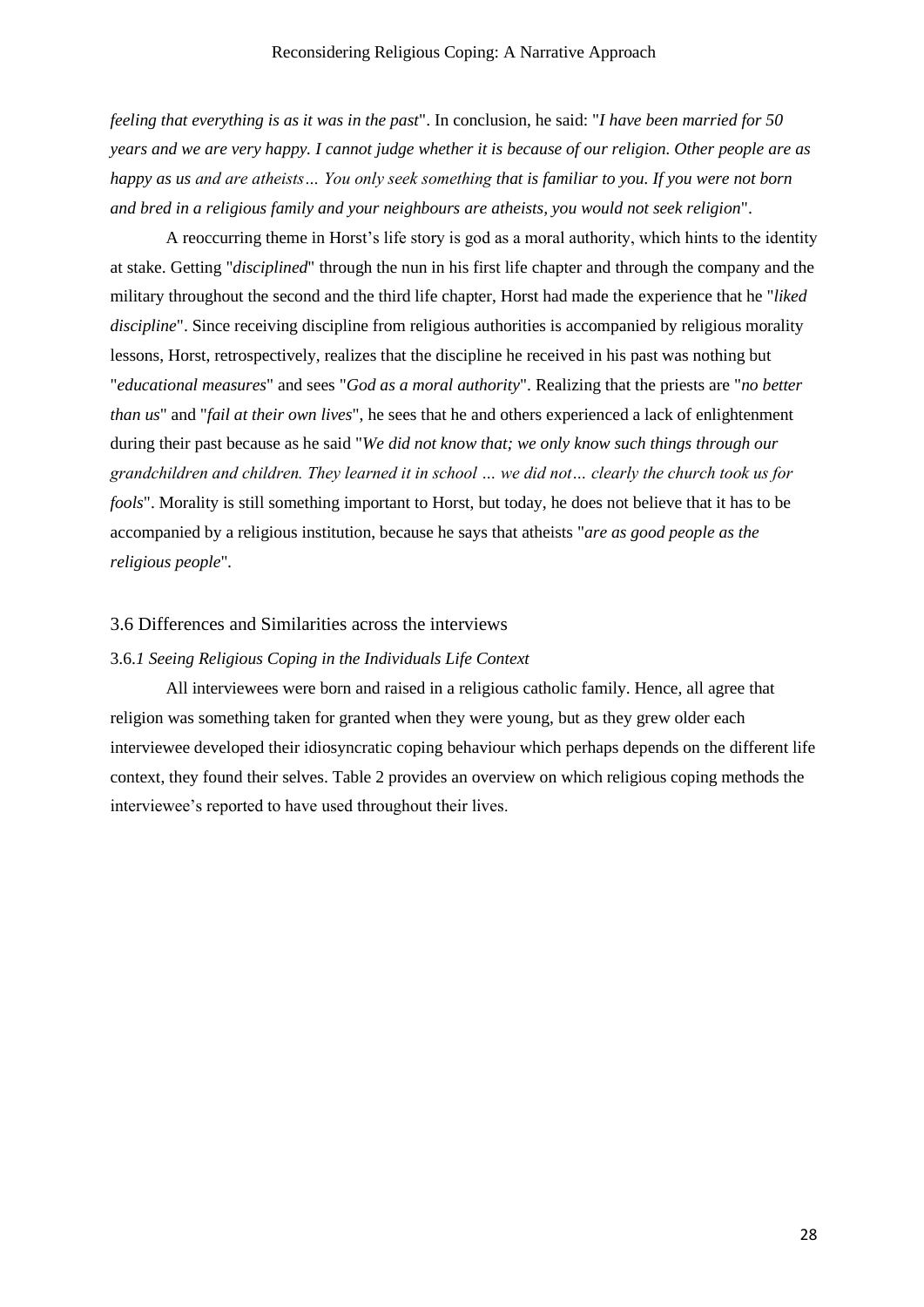*feeling that everything is as it was in the past*". In conclusion, he said: "*I have been married for 50 years and we are very happy. I cannot judge whether it is because of our religion. Other people are as happy as us and are atheists… You only seek something that is familiar to you. If you were not born and bred in a religious family and your neighbours are atheists, you would not seek religion*".

A reoccurring theme in Horst's life story is god as a moral authority, which hints to the identity at stake. Getting "*disciplined*" through the nun in his first life chapter and through the company and the military throughout the second and the third life chapter, Horst had made the experience that he "*liked discipline*". Since receiving discipline from religious authorities is accompanied by religious morality lessons, Horst, retrospectively, realizes that the discipline he received in his past was nothing but "*educational measures*" and sees "*God as a moral authority*". Realizing that the priests are "*no better than us*" and "*fail at their own lives*", he sees that he and others experienced a lack of enlightenment during their past because as he said "*We did not know that; we only know such things through our grandchildren and children. They learned it in school … we did not… clearly the church took us for fools*". Morality is still something important to Horst, but today, he does not believe that it has to be accompanied by a religious institution, because he says that atheists "*are as good people as the religious people*".

## 3.6 Differences and Similarities across the interviews

### 3.6.*1 Seeing Religious Coping in the Individuals Life Context*

All interviewees were born and raised in a religious catholic family. Hence, all agree that religion was something taken for granted when they were young, but as they grew older each interviewee developed their idiosyncratic coping behaviour which perhaps depends on the different life context, they found their selves. Table 2 provides an overview on which religious coping methods the interviewee's reported to have used throughout their lives.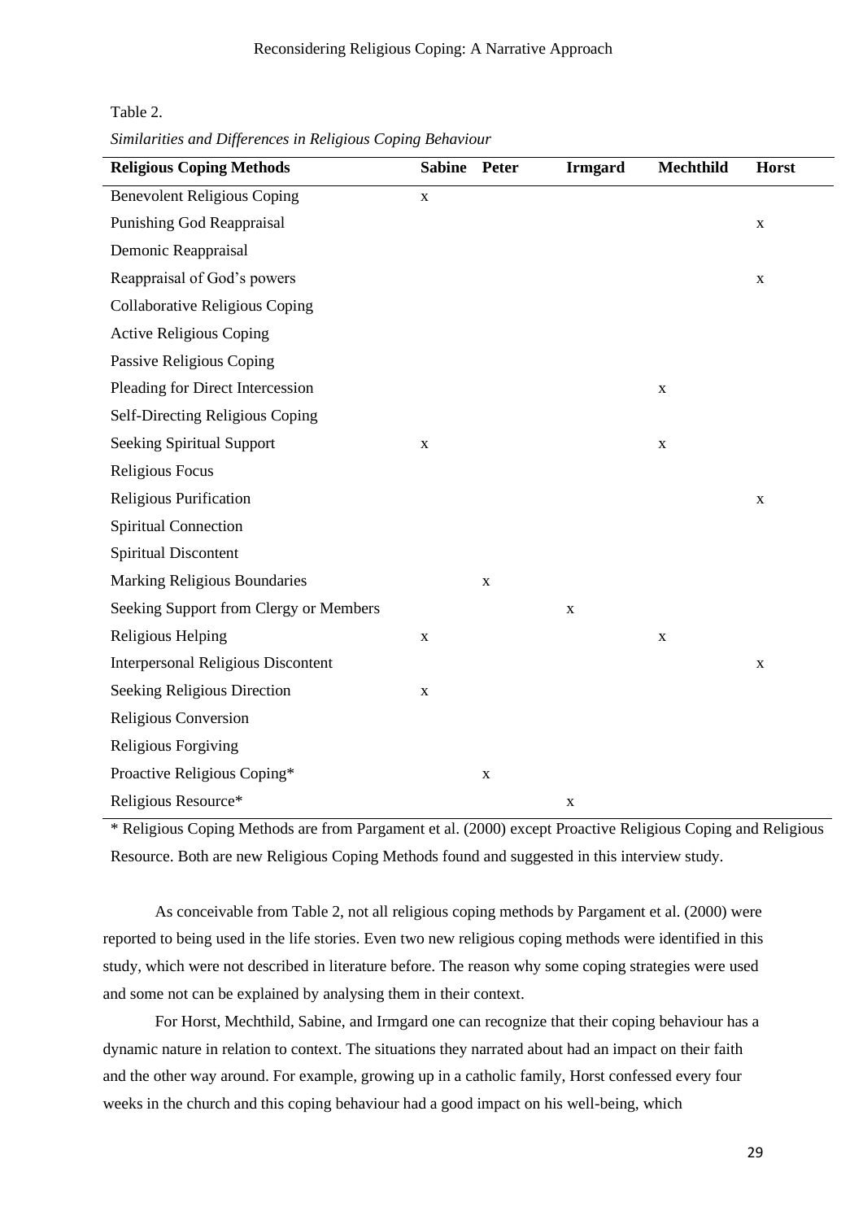Table 2.

*Similarities and Differences in Religious Coping Behaviour*

| Religious Coping Methods | Sabine | Peter | Irmgard | Mechthild | Horst |
|---|---|---|---|---|---|
| Benevolent Religious Coping | x | | | | |
| Punishing God Reappraisal | | | | | x |
| Demonic Reappraisal | | | | | |
| Reappraisal of God's powers | | | | | x |
| Collaborative Religious Coping | | | | | |
| Active Religious Coping | | | | | |
| Passive Religious Coping | | | | | |
| Pleading for Direct Intercession | | | | x | |
| Self-Directing Religious Coping | | | | | |
| Seeking Spiritual Support | x | | | x | |
| Religious Focus | | | | | |
| Religious Purification | | | | | x |
| Spiritual Connection | | | | | |
| Spiritual Discontent | | | | | |
| Marking Religious Boundaries | | x | | | |
| Seeking Support from Clergy or Members | | | x | | |
| Religious Helping | x | | | x | |
| Interpersonal Religious Discontent | | | | | x |
| Seeking Religious Direction | x | | | | |
| Religious Conversion | | | | | |
| Religious Forgiving | | | | | |
| Proactive Religious Coping* | | x | | | |
| Religious Resource* | | | x | | |

\* Religious Coping Methods are from Pargament et al. (2000) except Proactive Religious Coping and Religious Resource. Both are new Religious Coping Methods found and suggested in this interview study.

As conceivable from Table 2, not all religious coping methods by Pargament et al. (2000) were reported to being used in the life stories. Even two new religious coping methods were identified in this study, which were not described in literature before. The reason why some coping strategies were used and some not can be explained by analysing them in their context.

For Horst, Mechthild, Sabine, and Irmgard one can recognize that their coping behaviour has a dynamic nature in relation to context. The situations they narrated about had an impact on their faith and the other way around. For example, growing up in a catholic family, Horst confessed every four weeks in the church and this coping behaviour had a good impact on his well-being, which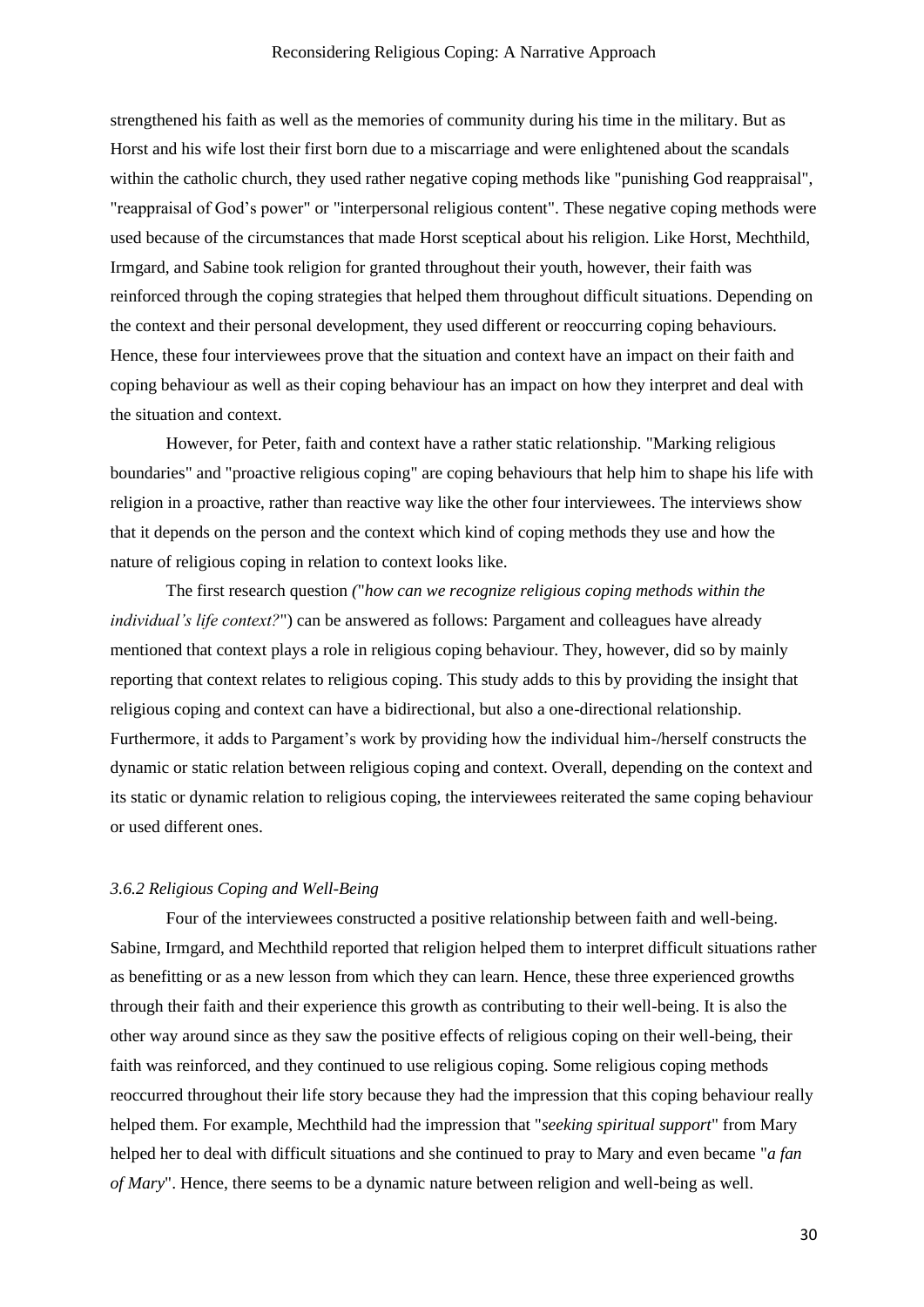strengthened his faith as well as the memories of community during his time in the military. But as Horst and his wife lost their first born due to a miscarriage and were enlightened about the scandals within the catholic church, they used rather negative coping methods like "punishing God reappraisal", "reappraisal of God's power" or "interpersonal religious content". These negative coping methods were used because of the circumstances that made Horst sceptical about his religion. Like Horst, Mechthild, Irmgard, and Sabine took religion for granted throughout their youth, however, their faith was reinforced through the coping strategies that helped them throughout difficult situations. Depending on the context and their personal development, they used different or reoccurring coping behaviours. Hence, these four interviewees prove that the situation and context have an impact on their faith and coping behaviour as well as their coping behaviour has an impact on how they interpret and deal with the situation and context.

However, for Peter, faith and context have a rather static relationship. "Marking religious boundaries" and "proactive religious coping" are coping behaviours that help him to shape his life with religion in a proactive, rather than reactive way like the other four interviewees. The interviews show that it depends on the person and the context which kind of coping methods they use and how the nature of religious coping in relation to context looks like.

The first research question *("how can we recognize religious coping methods within the individual's life context?")* can be answered as follows: Pargament and colleagues have already mentioned that context plays a role in religious coping behaviour. They, however, did so by mainly reporting that context relates to religious coping. This study adds to this by providing the insight that religious coping and context can have a bidirectional, but also a one-directional relationship. Furthermore, it adds to Pargament's work by providing how the individual him-/herself constructs the dynamic or static relation between religious coping and context. Overall, depending on the context and its static or dynamic relation to religious coping, the interviewees reiterated the same coping behaviour or used different ones.

### *3.6.2 Religious Coping and Well-Being*

Four of the interviewees constructed a positive relationship between faith and well-being. Sabine, Irmgard, and Mechthild reported that religion helped them to interpret difficult situations rather as benefitting or as a new lesson from which they can learn. Hence, these three experienced growths through their faith and their experience this growth as contributing to their well-being. It is also the other way around since as they saw the positive effects of religious coping on their well-being, their faith was reinforced, and they continued to use religious coping. Some religious coping methods reoccurred throughout their life story because they had the impression that this coping behaviour really helped them. For example, Mechthild had the impression that "*seeking spiritual support*" from Mary helped her to deal with difficult situations and she continued to pray to Mary and even became "*a fan of Mary*". Hence, there seems to be a dynamic nature between religion and well-being as well.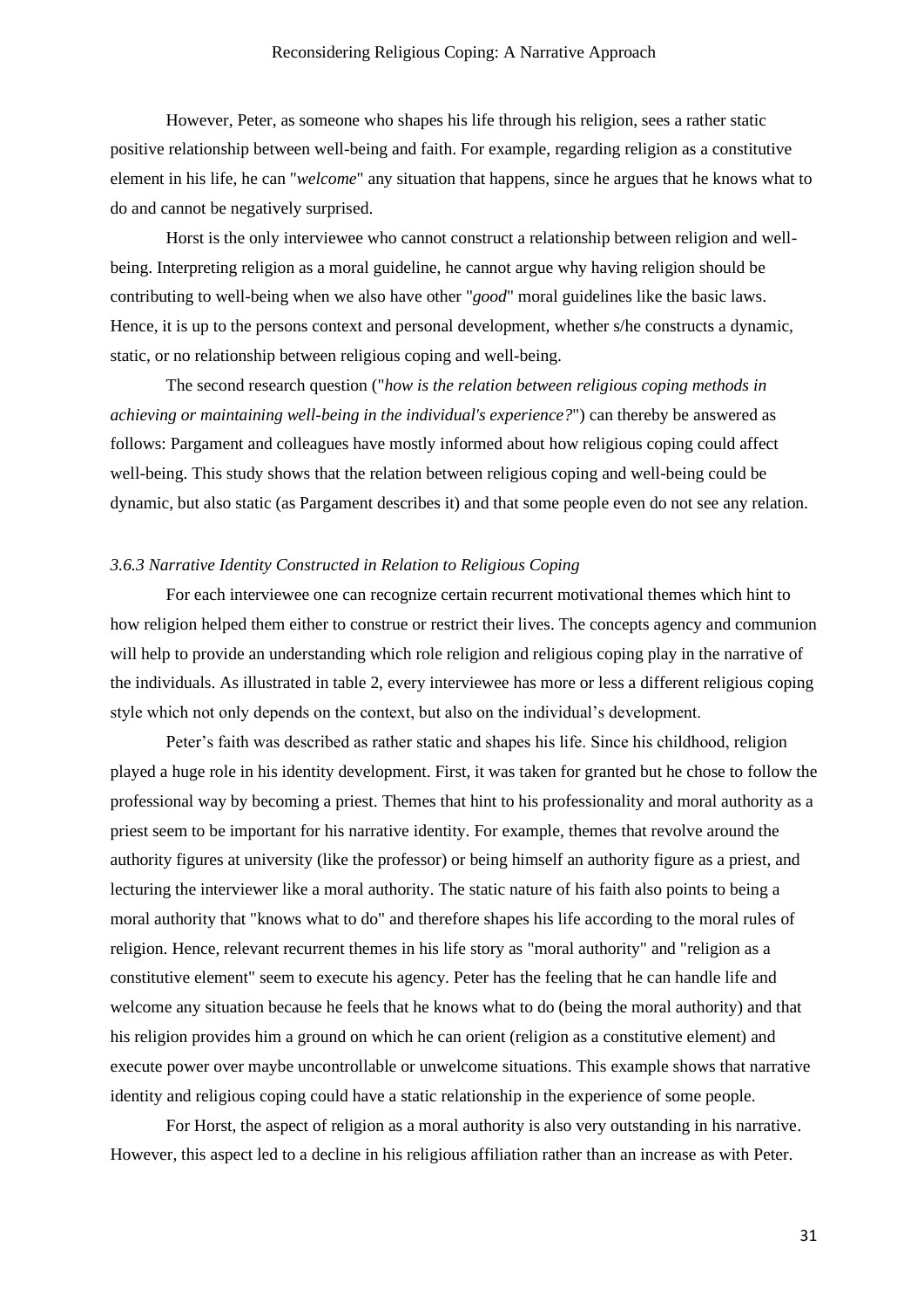However, Peter, as someone who shapes his life through his religion, sees a rather static positive relationship between well-being and faith. For example, regarding religion as a constitutive element in his life, he can "*welcome*" any situation that happens, since he argues that he knows what to do and cannot be negatively surprised.

Horst is the only interviewee who cannot construct a relationship between religion and well-being. Interpreting religion as a moral guideline, he cannot argue why having religion should be contributing to well-being when we also have other "*good*" moral guidelines like the basic laws. Hence, it is up to the persons context and personal development, whether s/he constructs a dynamic, static, or no relationship between religious coping and well-being.

The second research question ("*how is the relation between religious coping methods in achieving or maintaining well-being in the individual's experience?*") can thereby be answered as follows: Pargament and colleagues have mostly informed about how religious coping could affect well-being. This study shows that the relation between religious coping and well-being could be dynamic, but also static (as Pargament describes it) and that some people even do not see any relation.

### *3.6.3 Narrative Identity Constructed in Relation to Religious Coping*

For each interviewee one can recognize certain recurrent motivational themes which hint to how religion helped them either to construe or restrict their lives. The concepts agency and communion will help to provide an understanding which role religion and religious coping play in the narrative of the individuals. As illustrated in table 2, every interviewee has more or less a different religious coping style which not only depends on the context, but also on the individual's development.

Peter's faith was described as rather static and shapes his life. Since his childhood, religion played a huge role in his identity development. First, it was taken for granted but he chose to follow the professional way by becoming a priest. Themes that hint to his professionality and moral authority as a priest seem to be important for his narrative identity. For example, themes that revolve around the authority figures at university (like the professor) or being himself an authority figure as a priest, and lecturing the interviewer like a moral authority. The static nature of his faith also points to being a moral authority that "knows what to do" and therefore shapes his life according to the moral rules of religion. Hence, relevant recurrent themes in his life story as "moral authority" and "religion as a constitutive element" seem to execute his agency. Peter has the feeling that he can handle life and welcome any situation because he feels that he knows what to do (being the moral authority) and that his religion provides him a ground on which he can orient (religion as a constitutive element) and execute power over maybe uncontrollable or unwelcome situations. This example shows that narrative identity and religious coping could have a static relationship in the experience of some people.

For Horst, the aspect of religion as a moral authority is also very outstanding in his narrative. However, this aspect led to a decline in his religious affiliation rather than an increase as with Peter.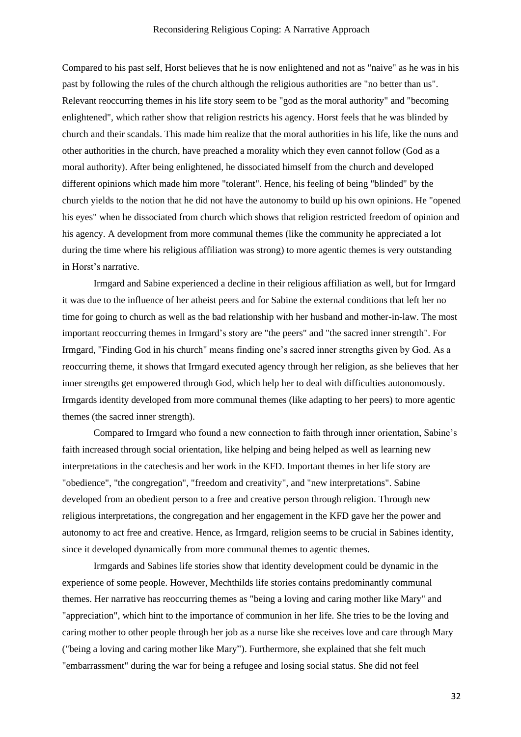Compared to his past self, Horst believes that he is now enlightened and not as "naive" as he was in his past by following the rules of the church although the religious authorities are "no better than us". Relevant reoccurring themes in his life story seem to be "god as the moral authority" and "becoming enlightened", which rather show that religion restricts his agency. Horst feels that he was blinded by church and their scandals. This made him realize that the moral authorities in his life, like the nuns and other authorities in the church, have preached a morality which they even cannot follow (God as a moral authority). After being enlightened, he dissociated himself from the church and developed different opinions which made him more "tolerant". Hence, his feeling of being "blinded" by the church yields to the notion that he did not have the autonomy to build up his own opinions. He "opened his eyes" when he dissociated from church which shows that religion restricted freedom of opinion and his agency. A development from more communal themes (like the community he appreciated a lot during the time where his religious affiliation was strong) to more agentic themes is very outstanding in Horst's narrative.

Irmgard and Sabine experienced a decline in their religious affiliation as well, but for Irmgard it was due to the influence of her atheist peers and for Sabine the external conditions that left her no time for going to church as well as the bad relationship with her husband and mother-in-law. The most important reoccurring themes in Irmgard's story are "the peers" and "the sacred inner strength". For Irmgard, "Finding God in his church" means finding one's sacred inner strengths given by God. As a reoccurring theme, it shows that Irmgard executed agency through her religion, as she believes that her inner strengths get empowered through God, which help her to deal with difficulties autonomously. Irmgards identity developed from more communal themes (like adapting to her peers) to more agentic themes (the sacred inner strength).

Compared to Irmgard who found a new connection to faith through inner orientation, Sabine's faith increased through social orientation, like helping and being helped as well as learning new interpretations in the catechesis and her work in the KFD. Important themes in her life story are "obedience", "the congregation", "freedom and creativity", and "new interpretations". Sabine developed from an obedient person to a free and creative person through religion. Through new religious interpretations, the congregation and her engagement in the KFD gave her the power and autonomy to act free and creative. Hence, as Irmgard, religion seems to be crucial in Sabines identity, since it developed dynamically from more communal themes to agentic themes.

Irmgards and Sabines life stories show that identity development could be dynamic in the experience of some people. However, Mechthilds life stories contains predominantly communal themes. Her narrative has reoccurring themes as "being a loving and caring mother like Mary" and "appreciation", which hint to the importance of communion in her life. She tries to be the loving and caring mother to other people through her job as a nurse like she receives love and care through Mary ("being a loving and caring mother like Mary"). Furthermore, she explained that she felt much "embarrassment" during the war for being a refugee and losing social status. She did not feel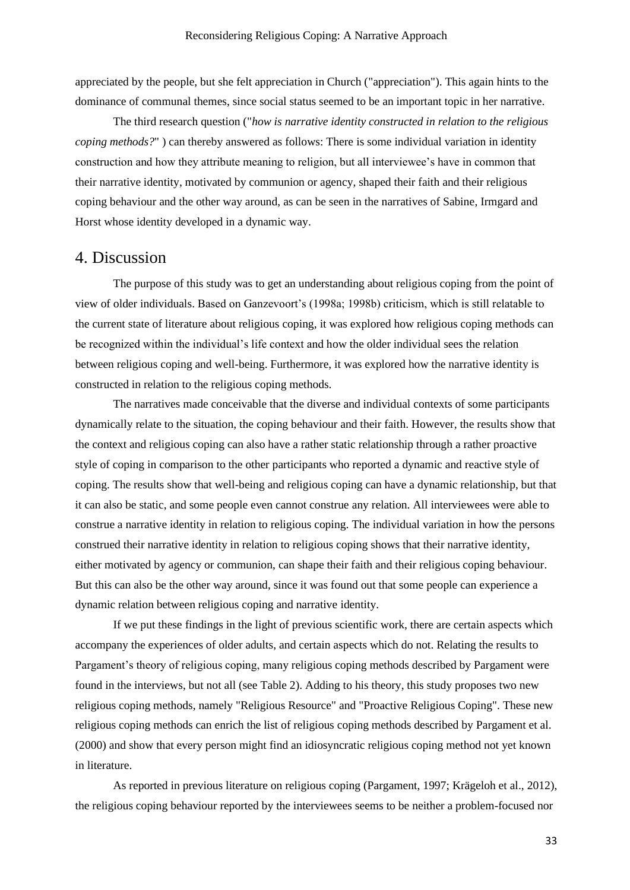appreciated by the people, but she felt appreciation in Church ("appreciation"). This again hints to the dominance of communal themes, since social status seemed to be an important topic in her narrative.

The third research question ("*how is narrative identity constructed in relation to the religious coping methods?*" ) can thereby answered as follows: There is some individual variation in identity construction and how they attribute meaning to religion, but all interviewee's have in common that their narrative identity, motivated by communion or agency, shaped their faith and their religious coping behaviour and the other way around, as can be seen in the narratives of Sabine, Irmgard and Horst whose identity developed in a dynamic way.

# 4. Discussion

The purpose of this study was to get an understanding about religious coping from the point of view of older individuals. Based on Ganzevoort's (1998a; 1998b) criticism, which is still relatable to the current state of literature about religious coping, it was explored how religious coping methods can be recognized within the individual's life context and how the older individual sees the relation between religious coping and well-being. Furthermore, it was explored how the narrative identity is constructed in relation to the religious coping methods.

The narratives made conceivable that the diverse and individual contexts of some participants dynamically relate to the situation, the coping behaviour and their faith. However, the results show that the context and religious coping can also have a rather static relationship through a rather proactive style of coping in comparison to the other participants who reported a dynamic and reactive style of coping. The results show that well-being and religious coping can have a dynamic relationship, but that it can also be static, and some people even cannot construe any relation. All interviewees were able to construe a narrative identity in relation to religious coping. The individual variation in how the persons construed their narrative identity in relation to religious coping shows that their narrative identity, either motivated by agency or communion, can shape their faith and their religious coping behaviour. But this can also be the other way around, since it was found out that some people can experience a dynamic relation between religious coping and narrative identity.

If we put these findings in the light of previous scientific work, there are certain aspects which accompany the experiences of older adults, and certain aspects which do not. Relating the results to Pargament's theory of religious coping, many religious coping methods described by Pargament were found in the interviews, but not all (see Table 2). Adding to his theory, this study proposes two new religious coping methods, namely "Religious Resource" and "Proactive Religious Coping". These new religious coping methods can enrich the list of religious coping methods described by Pargament et al. (2000) and show that every person might find an idiosyncratic religious coping method not yet known in literature.

As reported in previous literature on religious coping (Pargament, 1997; Krägeloh et al., 2012), the religious coping behaviour reported by the interviewees seems to be neither a problem-focused nor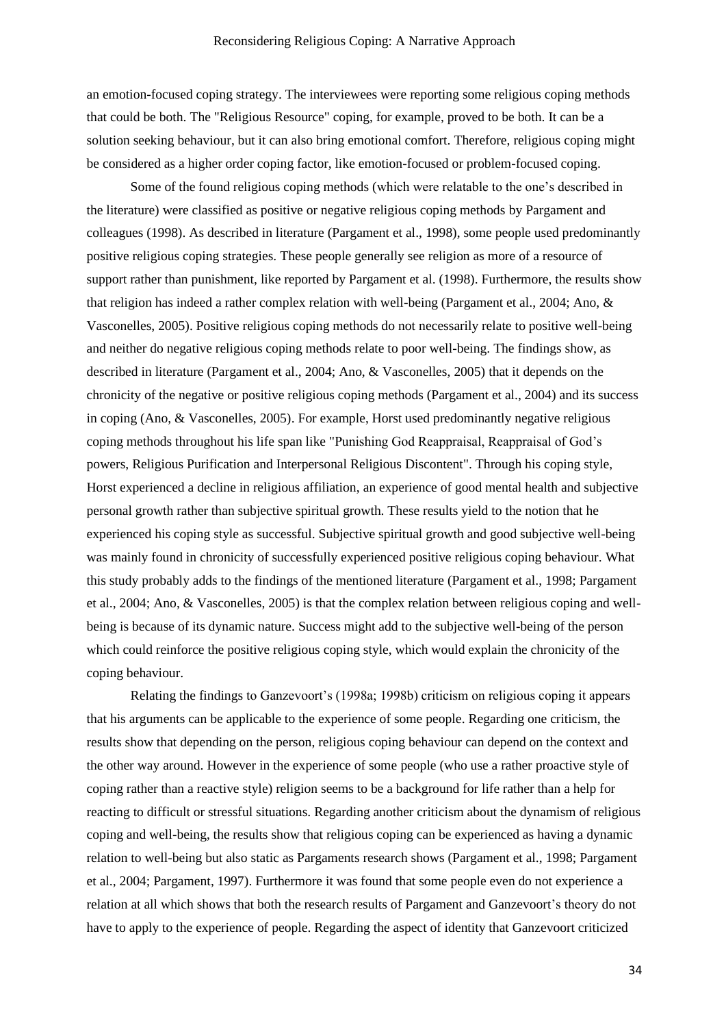an emotion-focused coping strategy. The interviewees were reporting some religious coping methods that could be both. The "Religious Resource" coping, for example, proved to be both. It can be a solution seeking behaviour, but it can also bring emotional comfort. Therefore, religious coping might be considered as a higher order coping factor, like emotion-focused or problem-focused coping.

Some of the found religious coping methods (which were relatable to the one's described in the literature) were classified as positive or negative religious coping methods by Pargament and colleagues (1998). As described in literature (Pargament et al., 1998), some people used predominantly positive religious coping strategies. These people generally see religion as more of a resource of support rather than punishment, like reported by Pargament et al. (1998). Furthermore, the results show that religion has indeed a rather complex relation with well-being (Pargament et al., 2004; Ano, & Vasconelles, 2005). Positive religious coping methods do not necessarily relate to positive well-being and neither do negative religious coping methods relate to poor well-being. The findings show, as described in literature (Pargament et al., 2004; Ano, & Vasconelles, 2005) that it depends on the chronicity of the negative or positive religious coping methods (Pargament et al., 2004) and its success in coping (Ano, & Vasconelles, 2005). For example, Horst used predominantly negative religious coping methods throughout his life span like "Punishing God Reappraisal, Reappraisal of God's powers, Religious Purification and Interpersonal Religious Discontent". Through his coping style, Horst experienced a decline in religious affiliation, an experience of good mental health and subjective personal growth rather than subjective spiritual growth. These results yield to the notion that he experienced his coping style as successful. Subjective spiritual growth and good subjective well-being was mainly found in chronicity of successfully experienced positive religious coping behaviour. What this study probably adds to the findings of the mentioned literature (Pargament et al., 1998; Pargament et al., 2004; Ano, & Vasconelles, 2005) is that the complex relation between religious coping and well-being is because of its dynamic nature. Success might add to the subjective well-being of the person which could reinforce the positive religious coping style, which would explain the chronicity of the coping behaviour.

Relating the findings to Ganzevoort's (1998a; 1998b) criticism on religious coping it appears that his arguments can be applicable to the experience of some people. Regarding one criticism, the results show that depending on the person, religious coping behaviour can depend on the context and the other way around. However in the experience of some people (who use a rather proactive style of coping rather than a reactive style) religion seems to be a background for life rather than a help for reacting to difficult or stressful situations. Regarding another criticism about the dynamism of religious coping and well-being, the results show that religious coping can be experienced as having a dynamic relation to well-being but also static as Pargaments research shows (Pargament et al., 1998; Pargament et al., 2004; Pargament, 1997). Furthermore it was found that some people even do not experience a relation at all which shows that both the research results of Pargament and Ganzevoort's theory do not have to apply to the experience of people. Regarding the aspect of identity that Ganzevoort criticized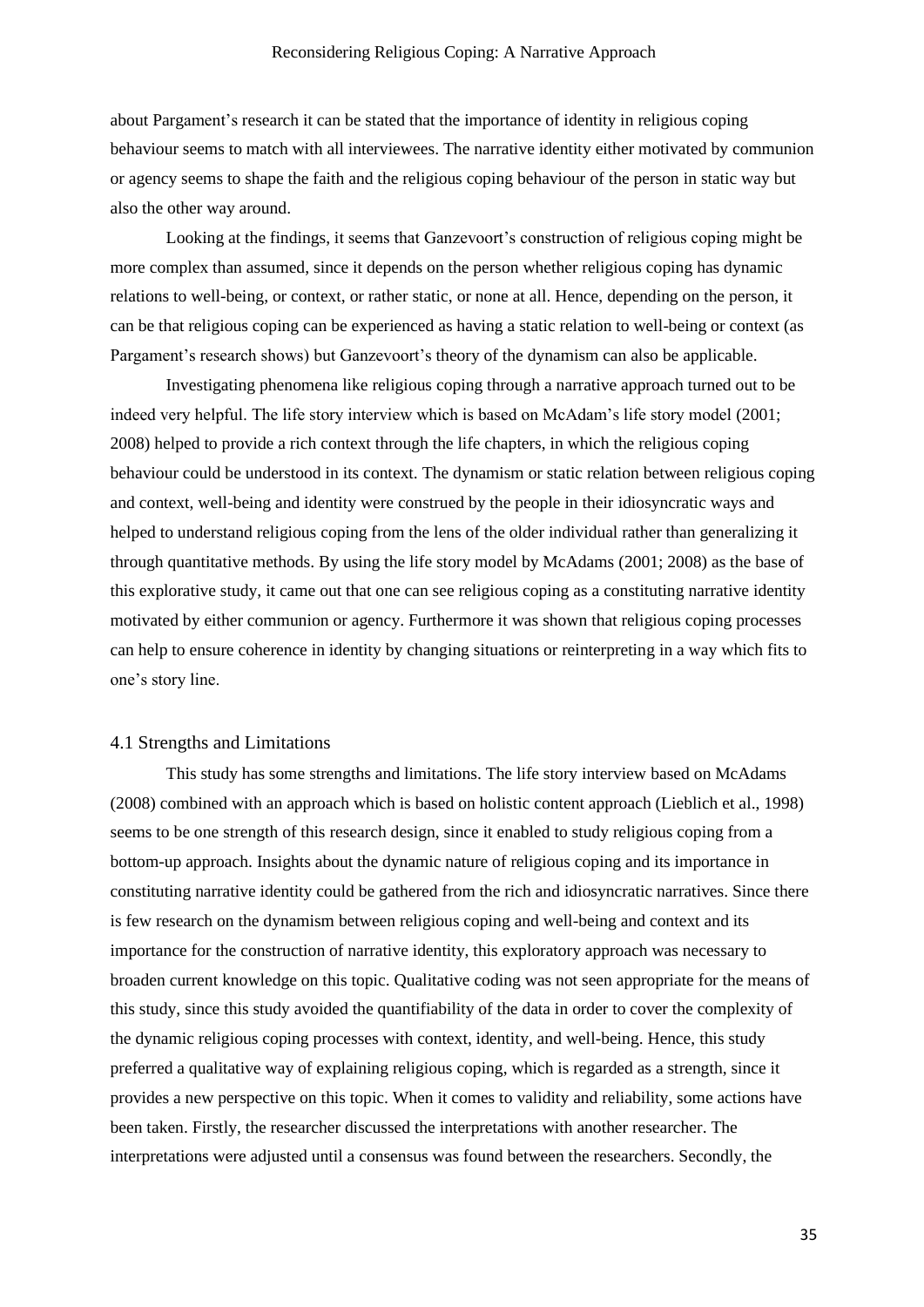about Pargament's research it can be stated that the importance of identity in religious coping behaviour seems to match with all interviewees. The narrative identity either motivated by communion or agency seems to shape the faith and the religious coping behaviour of the person in static way but also the other way around.

Looking at the findings, it seems that Ganzevoort's construction of religious coping might be more complex than assumed, since it depends on the person whether religious coping has dynamic relations to well-being, or context, or rather static, or none at all. Hence, depending on the person, it can be that religious coping can be experienced as having a static relation to well-being or context (as Pargament's research shows) but Ganzevoort's theory of the dynamism can also be applicable.

Investigating phenomena like religious coping through a narrative approach turned out to be indeed very helpful. The life story interview which is based on McAdam's life story model (2001; 2008) helped to provide a rich context through the life chapters, in which the religious coping behaviour could be understood in its context. The dynamism or static relation between religious coping and context, well-being and identity were construed by the people in their idiosyncratic ways and helped to understand religious coping from the lens of the older individual rather than generalizing it through quantitative methods. By using the life story model by McAdams (2001; 2008) as the base of this explorative study, it came out that one can see religious coping as a constituting narrative identity motivated by either communion or agency. Furthermore it was shown that religious coping processes can help to ensure coherence in identity by changing situations or reinterpreting in a way which fits to one's story line.

## 4.1 Strengths and Limitations

This study has some strengths and limitations. The life story interview based on McAdams (2008) combined with an approach which is based on holistic content approach (Lieblich et al., 1998) seems to be one strength of this research design, since it enabled to study religious coping from a bottom-up approach. Insights about the dynamic nature of religious coping and its importance in constituting narrative identity could be gathered from the rich and idiosyncratic narratives. Since there is few research on the dynamism between religious coping and well-being and context and its importance for the construction of narrative identity, this exploratory approach was necessary to broaden current knowledge on this topic. Qualitative coding was not seen appropriate for the means of this study, since this study avoided the quantifiability of the data in order to cover the complexity of the dynamic religious coping processes with context, identity, and well-being. Hence, this study preferred a qualitative way of explaining religious coping, which is regarded as a strength, since it provides a new perspective on this topic. When it comes to validity and reliability, some actions have been taken. Firstly, the researcher discussed the interpretations with another researcher. The interpretations were adjusted until a consensus was found between the researchers. Secondly, the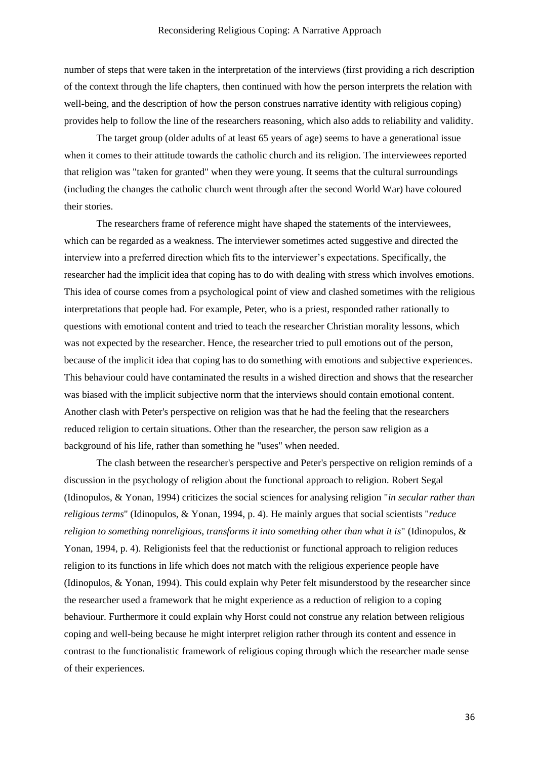number of steps that were taken in the interpretation of the interviews (first providing a rich description of the context through the life chapters, then continued with how the person interprets the relation with well-being, and the description of how the person construes narrative identity with religious coping) provides help to follow the line of the researchers reasoning, which also adds to reliability and validity.

The target group (older adults of at least 65 years of age) seems to have a generational issue when it comes to their attitude towards the catholic church and its religion. The interviewees reported that religion was "taken for granted" when they were young. It seems that the cultural surroundings (including the changes the catholic church went through after the second World War) have coloured their stories.

The researchers frame of reference might have shaped the statements of the interviewees, which can be regarded as a weakness. The interviewer sometimes acted suggestive and directed the interview into a preferred direction which fits to the interviewer's expectations. Specifically, the researcher had the implicit idea that coping has to do with dealing with stress which involves emotions. This idea of course comes from a psychological point of view and clashed sometimes with the religious interpretations that people had. For example, Peter, who is a priest, responded rather rationally to questions with emotional content and tried to teach the researcher Christian morality lessons, which was not expected by the researcher. Hence, the researcher tried to pull emotions out of the person, because of the implicit idea that coping has to do something with emotions and subjective experiences. This behaviour could have contaminated the results in a wished direction and shows that the researcher was biased with the implicit subjective norm that the interviews should contain emotional content. Another clash with Peter's perspective on religion was that he had the feeling that the researchers reduced religion to certain situations. Other than the researcher, the person saw religion as a background of his life, rather than something he "uses" when needed.

The clash between the researcher's perspective and Peter's perspective on religion reminds of a discussion in the psychology of religion about the functional approach to religion. Robert Segal (Idinopulos, & Yonan, 1994) criticizes the social sciences for analysing religion "*in secular rather than religious terms*" (Idinopulos, & Yonan, 1994, p. 4). He mainly argues that social scientists "*reduce religion to something nonreligious, transforms it into something other than what it is*" (Idinopulos, & Yonan, 1994, p. 4). Religionists feel that the reductionist or functional approach to religion reduces religion to its functions in life which does not match with the religious experience people have (Idinopulos, & Yonan, 1994). This could explain why Peter felt misunderstood by the researcher since the researcher used a framework that he might experience as a reduction of religion to a coping behaviour. Furthermore it could explain why Horst could not construe any relation between religious coping and well-being because he might interpret religion rather through its content and essence in contrast to the functionalistic framework of religious coping through which the researcher made sense of their experiences.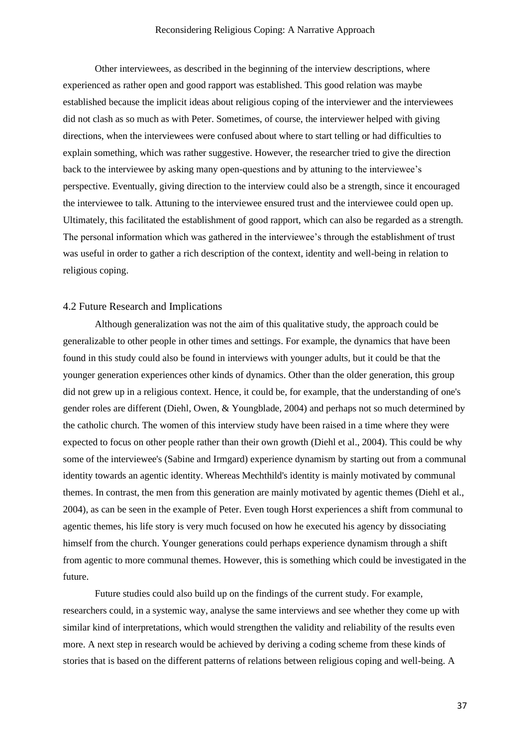Other interviewees, as described in the beginning of the interview descriptions, where experienced as rather open and good rapport was established. This good relation was maybe established because the implicit ideas about religious coping of the interviewer and the interviewees did not clash as so much as with Peter. Sometimes, of course, the interviewer helped with giving directions, when the interviewees were confused about where to start telling or had difficulties to explain something, which was rather suggestive. However, the researcher tried to give the direction back to the interviewee by asking many open-questions and by attuning to the interviewee's perspective. Eventually, giving direction to the interview could also be a strength, since it encouraged the interviewee to talk. Attuning to the interviewee ensured trust and the interviewee could open up. Ultimately, this facilitated the establishment of good rapport, which can also be regarded as a strength. The personal information which was gathered in the interviewee's through the establishment of trust was useful in order to gather a rich description of the context, identity and well-being in relation to religious coping.

## 4.2 Future Research and Implications

Although generalization was not the aim of this qualitative study, the approach could be generalizable to other people in other times and settings. For example, the dynamics that have been found in this study could also be found in interviews with younger adults, but it could be that the younger generation experiences other kinds of dynamics. Other than the older generation, this group did not grew up in a religious context. Hence, it could be, for example, that the understanding of one's gender roles are different (Diehl, Owen, & Youngblade, 2004) and perhaps not so much determined by the catholic church. The women of this interview study have been raised in a time where they were expected to focus on other people rather than their own growth (Diehl et al., 2004). This could be why some of the interviewee's (Sabine and Irmgard) experience dynamism by starting out from a communal identity towards an agentic identity. Whereas Mechthild's identity is mainly motivated by communal themes. In contrast, the men from this generation are mainly motivated by agentic themes (Diehl et al., 2004), as can be seen in the example of Peter. Even tough Horst experiences a shift from communal to agentic themes, his life story is very much focused on how he executed his agency by dissociating himself from the church. Younger generations could perhaps experience dynamism through a shift from agentic to more communal themes. However, this is something which could be investigated in the future.

Future studies could also build up on the findings of the current study. For example, researchers could, in a systemic way, analyse the same interviews and see whether they come up with similar kind of interpretations, which would strengthen the validity and reliability of the results even more. A next step in research would be achieved by deriving a coding scheme from these kinds of stories that is based on the different patterns of relations between religious coping and well-being. A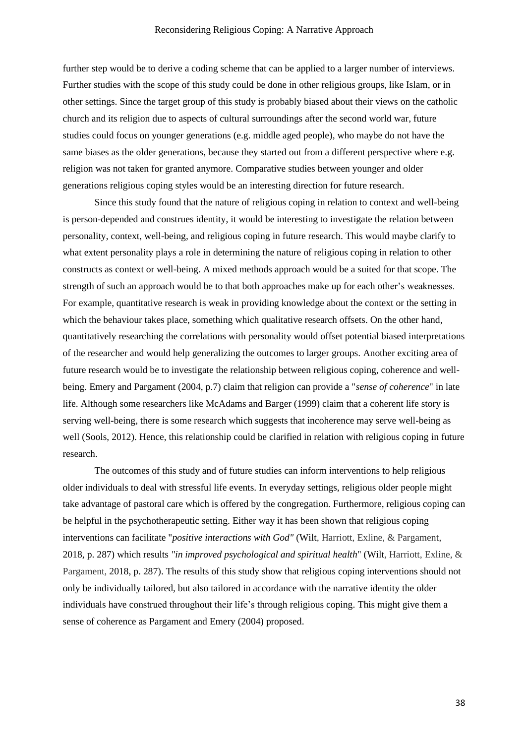further step would be to derive a coding scheme that can be applied to a larger number of interviews. Further studies with the scope of this study could be done in other religious groups, like Islam, or in other settings. Since the target group of this study is probably biased about their views on the catholic church and its religion due to aspects of cultural surroundings after the second world war, future studies could focus on younger generations (e.g. middle aged people), who maybe do not have the same biases as the older generations, because they started out from a different perspective where e.g. religion was not taken for granted anymore. Comparative studies between younger and older generations religious coping styles would be an interesting direction for future research.

Since this study found that the nature of religious coping in relation to context and well-being is person-depended and construes identity, it would be interesting to investigate the relation between personality, context, well-being, and religious coping in future research. This would maybe clarify to what extent personality plays a role in determining the nature of religious coping in relation to other constructs as context or well-being. A mixed methods approach would be a suited for that scope. The strength of such an approach would be to that both approaches make up for each other's weaknesses. For example, quantitative research is weak in providing knowledge about the context or the setting in which the behaviour takes place, something which qualitative research offsets. On the other hand, quantitatively researching the correlations with personality would offset potential biased interpretations of the researcher and would help generalizing the outcomes to larger groups. Another exciting area of future research would be to investigate the relationship between religious coping, coherence and well-being. Emery and Pargament (2004, p.7) claim that religion can provide a "*sense of coherence*" in late life. Although some researchers like McAdams and Barger (1999) claim that a coherent life story is serving well-being, there is some research which suggests that incoherence may serve well-being as well (Sools, 2012). Hence, this relationship could be clarified in relation with religious coping in future research.

The outcomes of this study and of future studies can inform interventions to help religious older individuals to deal with stressful life events. In everyday settings, religious older people might take advantage of pastoral care which is offered by the congregation. Furthermore, religious coping can be helpful in the psychotherapeutic setting. Either way it has been shown that religious coping interventions can facilitate "*positive interactions with God"* (Wilt, Harriott, Exline, & Pargament, 2018, p. 287) which results *"in improved psychological and spiritual health*" (Wilt, Harriott, Exline, & Pargament, 2018, p. 287). The results of this study show that religious coping interventions should not only be individually tailored, but also tailored in accordance with the narrative identity the older individuals have construed throughout their life's through religious coping. This might give them a sense of coherence as Pargament and Emery (2004) proposed.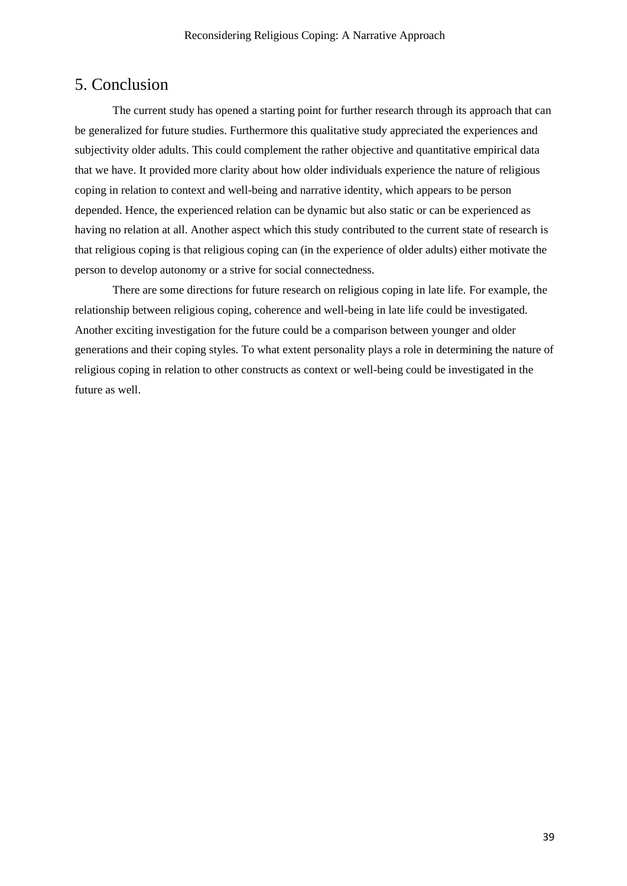## 5. Conclusion

The current study has opened a starting point for further research through its approach that can be generalized for future studies. Furthermore this qualitative study appreciated the experiences and subjectivity older adults. This could complement the rather objective and quantitative empirical data that we have. It provided more clarity about how older individuals experience the nature of religious coping in relation to context and well-being and narrative identity, which appears to be person depended. Hence, the experienced relation can be dynamic but also static or can be experienced as having no relation at all. Another aspect which this study contributed to the current state of research is that religious coping is that religious coping can (in the experience of older adults) either motivate the person to develop autonomy or a strive for social connectedness.

There are some directions for future research on religious coping in late life. For example, the relationship between religious coping, coherence and well-being in late life could be investigated. Another exciting investigation for the future could be a comparison between younger and older generations and their coping styles. To what extent personality plays a role in determining the nature of religious coping in relation to other constructs as context or well-being could be investigated in the future as well.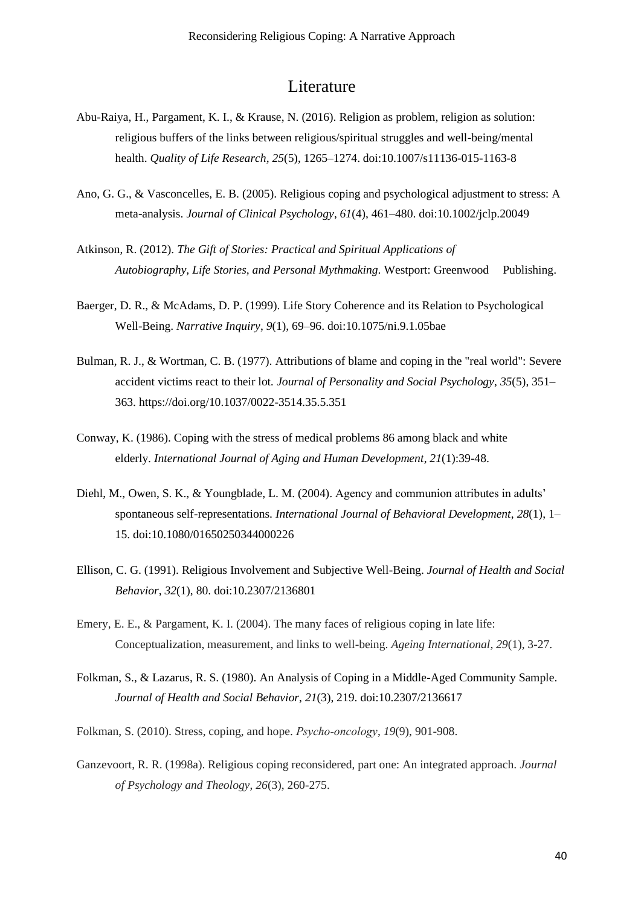# Literature

Abu-Raiya, H., Pargament, K. I., & Krause, N. (2016). Religion as problem, religion as solution: religious buffers of the links between religious/spiritual struggles and well-being/mental health. *Quality of Life Research, 25*(5), 1265–1274. doi:10.1007/s11136-015-1163-8

Ano, G. G., & Vasconcelles, E. B. (2005). Religious coping and psychological adjustment to stress: A meta-analysis. *Journal of Clinical Psychology*, *61*(4), 461–480. doi:10.1002/jclp.20049

Atkinson, R. (2012). *The Gift of Stories: Practical and Spiritual Applications of Autobiography, Life Stories, and Personal Mythmaking*. Westport: Greenwood Publishing.

Baerger, D. R., & McAdams, D. P. (1999). Life Story Coherence and its Relation to Psychological Well-Being. *Narrative Inquiry*, *9*(1), 69–96. doi:10.1075/ni.9.1.05bae

Bulman, R. J., & Wortman, C. B. (1977). Attributions of blame and coping in the "real world": Severe accident victims react to their lot. *Journal of Personality and Social Psychology*, *35*(5), 351–363. https://doi.org/10.1037/0022-3514.35.5.351

Conway, K. (1986). Coping with the stress of medical problems 86 among black and white elderly. *International Journal of Aging and Human Development*, *21*(1):39-48.

Diehl, M., Owen, S. K., & Youngblade, L. M. (2004). Agency and communion attributes in adults' spontaneous self-representations. *International Journal of Behavioral Development*, *28*(1), 1–15. doi:10.1080/01650250344000226

Ellison, C. G. (1991). Religious Involvement and Subjective Well-Being. *Journal of Health and Social Behavior*, *32*(1), 80. doi:10.2307/2136801

Emery, E. E., & Pargament, K. I. (2004). The many faces of religious coping in late life: Conceptualization, measurement, and links to well-being. *Ageing International*, *29*(1), 3-27.

Folkman, S., & Lazarus, R. S. (1980). An Analysis of Coping in a Middle-Aged Community Sample. *Journal of Health and Social Behavior*, *21*(3), 219. doi:10.2307/2136617

Folkman, S. (2010). Stress, coping, and hope. *Psycho-oncology*, *19*(9), 901-908.

Ganzevoort, R. R. (1998a). Religious coping reconsidered, part one: An integrated approach. *Journal of Psychology and Theology*, *26*(3), 260-275.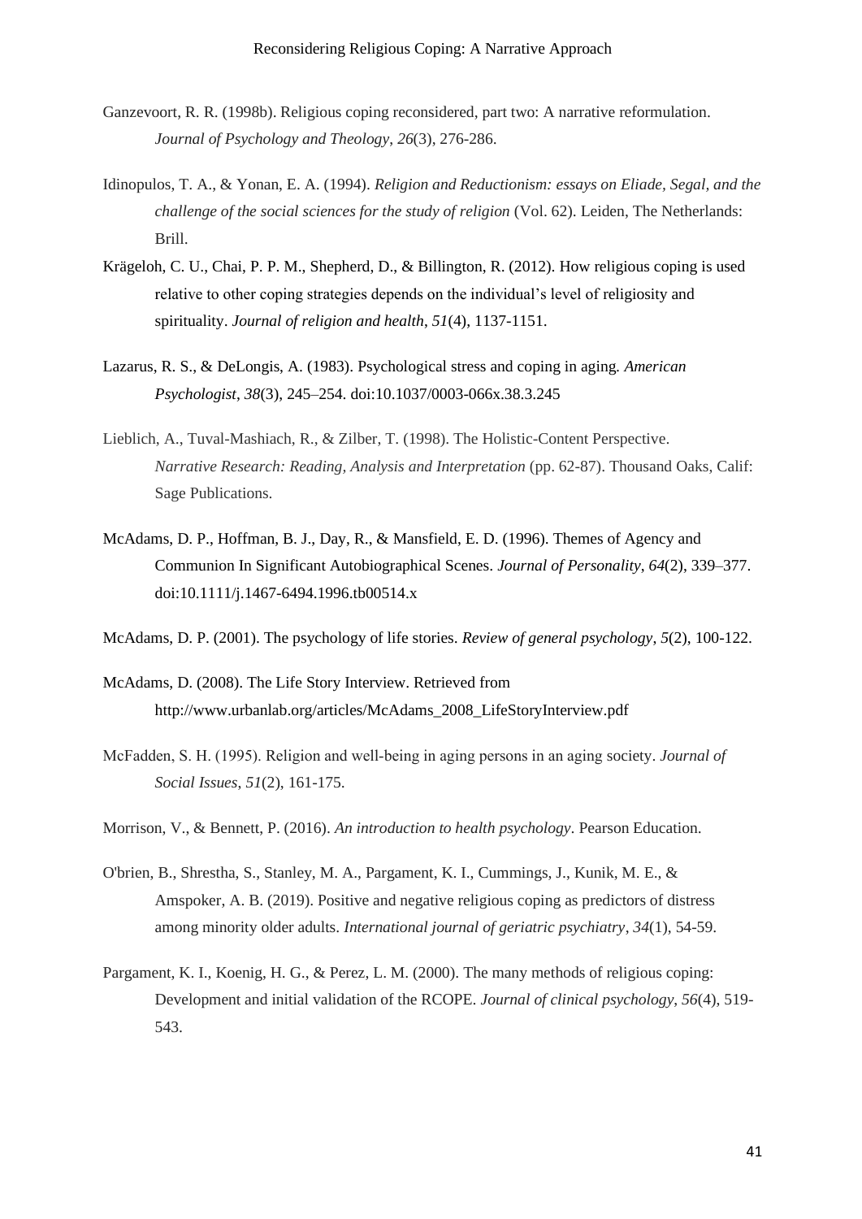Ganzevoort, R. R. (1998b). Religious coping reconsidered, part two: A narrative reformulation. *Journal of Psychology and Theology*, *26*(3), 276-286.

Idinopulos, T. A., & Yonan, E. A. (1994). *Religion and Reductionism: essays on Eliade, Segal, and the challenge of the social sciences for the study of religion* (Vol. 62). Leiden, The Netherlands: Brill.

Krägeloh, C. U., Chai, P. P. M., Shepherd, D., & Billington, R. (2012). How religious coping is used relative to other coping strategies depends on the individual's level of religiosity and spirituality. *Journal of religion and health*, *51*(4), 1137-1151.

Lazarus, R. S., & DeLongis, A. (1983). Psychological stress and coping in aging. *American Psychologist*, *38*(3), 245–254. doi:10.1037/0003-066x.38.3.245

Lieblich, A., Tuval-Mashiach, R., & Zilber, T. (1998). The Holistic-Content Perspective. *Narrative Research: Reading, Analysis and Interpretation* (pp. 62-87). Thousand Oaks, Calif: Sage Publications.

McAdams, D. P., Hoffman, B. J., Day, R., & Mansfield, E. D. (1996). Themes of Agency and Communion In Significant Autobiographical Scenes. *Journal of Personality*, *64*(2), 339–377. doi:10.1111/j.1467-6494.1996.tb00514.x

McAdams, D. P. (2001). The psychology of life stories. *Review of general psychology*, *5*(2), 100-122.

McAdams, D. (2008). The Life Story Interview. Retrieved from http://www.urbanlab.org/articles/McAdams_2008_LifeStoryInterview.pdf

McFadden, S. H. (1995). Religion and well-being in aging persons in an aging society. *Journal of Social Issues*, *51*(2), 161-175.

Morrison, V., & Bennett, P. (2016). *An introduction to health psychology*. Pearson Education.

O'brien, B., Shrestha, S., Stanley, M. A., Pargament, K. I., Cummings, J., Kunik, M. E., & Amspoker, A. B. (2019). Positive and negative religious coping as predictors of distress among minority older adults. *International journal of geriatric psychiatry*, *34*(1), 54-59.

Pargament, K. I., Koenig, H. G., & Perez, L. M. (2000). The many methods of religious coping: Development and initial validation of the RCOPE. *Journal of clinical psychology*, *56*(4), 519-543.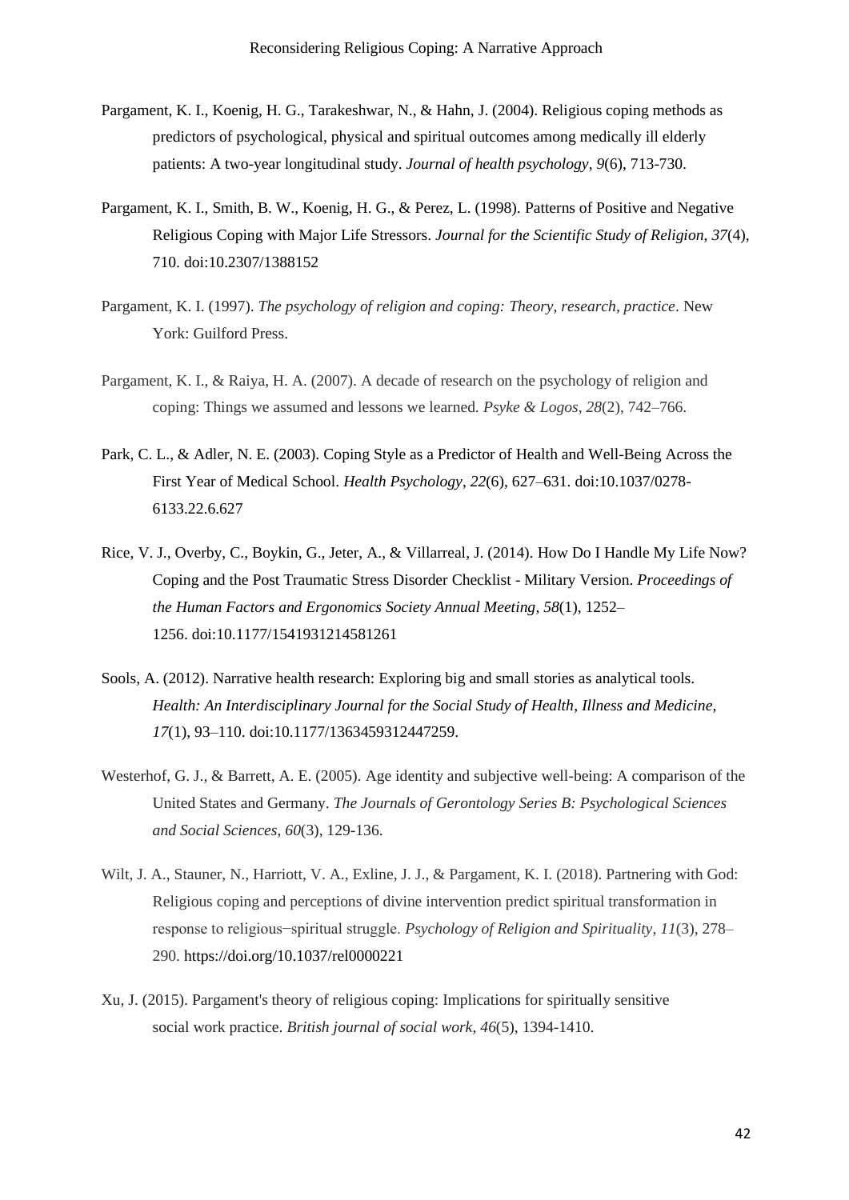Pargament, K. I., Koenig, H. G., Tarakeshwar, N., & Hahn, J. (2004). Religious coping methods as predictors of psychological, physical and spiritual outcomes among medically ill elderly patients: A two-year longitudinal study. *Journal of health psychology*, *9*(6), 713-730.

Pargament, K. I., Smith, B. W., Koenig, H. G., & Perez, L. (1998). Patterns of Positive and Negative Religious Coping with Major Life Stressors. *Journal for the Scientific Study of Religion*, *37*(4), 710. doi:10.2307/1388152

Pargament, K. I. (1997). *The psychology of religion and coping: Theory, research, practice*. New York: Guilford Press.

Pargament, K. I., & Raiya, H. A. (2007). A decade of research on the psychology of religion and coping: Things we assumed and lessons we learned. *Psyke & Logos*, *28*(2), 742–766.

Park, C. L., & Adler, N. E. (2003). Coping Style as a Predictor of Health and Well-Being Across the First Year of Medical School. *Health Psychology*, *22*(6), 627–631. doi:10.1037/0278-6133.22.6.627

Rice, V. J., Overby, C., Boykin, G., Jeter, A., & Villarreal, J. (2014). How Do I Handle My Life Now? Coping and the Post Traumatic Stress Disorder Checklist - Military Version. *Proceedings of the Human Factors and Ergonomics Society Annual Meeting*, *58*(1), 1252–1256. doi:10.1177/1541931214581261

Sools, A. (2012). Narrative health research: Exploring big and small stories as analytical tools. *Health: An Interdisciplinary Journal for the Social Study of Health, Illness and Medicine*, *17*(1), 93–110. doi:10.1177/1363459312447259.

Westerhof, G. J., & Barrett, A. E. (2005). Age identity and subjective well-being: A comparison of the United States and Germany. *The Journals of Gerontology Series B: Psychological Sciences and Social Sciences*, *60*(3), 129-136.

Wilt, J. A., Stauner, N., Harriott, V. A., Exline, J. J., & Pargament, K. I. (2018). Partnering with God: Religious coping and perceptions of divine intervention predict spiritual transformation in response to religious−spiritual struggle. *Psychology of Religion and Spirituality, 11*(3), 278–290. https://doi.org/10.1037/rel0000221

Xu, J. (2015). Pargament's theory of religious coping: Implications for spiritually sensitive social work practice. *British journal of social work*, *46*(5), 1394-1410.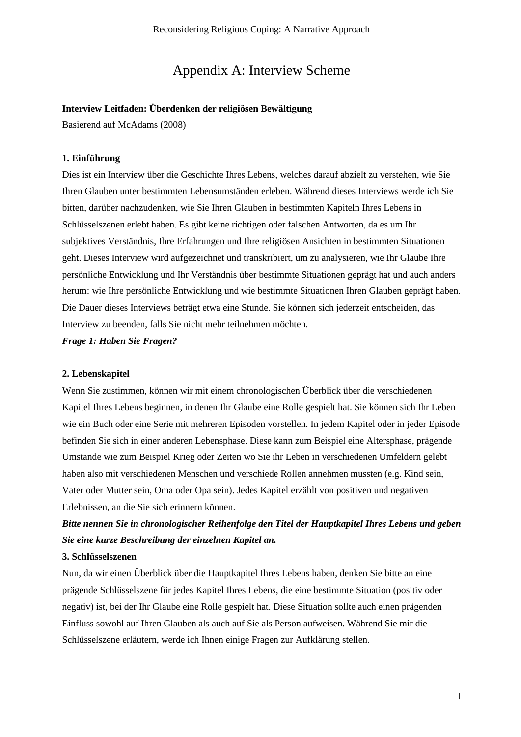# Appendix A: Interview Scheme

**Interview Leitfaden: Überdenken der religiösen Bewältigung**

Basierend auf McAdams (2008)

**1. Einführung**

Dies ist ein Interview über die Geschichte Ihres Lebens, welches darauf abzielt zu verstehen, wie Sie Ihren Glauben unter bestimmten Lebensumständen erleben. Während dieses Interviews werde ich Sie bitten, darüber nachzudenken, wie Sie Ihren Glauben in bestimmten Kapiteln Ihres Lebens in Schlüsselszenen erlebt haben. Es gibt keine richtigen oder falschen Antworten, da es um Ihr subjektives Verständnis, Ihre Erfahrungen und Ihre religiösen Ansichten in bestimmten Situationen geht. Dieses Interview wird aufgezeichnet und transkribiert, um zu analysieren, wie Ihr Glaube Ihre persönliche Entwicklung und Ihr Verständnis über bestimmte Situationen geprägt hat und auch anders herum: wie Ihre persönliche Entwicklung und wie bestimmte Situationen Ihren Glauben geprägt haben. Die Dauer dieses Interviews beträgt etwa eine Stunde. Sie können sich jederzeit entscheiden, das Interview zu beenden, falls Sie nicht mehr teilnehmen möchten.

***Frage 1: Haben Sie Fragen?***

**2. Lebenskapitel**

Wenn Sie zustimmen, können wir mit einem chronologischen Überblick über die verschiedenen Kapitel Ihres Lebens beginnen, in denen Ihr Glaube eine Rolle gespielt hat. Sie können sich Ihr Leben wie ein Buch oder eine Serie mit mehreren Episoden vorstellen. In jedem Kapitel oder in jeder Episode befinden Sie sich in einer anderen Lebensphase. Diese kann zum Beispiel eine Altersphase, prägende Umstande wie zum Beispiel Krieg oder Zeiten wo Sie ihr Leben in verschiedenen Umfeldern gelebt haben also mit verschiedenen Menschen und verschiede Rollen annehmen mussten (e.g. Kind sein, Vater oder Mutter sein, Oma oder Opa sein). Jedes Kapitel erzählt von positiven und negativen Erlebnissen, an die Sie sich erinnern können.

***Bitte nennen Sie in chronologischer Reihenfolge den Titel der Hauptkapitel Ihres Lebens und geben Sie eine kurze Beschreibung der einzelnen Kapitel an.***

**3. Schlüsselszenen**

Nun, da wir einen Überblick über die Hauptkapitel Ihres Lebens haben, denken Sie bitte an eine prägende Schlüsselszene für jedes Kapitel Ihres Lebens, die eine bestimmte Situation (positiv oder negativ) ist, bei der Ihr Glaube eine Rolle gespielt hat. Diese Situation sollte auch einen prägenden Einfluss sowohl auf Ihren Glauben als auch auf Sie als Person aufweisen. Während Sie mir die Schlüsselszene erläutern, werde ich Ihnen einige Fragen zur Aufklärung stellen.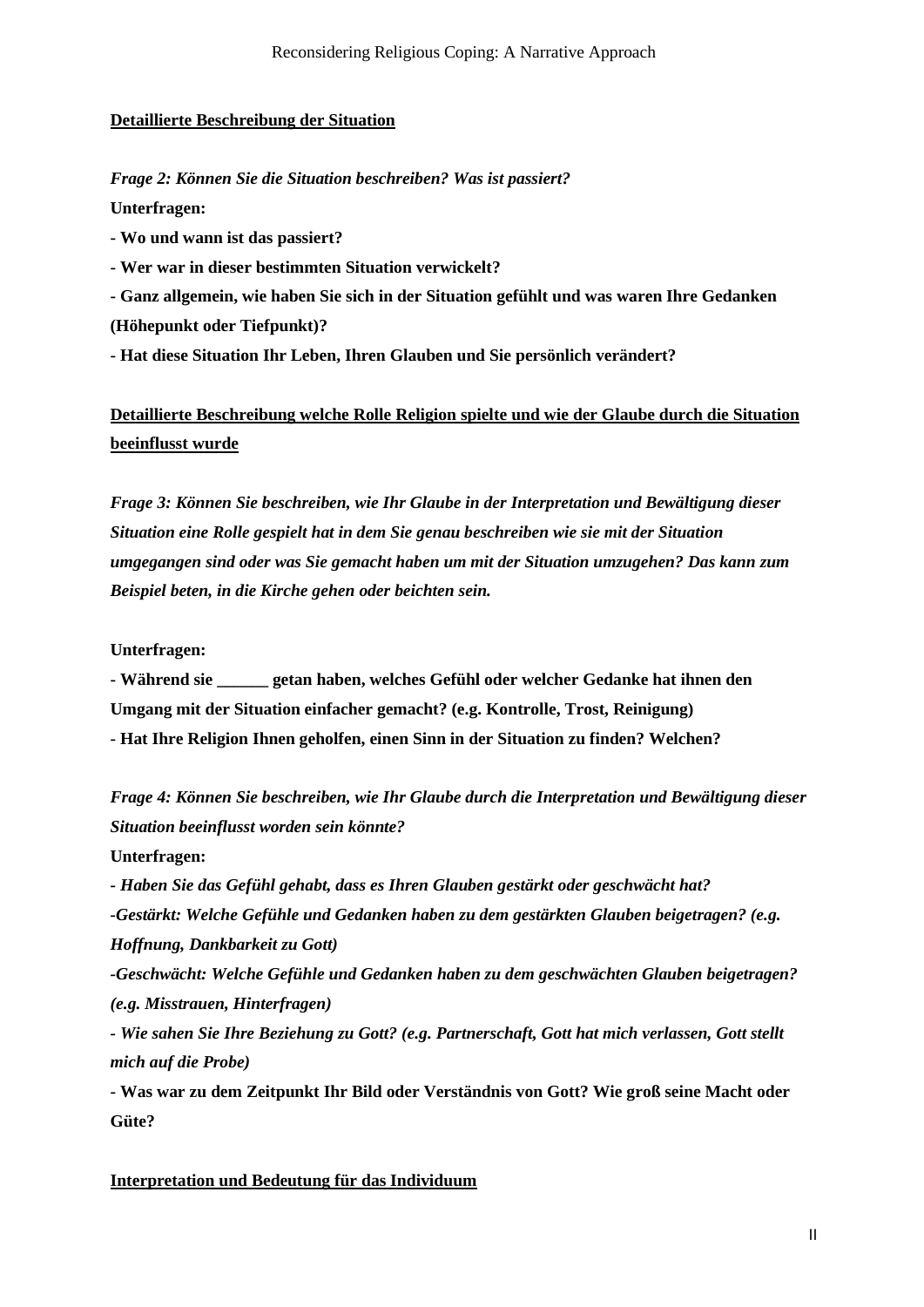**<u>Detaillierte Beschreibung der Situation</u>**

***Frage 2: Können Sie die Situation beschreiben? Was ist passiert?***

**Unterfragen:**

**- Wo und wann ist das passiert?**

**- Wer war in dieser bestimmten Situation verwickelt?**

**- Ganz allgemein, wie haben Sie sich in der Situation gefühlt und was waren Ihre Gedanken (Höhepunkt oder Tiefpunkt)?**

**- Hat diese Situation Ihr Leben, Ihren Glauben und Sie persönlich verändert?**

**<u>Detaillierte Beschreibung welche Rolle Religion spielte und wie der Glaube durch die Situation beeinflusst wurde</u>**

***Frage 3: Können Sie beschreiben, wie Ihr Glaube in der Interpretation und Bewältigung dieser Situation eine Rolle gespielt hat in dem Sie genau beschreiben wie sie mit der Situation umgegangen sind oder was Sie gemacht haben um mit der Situation umzugehen? Das kann zum Beispiel beten, in die Kirche gehen oder beichten sein.***

**Unterfragen:**

**- Während sie ______ getan haben, welches Gefühl oder welcher Gedanke hat ihnen den Umgang mit der Situation einfacher gemacht? (e.g. Kontrolle, Trost, Reinigung)**

**- Hat Ihre Religion Ihnen geholfen, einen Sinn in der Situation zu finden? Welchen?**

***Frage 4: Können Sie beschreiben, wie Ihr Glaube durch die Interpretation und Bewältigung dieser Situation beeinflusst worden sein könnte?***

**Unterfragen:**

***- Haben Sie das Gefühl gehabt, dass es Ihren Glauben gestärkt oder geschwächt hat?***

***-Gestärkt: Welche Gefühle und Gedanken haben zu dem gestärkten Glauben beigetragen? (e.g. Hoffnung, Dankbarkeit zu Gott)***

***-Geschwächt: Welche Gefühle und Gedanken haben zu dem geschwächten Glauben beigetragen? (e.g. Misstrauen, Hinterfragen)***

***- Wie sahen Sie Ihre Beziehung zu Gott? (e.g. Partnerschaft, Gott hat mich verlassen, Gott stellt mich auf die Probe)***

**- Was war zu dem Zeitpunkt Ihr Bild oder Verständnis von Gott? Wie groß seine Macht oder Güte?**

**<u>Interpretation und Bedeutung für das Individuum</u>**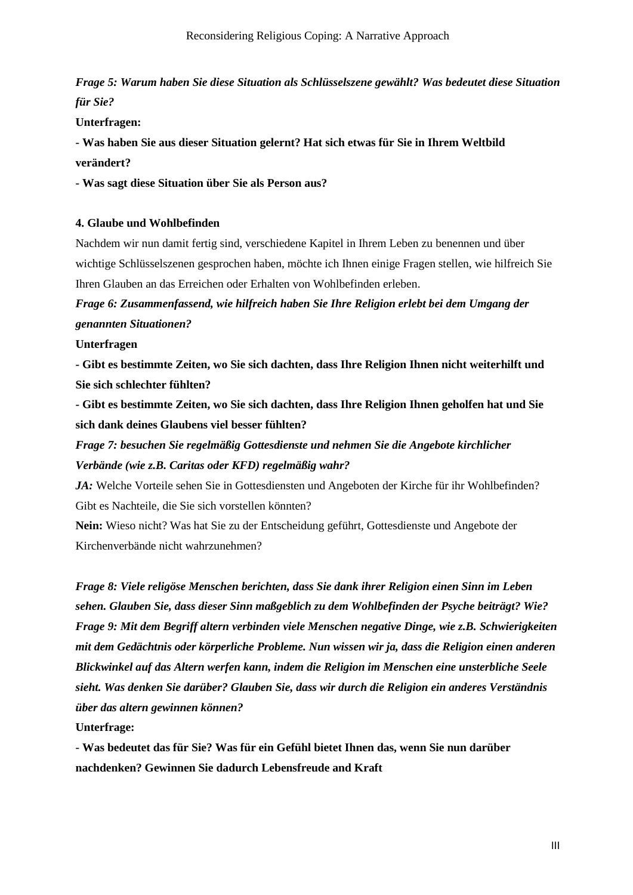***Frage 5: Warum haben Sie diese Situation als Schlüsselszene gewählt? Was bedeutet diese Situation für Sie?***

**Unterfragen:**

**- Was haben Sie aus dieser Situation gelernt? Hat sich etwas für Sie in Ihrem Weltbild verändert?**

**- Was sagt diese Situation über Sie als Person aus?**

**4. Glaube und Wohlbefinden**

Nachdem wir nun damit fertig sind, verschiedene Kapitel in Ihrem Leben zu benennen und über wichtige Schlüsselszenen gesprochen haben, möchte ich Ihnen einige Fragen stellen, wie hilfreich Sie Ihren Glauben an das Erreichen oder Erhalten von Wohlbefinden erleben.

***Frage 6: Zusammenfassend, wie hilfreich haben Sie Ihre Religion erlebt bei dem Umgang der genannten Situationen?***

**Unterfragen**

**- Gibt es bestimmte Zeiten, wo Sie sich dachten, dass Ihre Religion Ihnen nicht weiterhilft und Sie sich schlechter fühlten?**

**- Gibt es bestimmte Zeiten, wo Sie sich dachten, dass Ihre Religion Ihnen geholfen hat und Sie sich dank deines Glaubens viel besser fühlten?**

***Frage 7: besuchen Sie regelmäßig Gottesdienste und nehmen Sie die Angebote kirchlicher Verbände (wie z.B. Caritas oder KFD) regelmäßig wahr?***

***JA:*** Welche Vorteile sehen Sie in Gottesdiensten und Angeboten der Kirche für ihr Wohlbefinden? Gibt es Nachteile, die Sie sich vorstellen könnten?

**Nein:** Wieso nicht? Was hat Sie zu der Entscheidung geführt, Gottesdienste und Angebote der Kirchenverbände nicht wahrzunehmen?

***Frage 8: Viele religöse Menschen berichten, dass Sie dank ihrer Religion einen Sinn im Leben sehen. Glauben Sie, dass dieser Sinn maßgeblich zu dem Wohlbefinden der Psyche beiträgt? Wie?***

***Frage 9: Mit dem Begriff altern verbinden viele Menschen negative Dinge, wie z.B. Schwierigkeiten mit dem Gedächtnis oder körperliche Probleme. Nun wissen wir ja, dass die Religion einen anderen Blickwinkel auf das Altern werfen kann, indem die Religion im Menschen eine unsterbliche Seele sieht. Was denken Sie darüber? Glauben Sie, dass wir durch die Religion ein anderes Verständnis über das altern gewinnen können?***

**Unterfrage:**

**- Was bedeutet das für Sie? Was für ein Gefühl bietet Ihnen das, wenn Sie nun darüber nachdenken? Gewinnen Sie dadurch Lebensfreude and Kraft**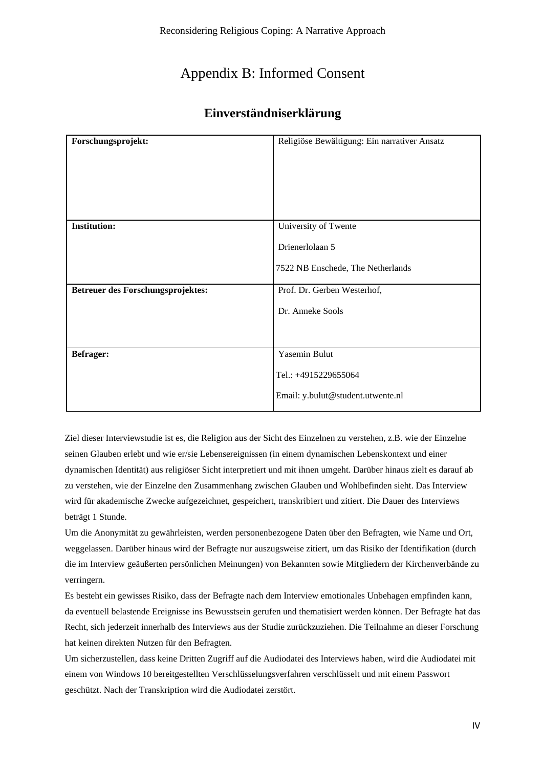# Appendix B: Informed Consent

## Einverständniserklärung

| **Forschungsprojekt:** | Religiöse Bewältigung: Ein narrativer Ansatz |
|---|---|
| **Institution:** | University of Twente<br><br>Drienerlolaan 5<br><br>7522 NB Enschede, The Netherlands |
| **Betreuer des Forschungsprojektes:** | Prof. Dr. Gerben Westerhof,<br><br>Dr. Anneke Sools |
| **Befrager:** | Yasemin Bulut<br><br>Tel.: +4915229655064<br><br>Email: y.bulut@student.utwente.nl |

Ziel dieser Interviewstudie ist es, die Religion aus der Sicht des Einzelnen zu verstehen, z.B. wie der Einzelne seinen Glauben erlebt und wie er/sie Lebensereignissen (in einem dynamischen Lebenskontext und einer dynamischen Identität) aus religiöser Sicht interpretiert und mit ihnen umgeht. Darüber hinaus zielt es darauf ab zu verstehen, wie der Einzelne den Zusammenhang zwischen Glauben und Wohlbefinden sieht. Das Interview wird für akademische Zwecke aufgezeichnet, gespeichert, transkribiert und zitiert. Die Dauer des Interviews beträgt 1 Stunde.

Um die Anonymität zu gewährleisten, werden personenbezogene Daten über den Befragten, wie Name und Ort, weggelassen. Darüber hinaus wird der Befragte nur auszugsweise zitiert, um das Risiko der Identifikation (durch die im Interview geäußerten persönlichen Meinungen) von Bekannten sowie Mitgliedern der Kirchenverbände zu verringern.

Es besteht ein gewisses Risiko, dass der Befragte nach dem Interview emotionales Unbehagen empfinden kann, da eventuell belastende Ereignisse ins Bewusstsein gerufen und thematisiert werden können. Der Befragte hat das Recht, sich jederzeit innerhalb des Interviews aus der Studie zurückzuziehen. Die Teilnahme an dieser Forschung hat keinen direkten Nutzen für den Befragten.

Um sicherzustellen, dass keine Dritten Zugriff auf die Audiodatei des Interviews haben, wird die Audiodatei mit einem von Windows 10 bereitgestellten Verschlüsselungsverfahren verschlüsselt und mit einem Passwort geschützt. Nach der Transkription wird die Audiodatei zerstört.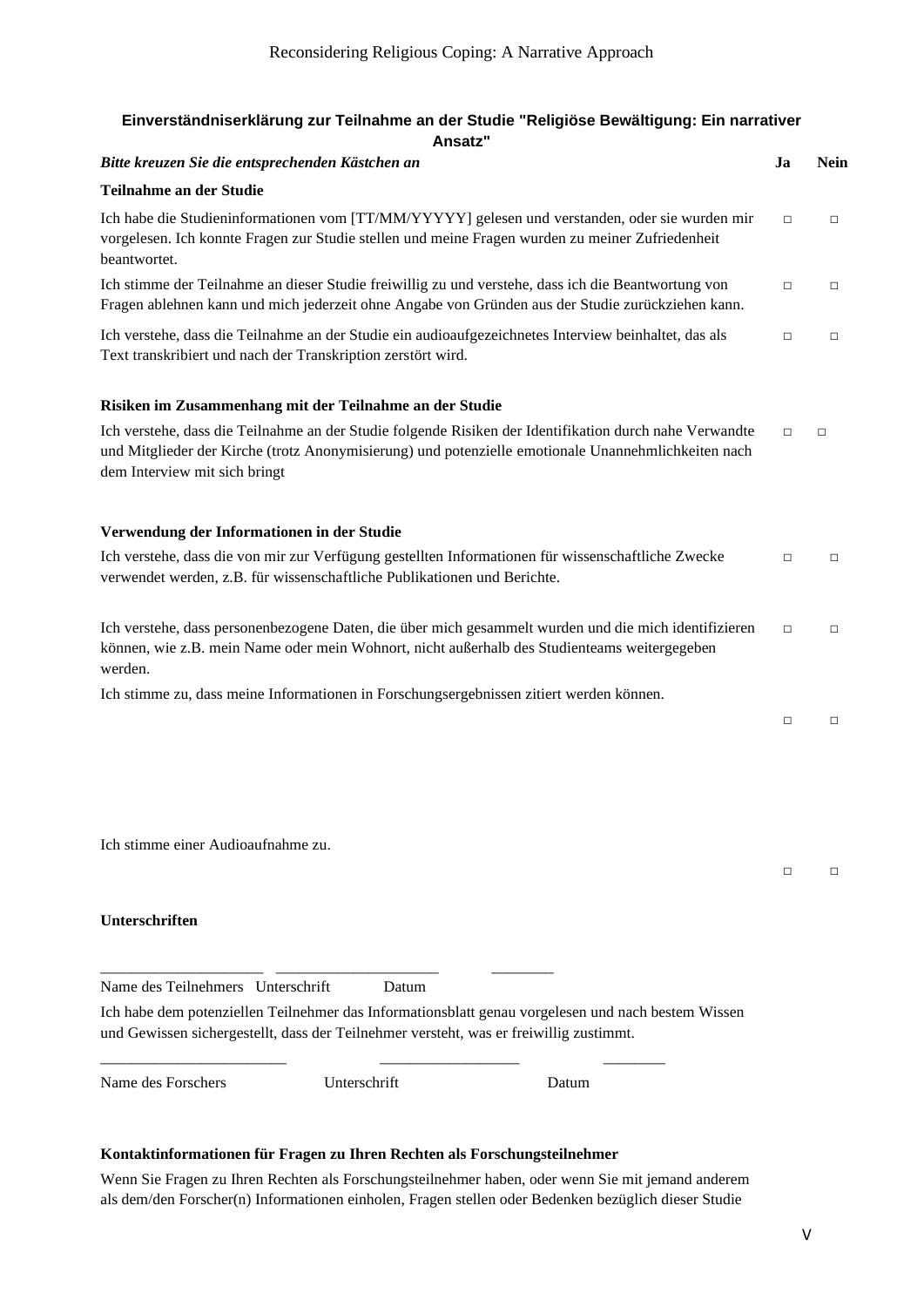**Einverständniserklärung zur Teilnahme an der Studie "Religiöse Bewältigung: Ein narrativer Ansatz"**

| *Bitte kreuzen Sie die entsprechenden Kästchen an* | Ja | Nein |
|---|---|---|
| **Teilnahme an der Studie** | | |
| Ich habe die Studieninformationen vom [TT/MM/YYYYY] gelesen und verstanden, oder sie wurden mir vorgelesen. Ich konnte Fragen zur Studie stellen und meine Fragen wurden zu meiner Zufriedenheit beantwortet. | □ | □ |
| Ich stimme der Teilnahme an dieser Studie freiwillig zu und verstehe, dass ich die Beantwortung von Fragen ablehnen kann und mich jederzeit ohne Angabe von Gründen aus der Studie zurückziehen kann. | □ | □ |
| Ich verstehe, dass die Teilnahme an der Studie ein audioaufgezeichnetes Interview beinhaltet, das als Text transkribiert und nach der Transkription zerstört wird. | □ | □ |
| **Risiken im Zusammenhang mit der Teilnahme an der Studie** | | |
| Ich verstehe, dass die Teilnahme an der Studie folgende Risiken der Identifikation durch nahe Verwandte und Mitglieder der Kirche (trotz Anonymisierung) und potenzielle emotionale Unannehmlichkeiten nach dem Interview mit sich bringt | □ | □ |
| **Verwendung der Informationen in der Studie** | | |
| Ich verstehe, dass die von mir zur Verfügung gestellten Informationen für wissenschaftliche Zwecke verwendet werden, z.B. für wissenschaftliche Publikationen und Berichte. | □ | □ |
| Ich verstehe, dass personenbezogene Daten, die über mich gesammelt wurden und die mich identifizieren können, wie z.B. mein Name oder mein Wohnort, nicht außerhalb des Studienteams weitergegeben werden. | □ | □ |
| Ich stimme zu, dass meine Informationen in Forschungsergebnissen zitiert werden können. | □ | □ |
| Ich stimme einer Audioaufnahme zu. | □ | □ |

**Unterschriften**

_____________________ _____________________ ________

Name des Teilnehmers Unterschrift Datum

Ich habe dem potenziellen Teilnehmer das Informationsblatt genau vorgelesen und nach bestem Wissen und Gewissen sichergestellt, dass der Teilnehmer versteht, was er freiwillig zustimmt.

________________________ __________________ ________

Name des Forschers Unterschrift Datum

**Kontaktinformationen für Fragen zu Ihren Rechten als Forschungsteilnehmer**

Wenn Sie Fragen zu Ihren Rechten als Forschungsteilnehmer haben, oder wenn Sie mit jemand anderem als dem/den Forscher(n) Informationen einholen, Fragen stellen oder Bedenken bezüglich dieser Studie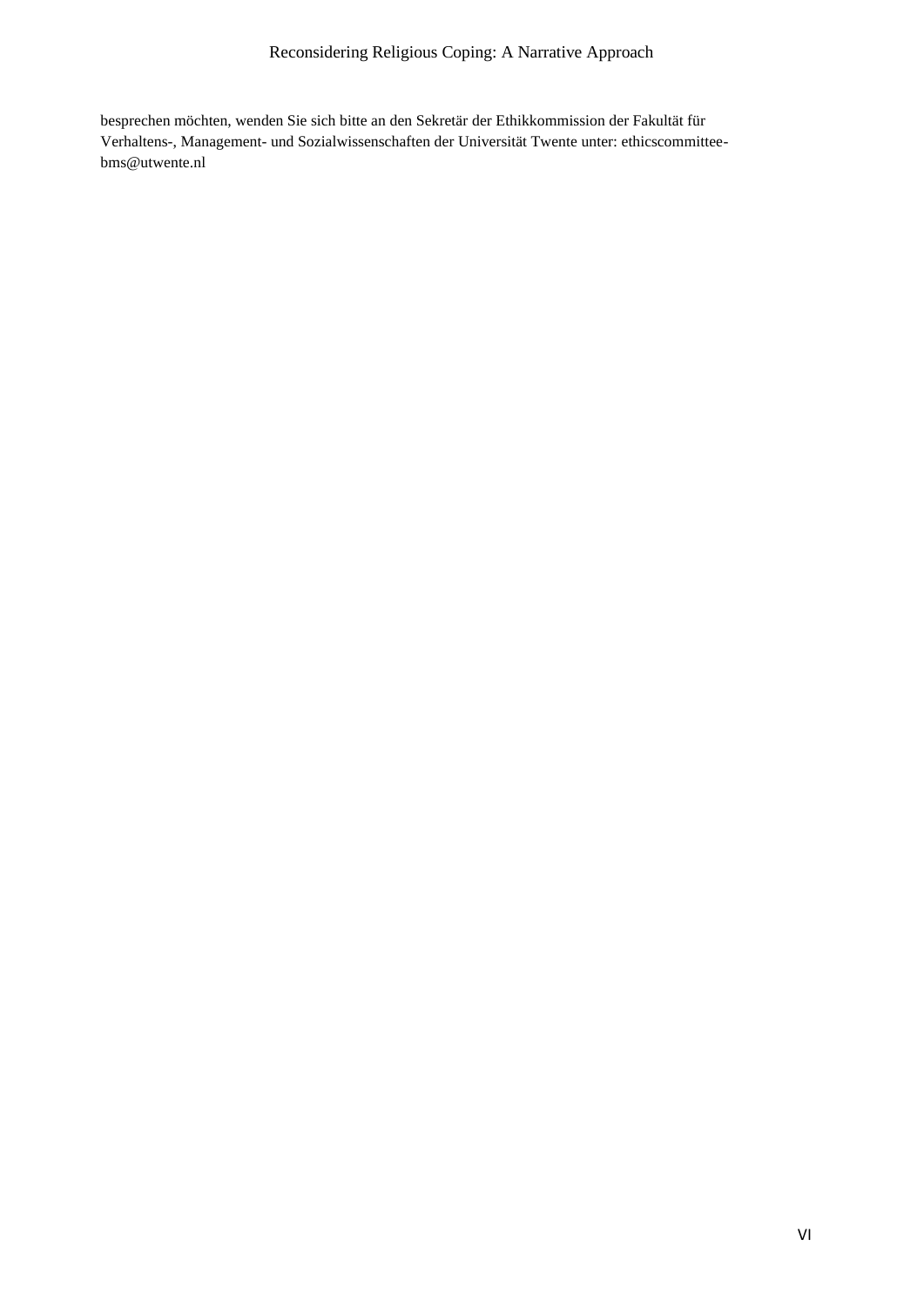besprechen möchten, wenden Sie sich bitte an den Sekretär der Ethikkommission der Fakultät für Verhaltens-, Management- und Sozialwissenschaften der Universität Twente unter: ethicscommittee-bms@utwente.nl